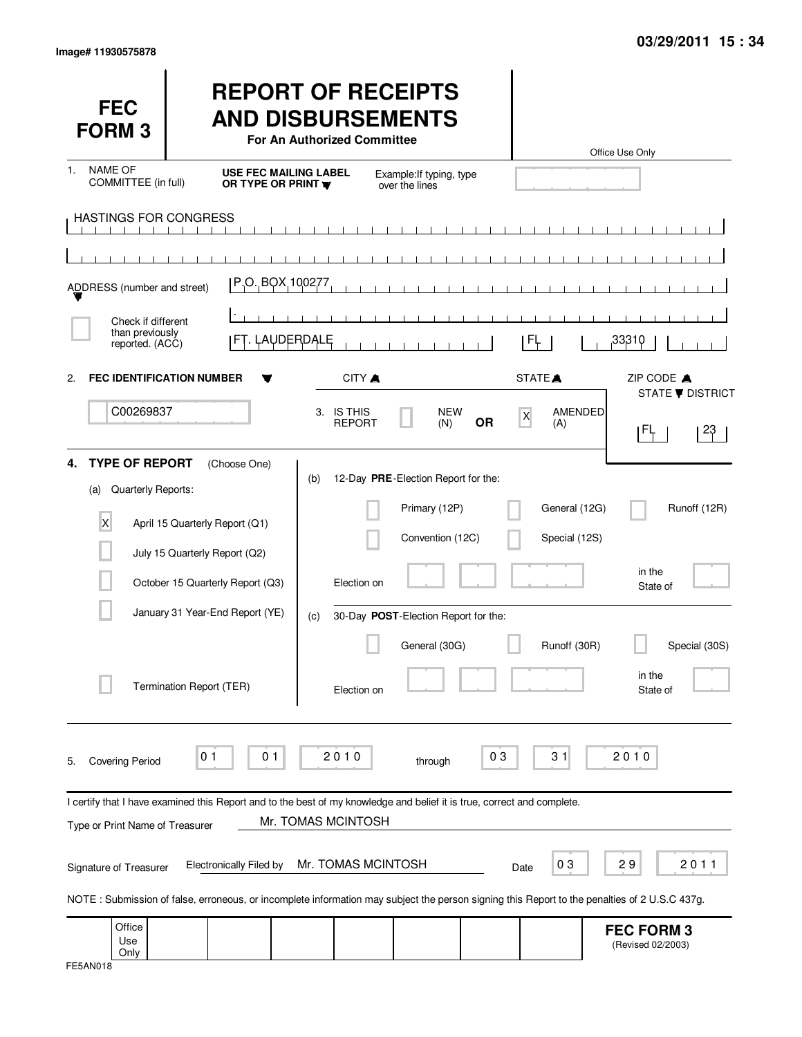Image# 11930575878

03/29/2011 15 : 34

# FEC FORM 3

# REPORT OF RECEIPTS AND DISBURSEMENTS

**For An Authorized Committee**

Office Use Only

1. NAME OF COMMITTEE (in full) **USE FEC MAILING LABEL OR TYPE OR PRINT** Example: If typing, type over the lines

HASTINGS FOR CONGRESS

ADDRESS (number and street) P.O. BOX 100277

.

Check if different than previously reported. (ACC)

FT. LAUDERDALE | FL | 33310

CITY | STATE | ZIP CODE

2. **FEC IDENTIFICATION NUMBER**

C00269837

3. IS THIS REPORT [ ] NEW (N) **OR** [X] AMENDED (A)

STATE / DISTRICT: FL 23

**4. TYPE OF REPORT** (Choose One)

(a) Quarterly Reports:

- [X] April 15 Quarterly Report (Q1)
- [ ] July 15 Quarterly Report (Q2)
- [ ] October 15 Quarterly Report (Q3)
- [ ] January 31 Year-End Report (YE)
- [ ] Termination Report (TER)

(b) 12-Day **PRE**-Election Report for the:

- [ ] Primary (12P)
- [ ] General (12G)
- [ ] Runoff (12R)
- [ ] Convention (12C)
- [ ] Special (12S)

Election on ______ in the State of ______

(c) 30-Day **POST**-Election Report for the:

- [ ] General (30G)
- [ ] Runoff (30R)
- [ ] Special (30S)

Election on ______ in the State of ______

5. Covering Period 01 01 2010 through 03 31 2010

I certify that I have examined this Report and to the best of my knowledge and belief it is true, correct and complete.

Type or Print Name of Treasurer: Mr. TOMAS MCINTOSH

Signature of Treasurer: Electronically Filed by Mr. TOMAS MCINTOSH Date 03 29 2011

NOTE : Submission of false, erroneous, or incomplete information may subject the person signing this Report to the penalties of 2 U.S.C 437g.

Office Use Only

**FEC FORM 3** (Revised 02/2003)

FE5AN018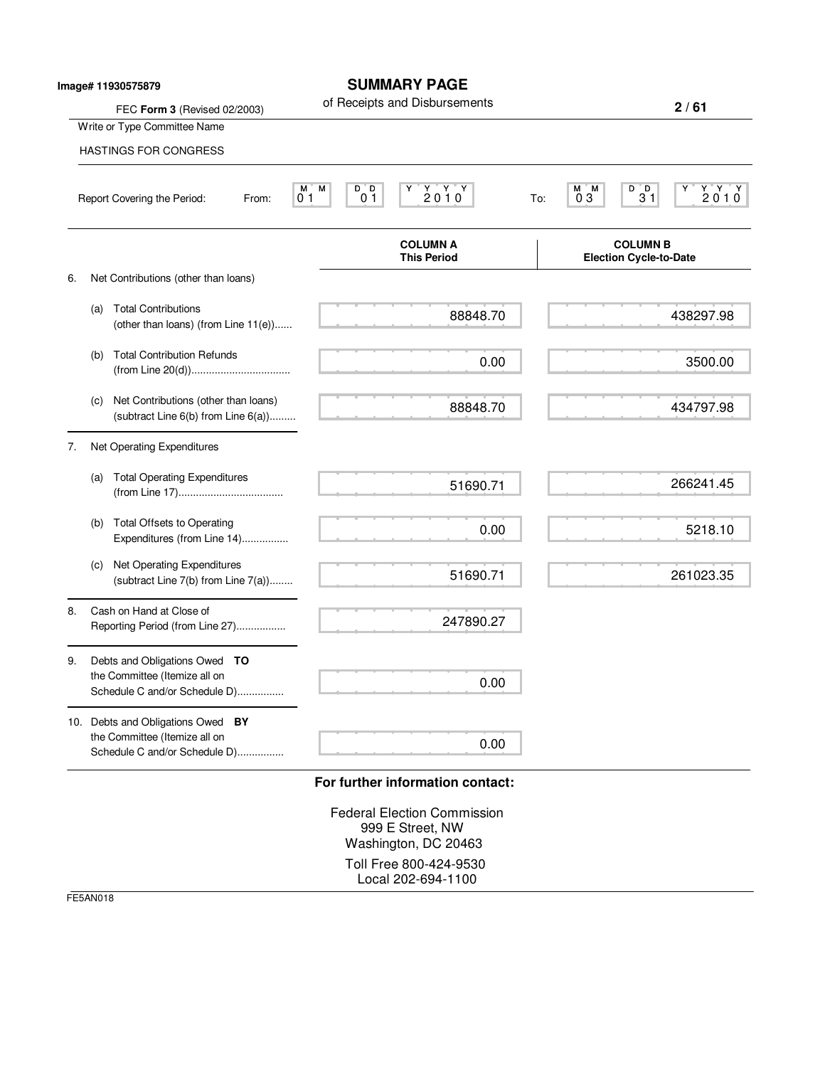Image# 11930575879

# SUMMARY PAGE

of Receipts and Disbursements

FEC **Form 3** (Revised 02/2003)

Write or Type Committee Name

HASTINGS FOR CONGRESS

Report Covering the Period: From: 01 01 2010 To: 03 31 2010

| | COLUMN A This Period | COLUMN B Election Cycle-to-Date |
|---|---|---|
| 6. Net Contributions (other than loans) | | |
| (a) Total Contributions (other than loans) (from Line 11(e)) | 88848.70 | 438297.98 |
| (b) Total Contribution Refunds (from Line 20(d)) | 0.00 | 3500.00 |
| (c) Net Contributions (other than loans) (subtract Line 6(b) from Line 6(a)) | 88848.70 | 434797.98 |
| 7. Net Operating Expenditures | | |
| (a) Total Operating Expenditures (from Line 17) | 51690.71 | 266241.45 |
| (b) Total Offsets to Operating Expenditures (from Line 14) | 0.00 | 5218.10 |
| (c) Net Operating Expenditures (subtract Line 7(b) from Line 7(a)) | 51690.71 | 261023.35 |
| 8. Cash on Hand at Close of Reporting Period (from Line 27) | 247890.27 | |
| 9. Debts and Obligations Owed **TO** the Committee (Itemize all on Schedule C and/or Schedule D) | 0.00 | |
| 10. Debts and Obligations Owed **BY** the Committee (Itemize all on Schedule C and/or Schedule D) | 0.00 | |

**For further information contact:**

Federal Election Commission
999 E Street, NW
Washington, DC 20463

Toll Free 800-424-9530
Local 202-694-1100

FE5AN018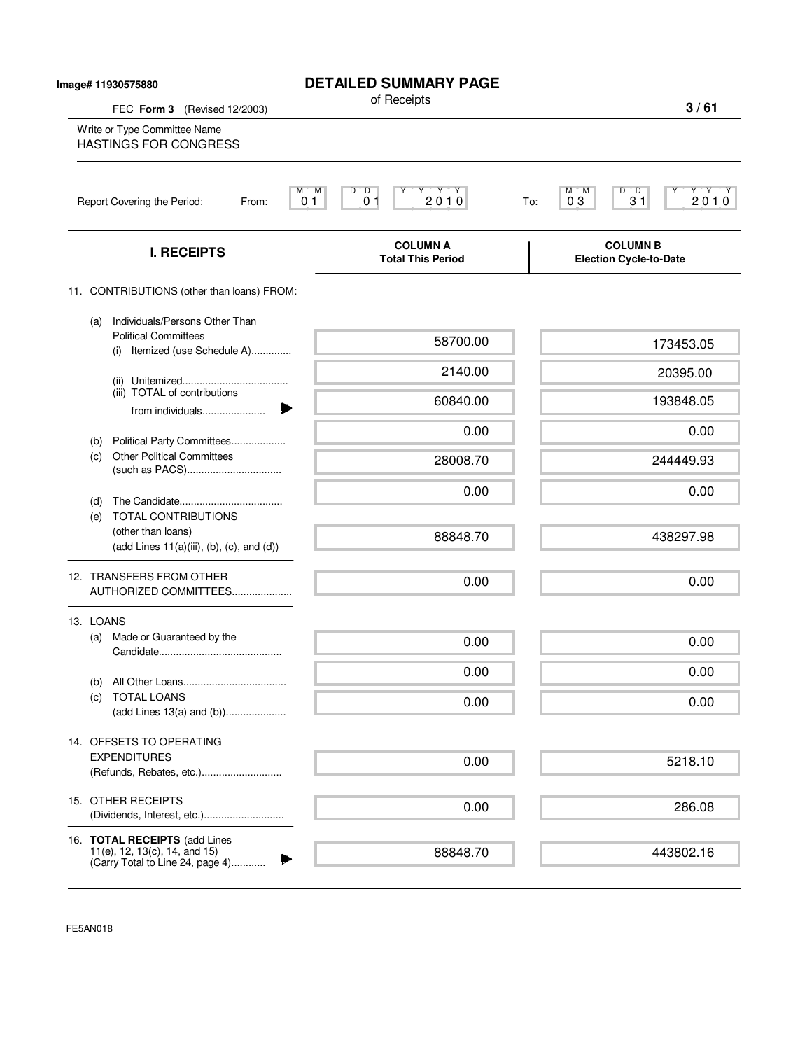Image# 11930575880

# DETAILED SUMMARY PAGE

of Receipts

FEC **Form 3** (Revised 12/2003)

Write or Type Committee Name
HASTINGS FOR CONGRESS

Report Covering the Period: From: 01 01 2010 To: 03 31 2010

| I. RECEIPTS | COLUMN A Total This Period | COLUMN B Election Cycle-to-Date |
|---|---|---|
| 11. CONTRIBUTIONS (other than loans) FROM: | | |
| (a) Individuals/Persons Other Than Political Committees (i) Itemized (use Schedule A) | 58700.00 | 173453.05 |
| (ii) Unitemized | 2140.00 | 20395.00 |
| (iii) TOTAL of contributions from individuals | 60840.00 | 193848.05 |
| (b) Political Party Committees | 0.00 | 0.00 |
| (c) Other Political Committees (such as PACS) | 28008.70 | 244449.93 |
| (d) The Candidate | 0.00 | 0.00 |
| (e) TOTAL CONTRIBUTIONS (other than loans) (add Lines 11(a)(iii), (b), (c), and (d)) | 88848.70 | 438297.98 |
| 12. TRANSFERS FROM OTHER AUTHORIZED COMMITTEES | 0.00 | 0.00 |
| 13. LOANS | | |
| (a) Made or Guaranteed by the Candidate | 0.00 | 0.00 |
| (b) All Other Loans | 0.00 | 0.00 |
| (c) TOTAL LOANS (add Lines 13(a) and (b)) | 0.00 | 0.00 |
| 14. OFFSETS TO OPERATING EXPENDITURES (Refunds, Rebates, etc.) | 0.00 | 5218.10 |
| 15. OTHER RECEIPTS (Dividends, Interest, etc.) | 0.00 | 286.08 |
| 16. **TOTAL RECEIPTS** (add Lines 11(e), 12, 13(c), 14, and 15) (Carry Total to Line 24, page 4) | 88848.70 | 443802.16 |

FE5AN018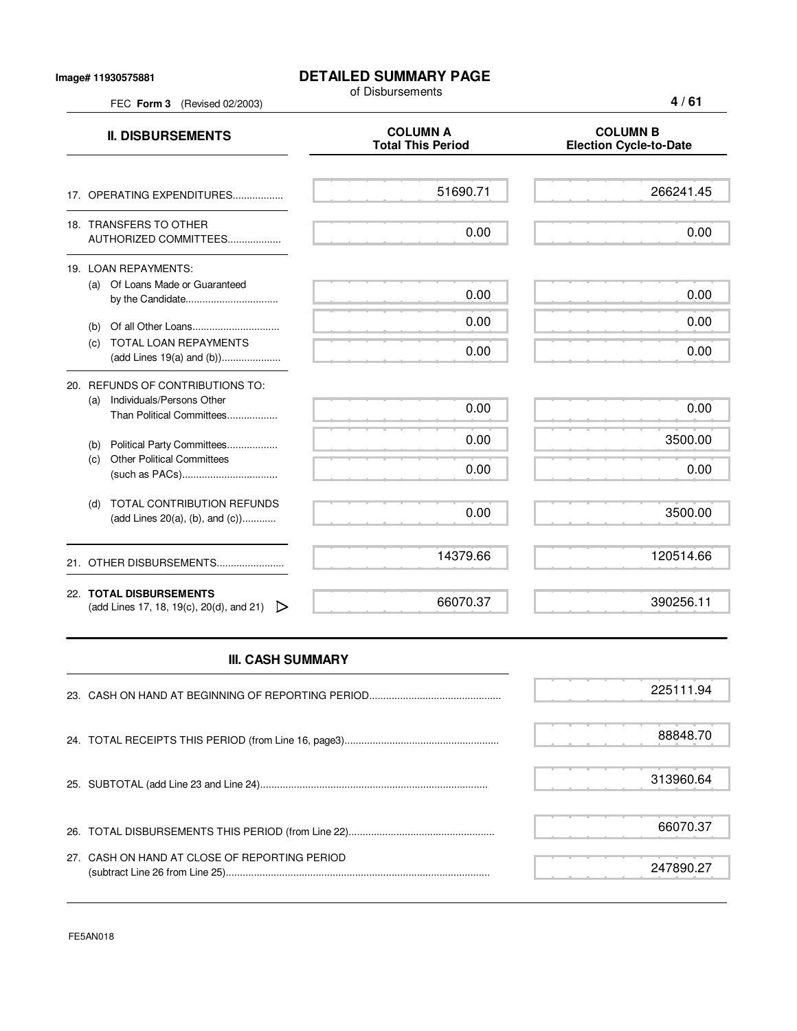Image# 11930575881

# DETAILED SUMMARY PAGE

of Disbursements

FEC **Form 3** (Revised 02/2003)

| II. DISBURSEMENTS | COLUMN A Total This Period | COLUMN B Election Cycle-to-Date |
|---|---|---|
| 17. OPERATING EXPENDITURES.................. | 51690.71 | 266241.45 |
| 18. TRANSFERS TO OTHER AUTHORIZED COMMITTEES................... | 0.00 | 0.00 |
| 19. LOAN REPAYMENTS: | | |
| (a) Of Loans Made or Guaranteed by the Candidate................................. | 0.00 | 0.00 |
| (b) Of all Other Loans............................... | 0.00 | 0.00 |
| (c) TOTAL LOAN REPAYMENTS (add Lines 19(a) and (b))..................... | 0.00 | 0.00 |
| 20. REFUNDS OF CONTRIBUTIONS TO: | | |
| (a) Individuals/Persons Other Than Political Committees.................. | 0.00 | 0.00 |
| (b) Political Party Committees.................. | 0.00 | 3500.00 |
| (c) Other Political Committees (such as PACs).................................. | 0.00 | 0.00 |
| (d) TOTAL CONTRIBUTION REFUNDS (add Lines 20(a), (b), and (c))............ | 0.00 | 3500.00 |
| 21. OTHER DISBURSEMENTS........................ | 14379.66 | 120514.66 |
| 22. **TOTAL DISBURSEMENTS** (add Lines 17, 18, 19(c), 20(d), and 21) ▷ | 66070.37 | 390256.11 |

## III. CASH SUMMARY

| | |
|---|---|
| 23. CASH ON HAND AT BEGINNING OF REPORTING PERIOD............................................... | 225111.94 |
| 24. TOTAL RECEIPTS THIS PERIOD (from Line 16, page3)....................................................... | 88848.70 |
| 25. SUBTOTAL (add Line 23 and Line 24)................................................................................ | 313960.64 |
| 26. TOTAL DISBURSEMENTS THIS PERIOD (from Line 22).................................................... | 66070.37 |
| 27. CASH ON HAND AT CLOSE OF REPORTING PERIOD (subtract Line 26 from Line 25)............................................................................................. | 247890.27 |

FE5AN018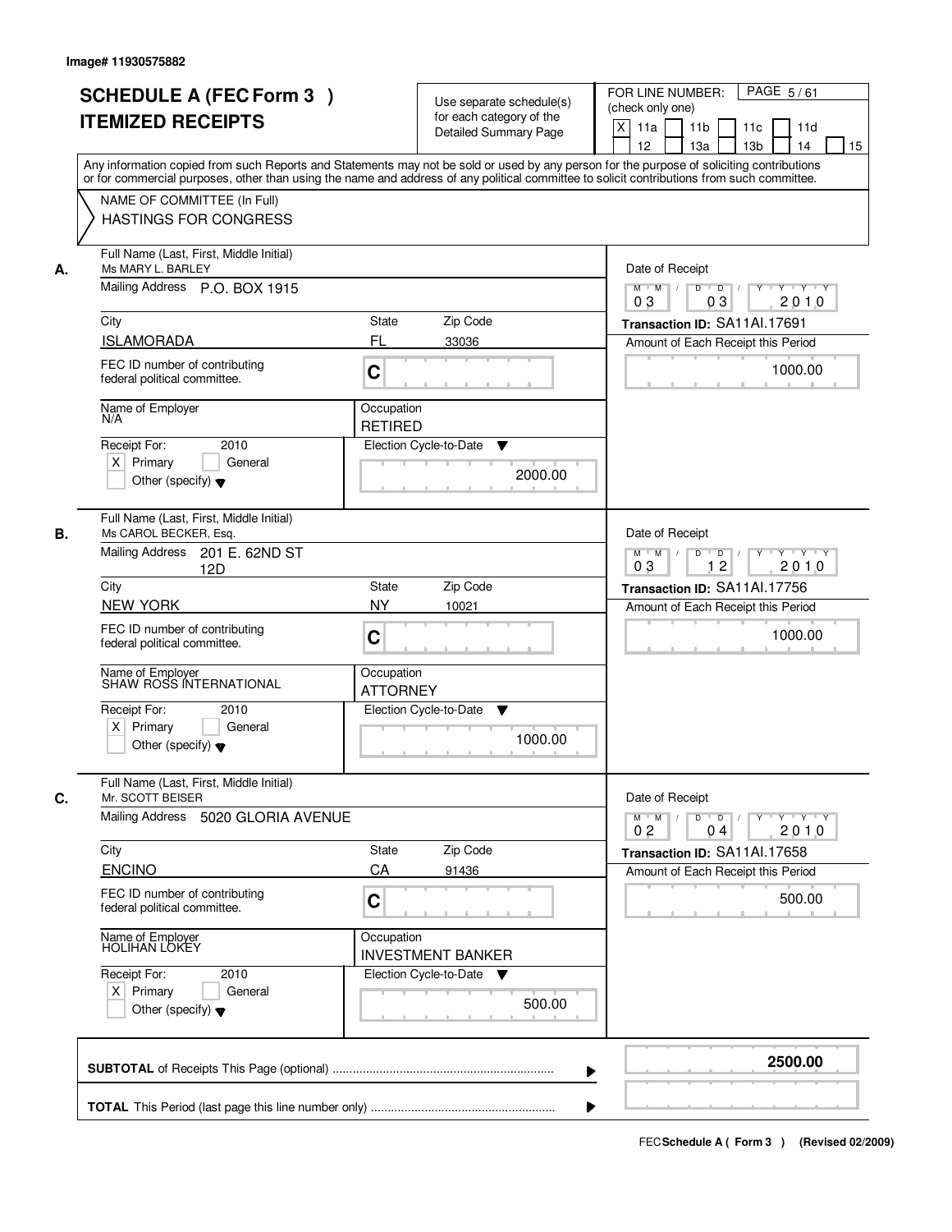Image# 11930575882

# SCHEDULE A (FEC Form 3 ) ITEMIZED RECEIPTS

Use separate schedule(s) for each category of the Detailed Summary Page

FOR LINE NUMBER: (check only one)

[X] 11a [ ] 11b [ ] 11c [ ] 11d [ ] 12 [ ] 13a [ ] 13b [ ] 14 [ ] 15

PAGE 5 / 61

Any information copied from such Reports and Statements may not be sold or used by any person for the purpose of soliciting contributions or for commercial purposes, other than using the name and address of any political committee to solicit contributions from such committee.

NAME OF COMMITTEE (In Full)
HASTINGS FOR CONGRESS

---

**A.** Full Name (Last, First, Middle Initial): Ms MARY L. BARLEY

Mailing Address: P.O. BOX 1915

City: ISLAMORADA | State: FL | Zip Code: 33036

FEC ID number of contributing federal political committee: C

Name of Employer: N/A

Occupation: RETIRED

Receipt For: 2010 [X] Primary [ ] General [ ] Other (specify)

Election Cycle-to-Date: 2000.00

Date of Receipt: 03 / 03 / 2010

Transaction ID: SA11AI.17691

Amount of Each Receipt this Period: 1000.00

---

**B.** Full Name (Last, First, Middle Initial): Ms CAROL BECKER, Esq.

Mailing Address: 201 E. 62ND ST 12D

City: NEW YORK | State: NY | Zip Code: 10021

FEC ID number of contributing federal political committee: C

Name of Employer: SHAW ROSS INTERNATIONAL

Occupation: ATTORNEY

Receipt For: 2010 [X] Primary [ ] General [ ] Other (specify)

Election Cycle-to-Date: 1000.00

Date of Receipt: 03 / 12 / 2010

Transaction ID: SA11AI.17756

Amount of Each Receipt this Period: 1000.00

---

**C.** Full Name (Last, First, Middle Initial): Mr. SCOTT BEISER

Mailing Address: 5020 GLORIA AVENUE

City: ENCINO | State: CA | Zip Code: 91436

FEC ID number of contributing federal political committee: C

Name of Employer: HOLIHAN LOKEY

Occupation: INVESTMENT BANKER

Receipt For: 2010 [X] Primary [ ] General [ ] Other (specify)

Election Cycle-to-Date: 500.00

Date of Receipt: 02 / 04 / 2010

Transaction ID: SA11AI.17658

Amount of Each Receipt this Period: 500.00

---

**SUBTOTAL** of Receipts This Page (optional): **2500.00**

**TOTAL** This Period (last page this line number only):

FEC Schedule A ( Form 3 ) (Revised 02/2009)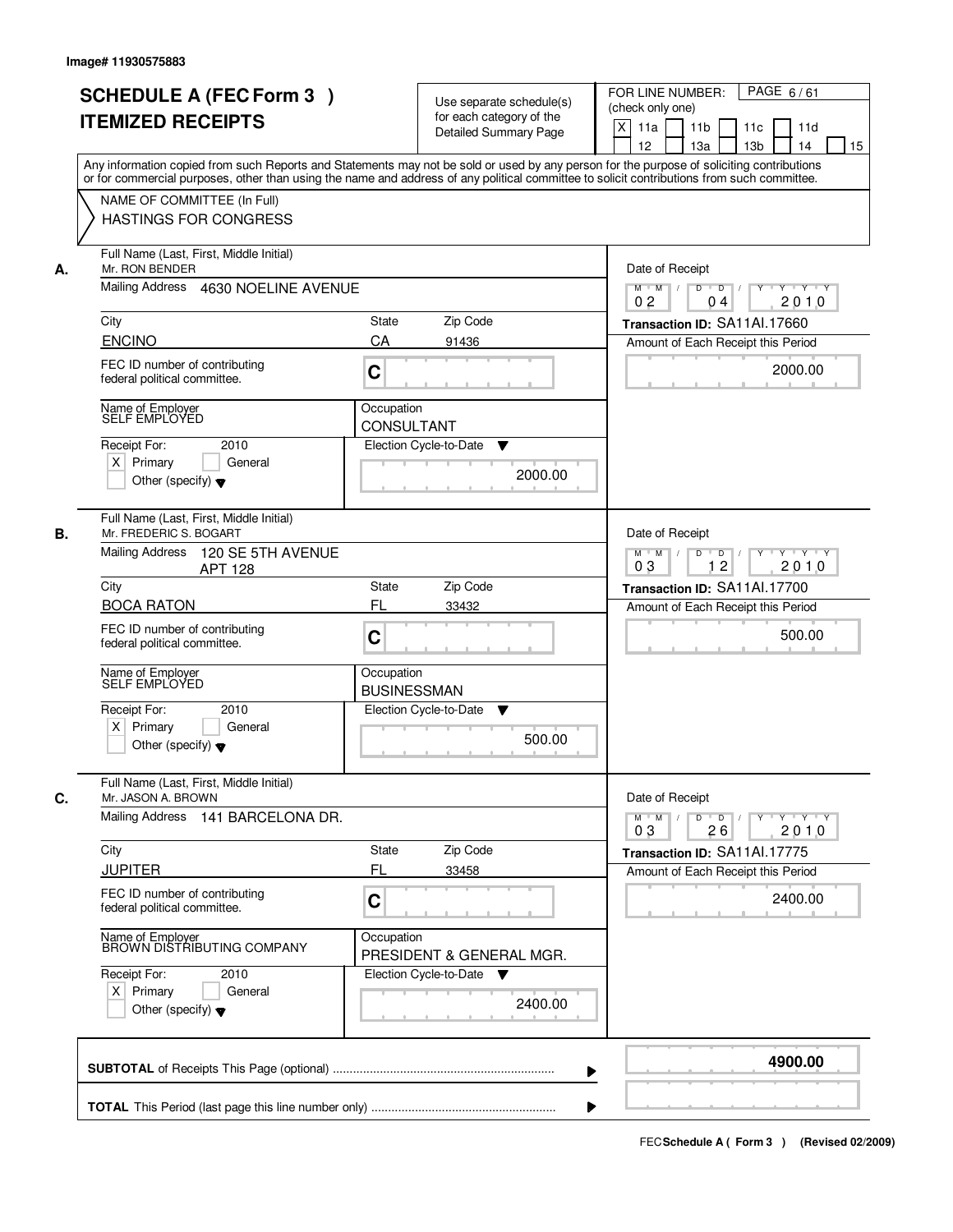Image# 11930575883

# SCHEDULE A (FEC Form 3 ) ITEMIZED RECEIPTS

Use separate schedule(s) for each category of the Detailed Summary Page

FOR LINE NUMBER: (check only one)

[X] 11a [ ] 11b [ ] 11c [ ] 11d [ ] 12 [ ] 13a [ ] 13b [ ] 14 [ ] 15

PAGE 6 / 61

Any information copied from such Reports and Statements may not be sold or used by any person for the purpose of soliciting contributions or for commercial purposes, other than using the name and address of any political committee to solicit contributions from such committee.

NAME OF COMMITTEE (In Full)

HASTINGS FOR CONGRESS

## A.

Full Name (Last, First, Middle Initial): Mr. RON BENDER

Mailing Address: 4630 NOELINE AVENUE

City: ENCINO | State: CA | Zip Code: 91436

FEC ID number of contributing federal political committee: C

Name of Employer: SELF EMPLOYED

Occupation: CONSULTANT

Receipt For: 2010 — [X] Primary [ ] General [ ] Other (specify)

Election Cycle-to-Date: 2000.00

Date of Receipt: 02 / 04 / 2010

Transaction ID: SA11AI.17660

Amount of Each Receipt this Period: 2000.00

## B.

Full Name (Last, First, Middle Initial): Mr. FREDERIC S. BOGART

Mailing Address: 120 SE 5TH AVENUE APT 128

City: BOCA RATON | State: FL | Zip Code: 33432

FEC ID number of contributing federal political committee: C

Name of Employer: SELF EMPLOYED

Occupation: BUSINESSMAN

Receipt For: 2010 — [X] Primary [ ] General [ ] Other (specify)

Election Cycle-to-Date: 500.00

Date of Receipt: 03 / 12 / 2010

Transaction ID: SA11AI.17700

Amount of Each Receipt this Period: 500.00

## C.

Full Name (Last, First, Middle Initial): Mr. JASON A. BROWN

Mailing Address: 141 BARCELONA DR.

City: JUPITER | State: FL | Zip Code: 33458

FEC ID number of contributing federal political committee: C

Name of Employer: BROWN DISTRIBUTING COMPANY

Occupation: PRESIDENT & GENERAL MGR.

Receipt For: 2010 — [X] Primary [ ] General [ ] Other (specify)

Election Cycle-to-Date: 2400.00

Date of Receipt: 03 / 26 / 2010

Transaction ID: SA11AI.17775

Amount of Each Receipt this Period: 2400.00

**SUBTOTAL** of Receipts This Page (optional): **4900.00**

**TOTAL** This Period (last page this line number only):

FEC **Schedule A ( Form 3 )** (Revised 02/2009)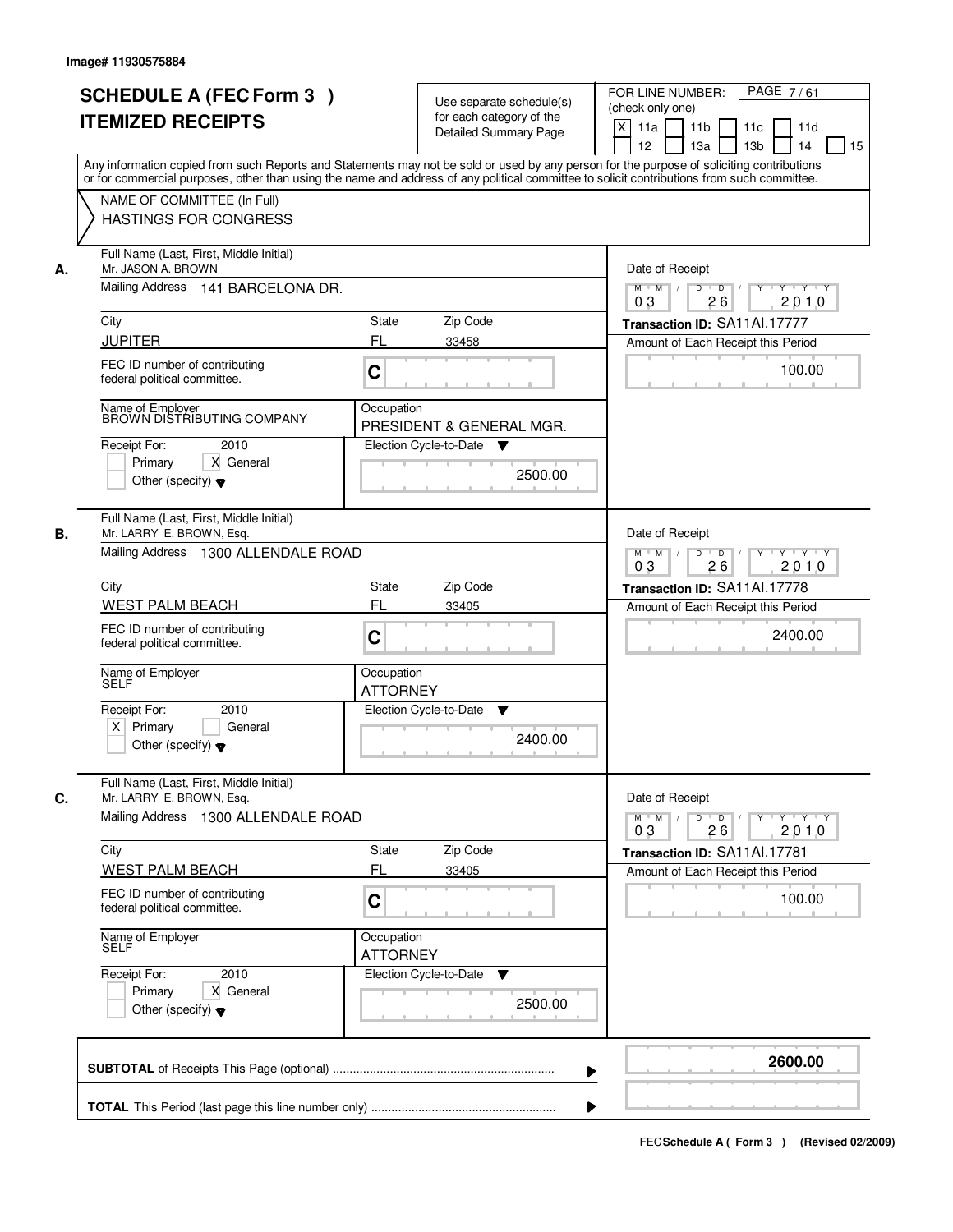Image# 11930575884

# SCHEDULE A (FEC Form 3 )
# ITEMIZED RECEIPTS

Use separate schedule(s) for each category of the Detailed Summary Page

FOR LINE NUMBER: (check only one)

[X] 11a [ ] 11b [ ] 11c [ ] 11d [ ] 12 [ ] 13a [ ] 13b [ ] 14 [ ] 15

Any information copied from such Reports and Statements may not be sold or used by any person for the purpose of soliciting contributions or for commercial purposes, other than using the name and address of any political committee to solicit contributions from such committee.

NAME OF COMMITTEE (In Full)
HASTINGS FOR CONGRESS

---

**A.** Full Name (Last, First, Middle Initial): Mr. JASON A. BROWN

Mailing Address: 141 BARCELONA DR.

City: JUPITER | State: FL | Zip Code: 33458

FEC ID number of contributing federal political committee: C

Name of Employer: BROWN DISTRIBUTING COMPANY

Occupation: PRESIDENT & GENERAL MGR.

Receipt For: 2010 — [ ] Primary [X] General [ ] Other (specify)

Election Cycle-to-Date: 2500.00

Date of Receipt: 03 26 2010

Transaction ID: SA11AI.17777

Amount of Each Receipt this Period: 100.00

---

**B.** Full Name (Last, First, Middle Initial): Mr. LARRY E. BROWN, Esq.

Mailing Address: 1300 ALLENDALE ROAD

City: WEST PALM BEACH | State: FL | Zip Code: 33405

FEC ID number of contributing federal political committee: C

Name of Employer: SELF

Occupation: ATTORNEY

Receipt For: 2010 — [X] Primary [ ] General [ ] Other (specify)

Election Cycle-to-Date: 2400.00

Date of Receipt: 03 26 2010

Transaction ID: SA11AI.17778

Amount of Each Receipt this Period: 2400.00

---

**C.** Full Name (Last, First, Middle Initial): Mr. LARRY E. BROWN, Esq.

Mailing Address: 1300 ALLENDALE ROAD

City: WEST PALM BEACH | State: FL | Zip Code: 33405

FEC ID number of contributing federal political committee: C

Name of Employer: SELF

Occupation: ATTORNEY

Receipt For: 2010 — [ ] Primary [X] General [ ] Other (specify)

Election Cycle-to-Date: 2500.00

Date of Receipt: 03 26 2010

Transaction ID: SA11AI.17781

Amount of Each Receipt this Period: 100.00

---

**SUBTOTAL** of Receipts This Page (optional): **2600.00**

**TOTAL** This Period (last page this line number only):

FEC Schedule A ( Form 3 ) (Revised 02/2009)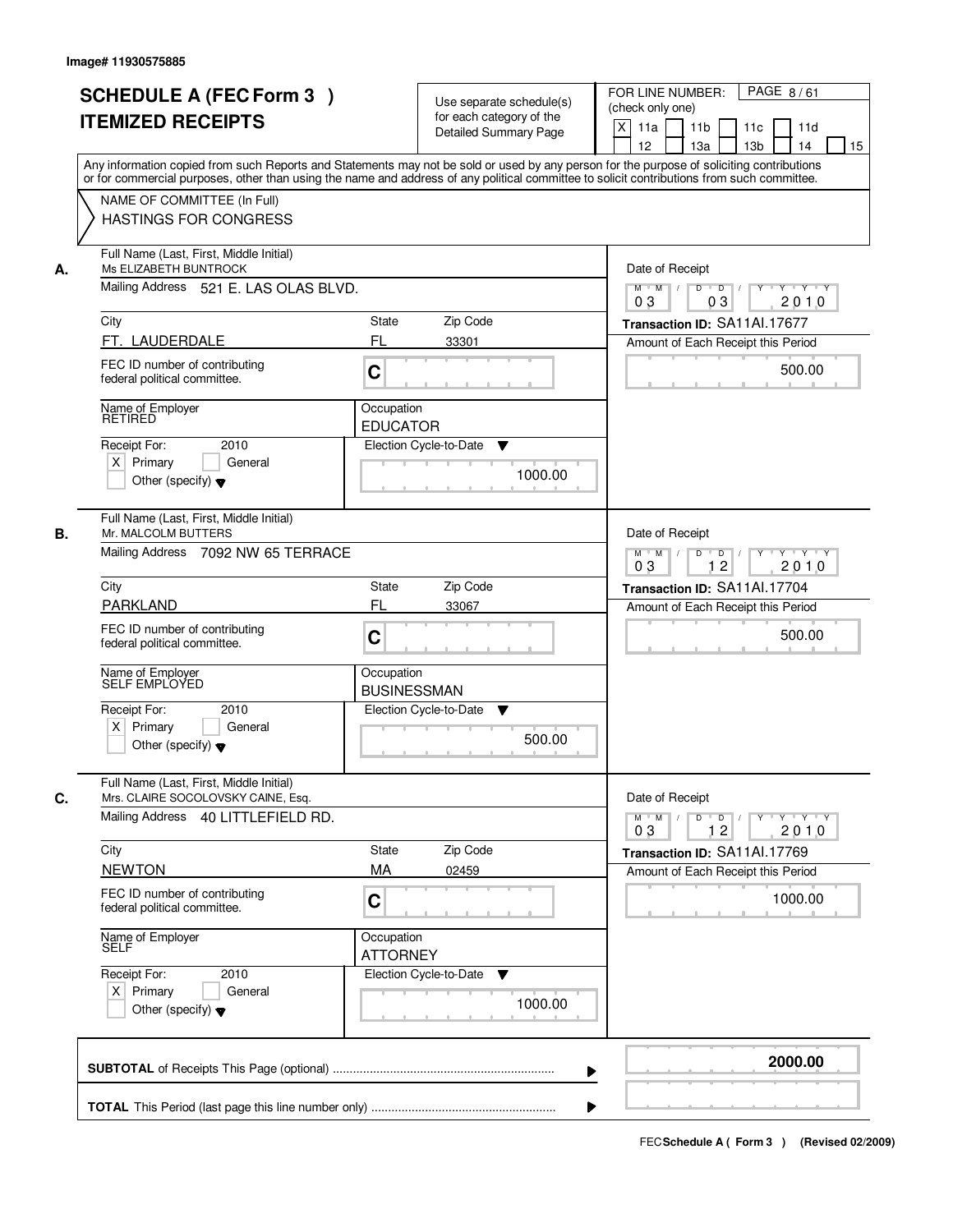Image# 11930575885

# SCHEDULE A (FEC Form 3 ) ITEMIZED RECEIPTS

Use separate schedule(s) for each category of the Detailed Summary Page

FOR LINE NUMBER: (check only one)

[X] 11a [ ] 11b [ ] 11c [ ] 11d [ ] 12 [ ] 13a [ ] 13b [ ] 14 [ ] 15

PAGE 8 / 61

Any information copied from such Reports and Statements may not be sold or used by any person for the purpose of soliciting contributions or for commercial purposes, other than using the name and address of any political committee to solicit contributions from such committee.

NAME OF COMMITTEE (In Full)
HASTINGS FOR CONGRESS

---

**A.** Full Name (Last, First, Middle Initial): Ms ELIZABETH BUNTROCK

Mailing Address: 521 E. LAS OLAS BLVD.

City: FT. LAUDERDALE | State: FL | Zip Code: 33301

FEC ID number of contributing federal political committee: C

Name of Employer: RETIRED | Occupation: EDUCATOR

Receipt For: 2010 — [X] Primary [ ] General [ ] Other (specify)

Election Cycle-to-Date: 1000.00

Date of Receipt: 03 / 03 / 2010

Transaction ID: SA11AI.17677

Amount of Each Receipt this Period: 500.00

---

**B.** Full Name (Last, First, Middle Initial): Mr. MALCOLM BUTTERS

Mailing Address: 7092 NW 65 TERRACE

City: PARKLAND | State: FL | Zip Code: 33067

FEC ID number of contributing federal political committee: C

Name of Employer: SELF EMPLOYED | Occupation: BUSINESSMAN

Receipt For: 2010 — [X] Primary [ ] General [ ] Other (specify)

Election Cycle-to-Date: 500.00

Date of Receipt: 03 / 12 / 2010

Transaction ID: SA11AI.17704

Amount of Each Receipt this Period: 500.00

---

**C.** Full Name (Last, First, Middle Initial): Mrs. CLAIRE SOCOLOVSKY CAINE, Esq.

Mailing Address: 40 LITTLEFIELD RD.

City: NEWTON | State: MA | Zip Code: 02459

FEC ID number of contributing federal political committee: C

Name of Employer: SELF | Occupation: ATTORNEY

Receipt For: 2010 — [X] Primary [ ] General [ ] Other (specify)

Election Cycle-to-Date: 1000.00

Date of Receipt: 03 / 12 / 2010

Transaction ID: SA11AI.17769

Amount of Each Receipt this Period: 1000.00

---

**SUBTOTAL** of Receipts This Page (optional): **2000.00**

**TOTAL** This Period (last page this line number only):

FEC **Schedule A ( Form 3 )** (Revised 02/2009)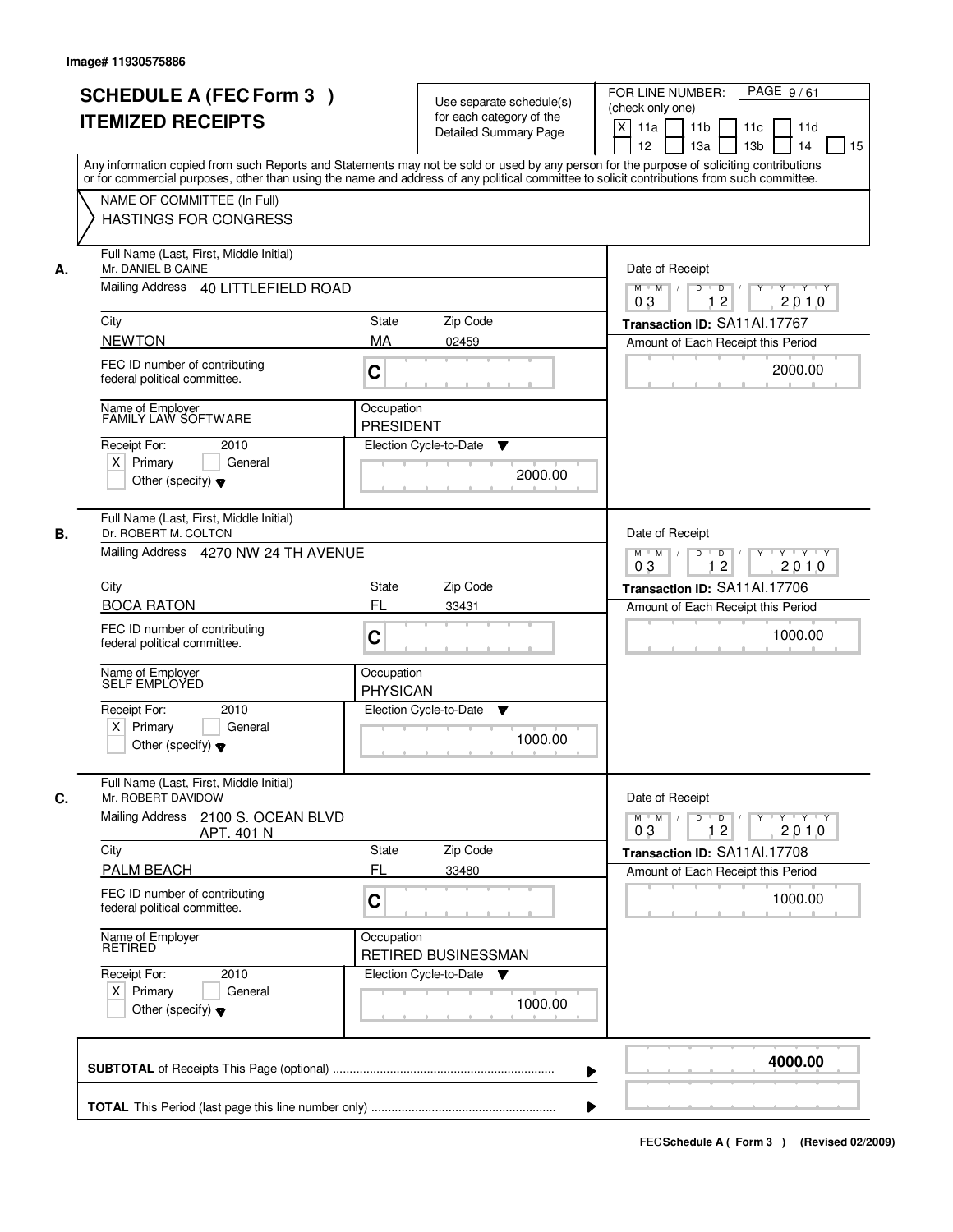Image# 11930575886

# SCHEDULE A (FEC Form 3 )
# ITEMIZED RECEIPTS

Use separate schedule(s) for each category of the Detailed Summary Page

FOR LINE NUMBER: (check only one)
[X] 11a [ ] 11b [ ] 11c [ ] 11d [ ] 12 [ ] 13a [ ] 13b [ ] 14 [ ] 15

PAGE 9 / 61

Any information copied from such Reports and Statements may not be sold or used by any person for the purpose of soliciting contributions or for commercial purposes, other than using the name and address of any political committee to solicit contributions from such committee.

NAME OF COMMITTEE (In Full)
HASTINGS FOR CONGRESS

---

**A.** Full Name (Last, First, Middle Initial): Mr. DANIEL B CAINE
Mailing Address: 40 LITTLEFIELD ROAD
City: NEWTON | State: MA | Zip Code: 02459
FEC ID number of contributing federal political committee: C
Name of Employer: FAMILY LAW SOFTWARE
Occupation: PRESIDENT
Receipt For: 2010 — [X] Primary [ ] General [ ] Other (specify)
Election Cycle-to-Date: 2000.00
Date of Receipt: 03 / 12 / 2010
Transaction ID: SA11AI.17767
Amount of Each Receipt this Period: 2000.00

---

**B.** Full Name (Last, First, Middle Initial): Dr. ROBERT M. COLTON
Mailing Address: 4270 NW 24 TH AVENUE
City: BOCA RATON | State: FL | Zip Code: 33431
FEC ID number of contributing federal political committee: C
Name of Employer: SELF EMPLOYED
Occupation: PHYSICAN
Receipt For: 2010 — [X] Primary [ ] General [ ] Other (specify)
Election Cycle-to-Date: 1000.00
Date of Receipt: 03 / 12 / 2010
Transaction ID: SA11AI.17706
Amount of Each Receipt this Period: 1000.00

---

**C.** Full Name (Last, First, Middle Initial): Mr. ROBERT DAVIDOW
Mailing Address: 2100 S. OCEAN BLVD APT. 401 N
City: PALM BEACH | State: FL | Zip Code: 33480
FEC ID number of contributing federal political committee: C
Name of Employer: RETIRED
Occupation: RETIRED BUSINESSMAN
Receipt For: 2010 — [X] Primary [ ] General [ ] Other (specify)
Election Cycle-to-Date: 1000.00
Date of Receipt: 03 / 12 / 2010
Transaction ID: SA11AI.17708
Amount of Each Receipt this Period: 1000.00

---

**SUBTOTAL** of Receipts This Page (optional): **4000.00**

**TOTAL** This Period (last page this line number only):

FEC Schedule A ( Form 3 ) (Revised 02/2009)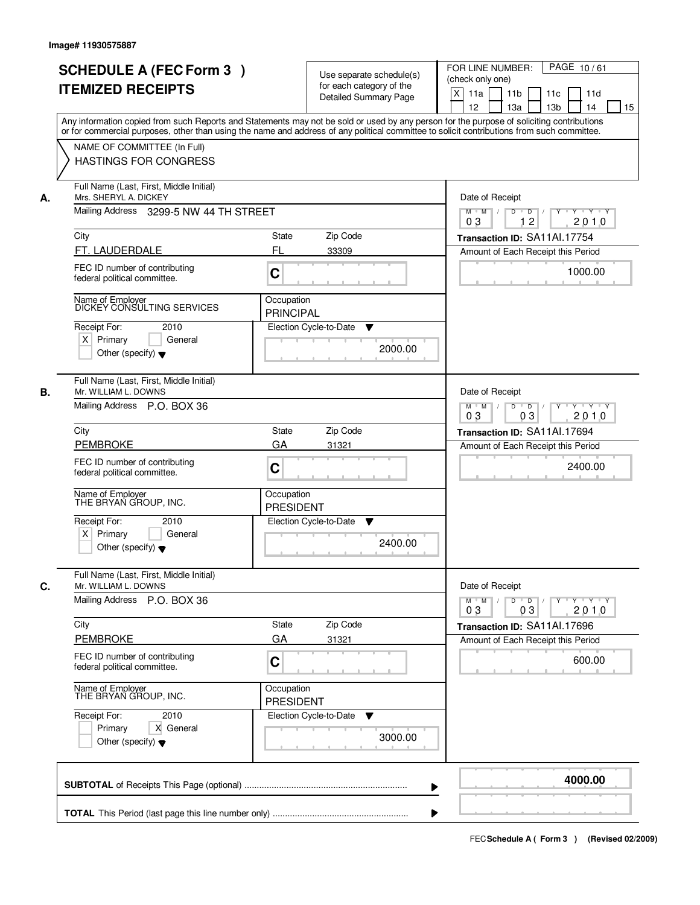Image# 11930575887

# SCHEDULE A (FEC Form 3 )
# ITEMIZED RECEIPTS

Use separate schedule(s) for each category of the Detailed Summary Page

FOR LINE NUMBER: (check only one)
[X] 11a [ ] 11b [ ] 11c [ ] 11d [ ] 12 [ ] 13a [ ] 13b [ ] 14 [ ] 15

Any information copied from such Reports and Statements may not be sold or used by any person for the purpose of soliciting contributions or for commercial purposes, other than using the name and address of any political committee to solicit contributions from such committee.

NAME OF COMMITTEE (In Full)
HASTINGS FOR CONGRESS

---

**A.**

Full Name (Last, First, Middle Initial): Mrs. SHERYL A. DICKEY
Mailing Address: 3299-5 NW 44 TH STREET
City: FT. LAUDERDALE | State: FL | Zip Code: 33309
FEC ID number of contributing federal political committee: C
Name of Employer: DICKEY CONSULTING SERVICES
Occupation: PRINCIPAL
Receipt For: 2010 — [X] Primary [ ] General [ ] Other (specify)
Election Cycle-to-Date: 2000.00
Date of Receipt: 03/12/2010
Transaction ID: SA11AI.17754
Amount of Each Receipt this Period: 1000.00

---

**B.**

Full Name (Last, First, Middle Initial): Mr. WILLIAM L. DOWNS
Mailing Address: P.O. BOX 36
City: PEMBROKE | State: GA | Zip Code: 31321
FEC ID number of contributing federal political committee: C
Name of Employer: THE BRYAN GROUP, INC.
Occupation: PRESIDENT
Receipt For: 2010 — [X] Primary [ ] General [ ] Other (specify)
Election Cycle-to-Date: 2400.00
Date of Receipt: 03/03/2010
Transaction ID: SA11AI.17694
Amount of Each Receipt this Period: 2400.00

---

**C.**

Full Name (Last, First, Middle Initial): Mr. WILLIAM L. DOWNS
Mailing Address: P.O. BOX 36
City: PEMBROKE | State: GA | Zip Code: 31321
FEC ID number of contributing federal political committee: C
Name of Employer: THE BRYAN GROUP, INC.
Occupation: PRESIDENT
Receipt For: 2010 — [ ] Primary [X] General [ ] Other (specify)
Election Cycle-to-Date: 3000.00
Date of Receipt: 03/03/2010
Transaction ID: SA11AI.17696
Amount of Each Receipt this Period: 600.00

---

**SUBTOTAL** of Receipts This Page (optional): **4000.00**

**TOTAL** This Period (last page this line number only):

FEC **Schedule A ( Form 3 )** (Revised 02/2009)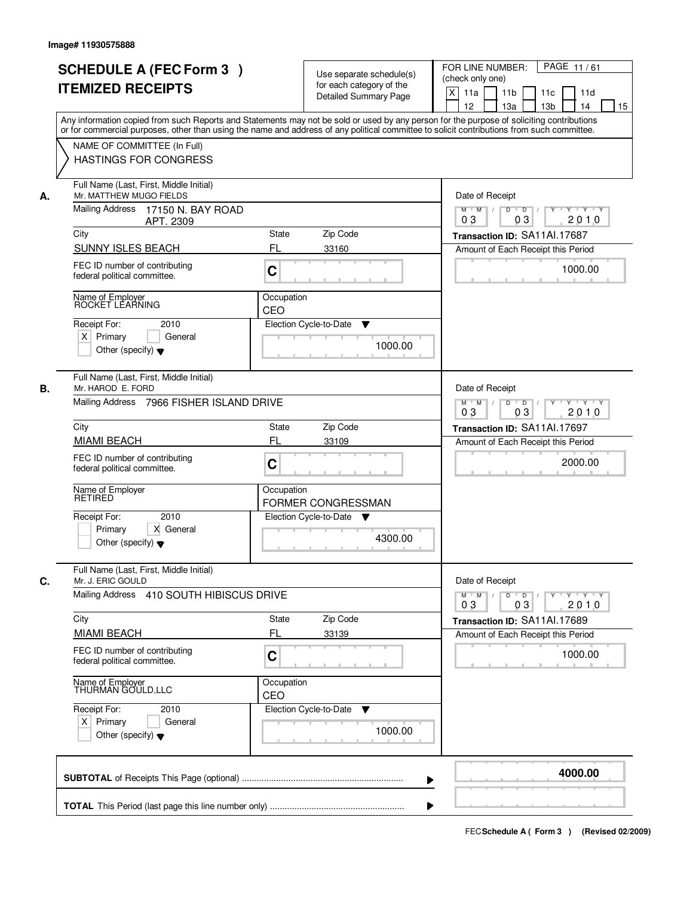Image# 11930575888

# SCHEDULE A (FEC Form 3 )
# ITEMIZED RECEIPTS

Use separate schedule(s) for each category of the Detailed Summary Page

FOR LINE NUMBER: (check only one)
[X] 11a [ ] 11b [ ] 11c [ ] 11d [ ] 12 [ ] 13a [ ] 13b [ ] 14 [ ] 15

Any information copied from such Reports and Statements may not be sold or used by any person for the purpose of soliciting contributions or for commercial purposes, other than using the name and address of any political committee to solicit contributions from such committee.

NAME OF COMMITTEE (In Full)
HASTINGS FOR CONGRESS

## A.

**Full Name (Last, First, Middle Initial):** Mr. MATTHEW MUGO FIELDS

**Mailing Address:** 17150 N. BAY ROAD APT. 2309

| City | State | Zip Code |
|---|---|---|
| SUNNY ISLES BEACH | FL | 33160 |

FEC ID number of contributing federal political committee. C

**Name of Employer:** ROCKET LEARNING

**Occupation:** CEO

**Receipt For:** 2010 — [X] Primary [ ] General [ ] Other (specify)

**Election Cycle-to-Date:** 1000.00

**Date of Receipt:** 03 / 03 / 2010

**Transaction ID:** SA11AI.17687

**Amount of Each Receipt this Period:** 1000.00

## B.

**Full Name (Last, First, Middle Initial):** Mr. HAROD E. FORD

**Mailing Address:** 7966 FISHER ISLAND DRIVE

| City | State | Zip Code |
|---|---|---|
| MIAMI BEACH | FL | 33109 |

FEC ID number of contributing federal political committee. C

**Name of Employer:** RETIRED

**Occupation:** FORMER CONGRESSMAN

**Receipt For:** 2010 — [ ] Primary [X] General [ ] Other (specify)

**Election Cycle-to-Date:** 4300.00

**Date of Receipt:** 03 / 03 / 2010

**Transaction ID:** SA11AI.17697

**Amount of Each Receipt this Period:** 2000.00

## C.

**Full Name (Last, First, Middle Initial):** Mr. J. ERIC GOULD

**Mailing Address:** 410 SOUTH HIBISCUS DRIVE

| City | State | Zip Code |
|---|---|---|
| MIAMI BEACH | FL | 33139 |

FEC ID number of contributing federal political committee. C

**Name of Employer:** THURMAN GOULD,LLC

**Occupation:** CEO

**Receipt For:** 2010 — [X] Primary [ ] General [ ] Other (specify)

**Election Cycle-to-Date:** 1000.00

**Date of Receipt:** 03 / 03 / 2010

**Transaction ID:** SA11AI.17689

**Amount of Each Receipt this Period:** 1000.00

---

**SUBTOTAL** of Receipts This Page (optional): **4000.00**

**TOTAL** This Period (last page this line number only):

FEC Schedule A ( Form 3 ) (Revised 02/2009)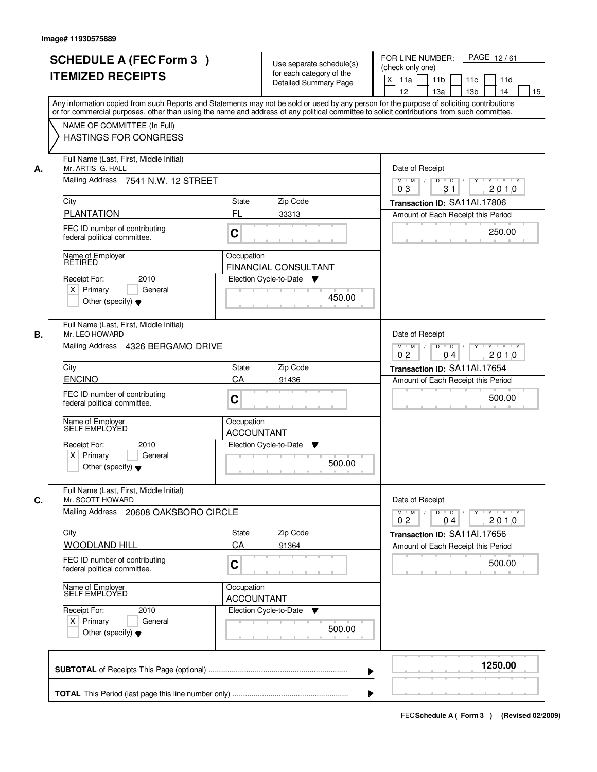Image# 11930575889

# SCHEDULE A (FEC Form 3 )
# ITEMIZED RECEIPTS

Use separate schedule(s) for each category of the Detailed Summary Page

FOR LINE NUMBER: (check only one)

[X] 11a [ ] 11b [ ] 11c [ ] 11d [ ] 12 [ ] 13a [ ] 13b [ ] 14 [ ] 15

PAGE 12 / 61

Any information copied from such Reports and Statements may not be sold or used by any person for the purpose of soliciting contributions or for commercial purposes, other than using the name and address of any political committee to solicit contributions from such committee.

NAME OF COMMITTEE (In Full)
HASTINGS FOR CONGRESS

---

**A.**

Full Name (Last, First, Middle Initial): Mr. ARTIS G. HALL

Mailing Address: 7541 N.W. 12 STREET

City: PLANTATION | State: FL | Zip Code: 33313

FEC ID number of contributing federal political committee: C

Name of Employer: RETIRED

Occupation: FINANCIAL CONSULTANT

Receipt For: 2010 — [X] Primary [ ] General [ ] Other (specify)

Election Cycle-to-Date: 450.00

Date of Receipt: 03 / 31 / 2010

Transaction ID: SA11AI.17806

Amount of Each Receipt this Period: 250.00

---

**B.**

Full Name (Last, First, Middle Initial): Mr. LEO HOWARD

Mailing Address: 4326 BERGAMO DRIVE

City: ENCINO | State: CA | Zip Code: 91436

FEC ID number of contributing federal political committee: C

Name of Employer: SELF EMPLOYED

Occupation: ACCOUNTANT

Receipt For: 2010 — [X] Primary [ ] General [ ] Other (specify)

Election Cycle-to-Date: 500.00

Date of Receipt: 02 / 04 / 2010

Transaction ID: SA11AI.17654

Amount of Each Receipt this Period: 500.00

---

**C.**

Full Name (Last, First, Middle Initial): Mr. SCOTT HOWARD

Mailing Address: 20608 OAKSBORO CIRCLE

City: WOODLAND HILL | State: CA | Zip Code: 91364

FEC ID number of contributing federal political committee: C

Name of Employer: SELF EMPLOYED

Occupation: ACCOUNTANT

Receipt For: 2010 — [X] Primary [ ] General [ ] Other (specify)

Election Cycle-to-Date: 500.00

Date of Receipt: 02 / 04 / 2010

Transaction ID: SA11AI.17656

Amount of Each Receipt this Period: 500.00

---

**SUBTOTAL** of Receipts This Page (optional): 1250.00

**TOTAL** This Period (last page this line number only):

FEC **Schedule A ( Form 3 )** (Revised 02/2009)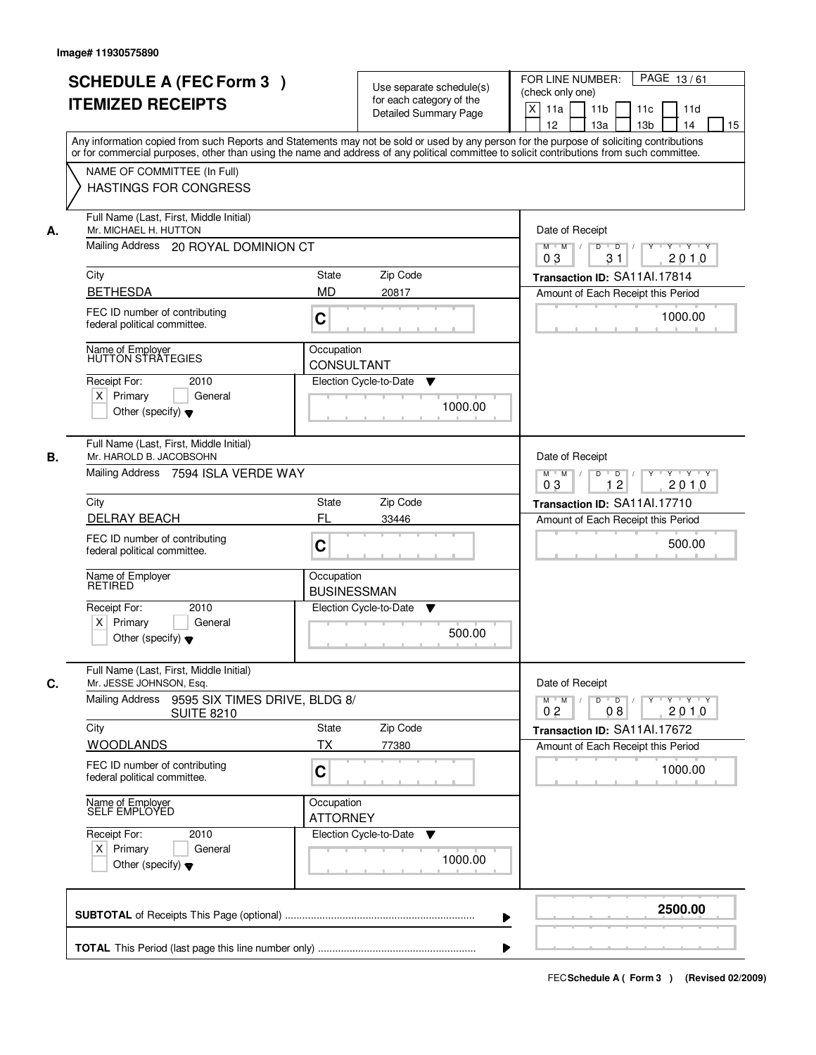Image# 11930575890

# SCHEDULE A (FEC Form 3 ) ITEMIZED RECEIPTS

Use separate schedule(s) for each category of the Detailed Summary Page

FOR LINE NUMBER: (check only one)

[X] 11a [ ] 11b [ ] 11c [ ] 11d [ ] 12 [ ] 13a [ ] 13b [ ] 14 [ ] 15

PAGE 13 / 61

Any information copied from such Reports and Statements may not be sold or used by any person for the purpose of soliciting contributions or for commercial purposes, other than using the name and address of any political committee to solicit contributions from such committee.

NAME OF COMMITTEE (In Full)
HASTINGS FOR CONGRESS

---

**A.**

Full Name (Last, First, Middle Initial): Mr. MICHAEL H. HUTTON

Mailing Address: 20 ROYAL DOMINION CT

City: BETHESDA | State: MD | Zip Code: 20817

FEC ID number of contributing federal political committee: C

Name of Employer: HUTTON STRATEGIES

Occupation: CONSULTANT

Receipt For: 2010 — [X] Primary [ ] General [ ] Other (specify)

Election Cycle-to-Date: 1000.00

Date of Receipt: 03 / 31 / 2010

Transaction ID: SA11AI.17814

Amount of Each Receipt this Period: 1000.00

---

**B.**

Full Name (Last, First, Middle Initial): Mr. HAROLD B. JACOBSOHN

Mailing Address: 7594 ISLA VERDE WAY

City: DELRAY BEACH | State: FL | Zip Code: 33446

FEC ID number of contributing federal political committee: C

Name of Employer: RETIRED

Occupation: BUSINESSMAN

Receipt For: 2010 — [X] Primary [ ] General [ ] Other (specify)

Election Cycle-to-Date: 500.00

Date of Receipt: 03 / 12 / 2010

Transaction ID: SA11AI.17710

Amount of Each Receipt this Period: 500.00

---

**C.**

Full Name (Last, First, Middle Initial): Mr. JESSE JOHNSON, Esq.

Mailing Address: 9595 SIX TIMES DRIVE, BLDG 8/ SUITE 8210

City: WOODLANDS | State: TX | Zip Code: 77380

FEC ID number of contributing federal political committee: C

Name of Employer: SELF EMPLOYED

Occupation: ATTORNEY

Receipt For: 2010 — [X] Primary [ ] General [ ] Other (specify)

Election Cycle-to-Date: 1000.00

Date of Receipt: 02 / 08 / 2010

Transaction ID: SA11AI.17672

Amount of Each Receipt this Period: 1000.00

---

**SUBTOTAL** of Receipts This Page (optional): **2500.00**

**TOTAL** This Period (last page this line number only):

FEC **Schedule A ( Form 3 )** (Revised 02/2009)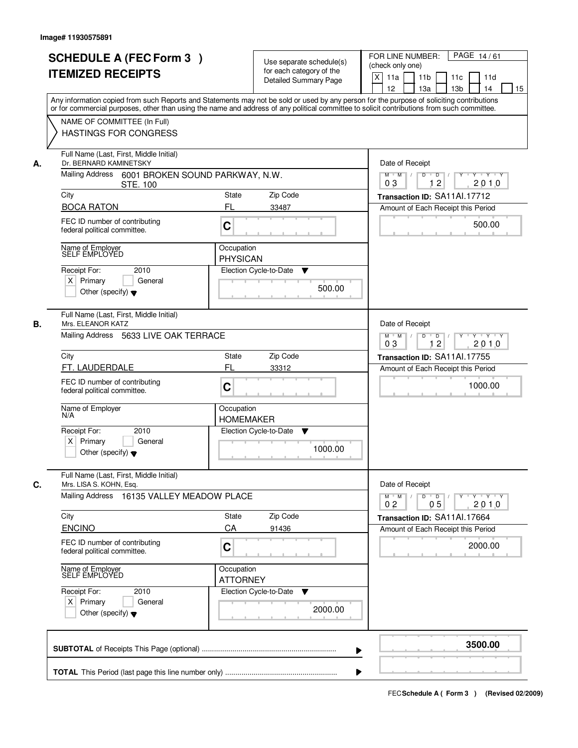Image# 11930575891

# SCHEDULE A (FEC Form 3 ) ITEMIZED RECEIPTS

Use separate schedule(s) for each category of the Detailed Summary Page

FOR LINE NUMBER: (check only one)

[X] 11a [ ] 11b [ ] 11c [ ] 11d [ ] 12 [ ] 13a [ ] 13b [ ] 14 [ ] 15

Any information copied from such Reports and Statements may not be sold or used by any person for the purpose of soliciting contributions or for commercial purposes, other than using the name and address of any political committee to solicit contributions from such committee.

NAME OF COMMITTEE (In Full)
HASTINGS FOR CONGRESS

---

**A.**

| Field | Value |
|---|---|
| Full Name (Last, First, Middle Initial) | Dr. BERNARD KAMINETSKY |
| Mailing Address | 6001 BROKEN SOUND PARKWAY, N.W. STE. 100 |
| City | BOCA RATON |
| State | FL |
| Zip Code | 33487 |
| FEC ID number of contributing federal political committee. | C |
| Name of Employer | SELF EMPLOYED |
| Occupation | PHYSICAN |
| Receipt For: 2010 | [X] Primary [ ] General [ ] Other (specify) |
| Election Cycle-to-Date | 500.00 |
| Date of Receipt | 03/12/2010 |
| Transaction ID | SA11AI.17712 |
| Amount of Each Receipt this Period | 500.00 |

**B.**

| Field | Value |
|---|---|
| Full Name (Last, First, Middle Initial) | Mrs. ELEANOR KATZ |
| Mailing Address | 5633 LIVE OAK TERRACE |
| City | FT. LAUDERDALE |
| State | FL |
| Zip Code | 33312 |
| FEC ID number of contributing federal political committee. | C |
| Name of Employer | N/A |
| Occupation | HOMEMAKER |
| Receipt For: 2010 | [X] Primary [ ] General [ ] Other (specify) |
| Election Cycle-to-Date | 1000.00 |
| Date of Receipt | 03/12/2010 |
| Transaction ID | SA11AI.17755 |
| Amount of Each Receipt this Period | 1000.00 |

**C.**

| Field | Value |
|---|---|
| Full Name (Last, First, Middle Initial) | Mrs. LISA S. KOHN, Esq. |
| Mailing Address | 16135 VALLEY MEADOW PLACE |
| City | ENCINO |
| State | CA |
| Zip Code | 91436 |
| FEC ID number of contributing federal political committee. | C |
| Name of Employer | SELF EMPLOYED |
| Occupation | ATTORNEY |
| Receipt For: 2010 | [X] Primary [ ] General [ ] Other (specify) |
| Election Cycle-to-Date | 2000.00 |
| Date of Receipt | 02/05/2010 |
| Transaction ID | SA11AI.17664 |
| Amount of Each Receipt this Period | 2000.00 |

---

| | |
|---|---|
| **SUBTOTAL** of Receipts This Page (optional) | **3500.00** |
| **TOTAL** This Period (last page this line number only) | |

FEC **Schedule A ( Form 3 )** (Revised 02/2009)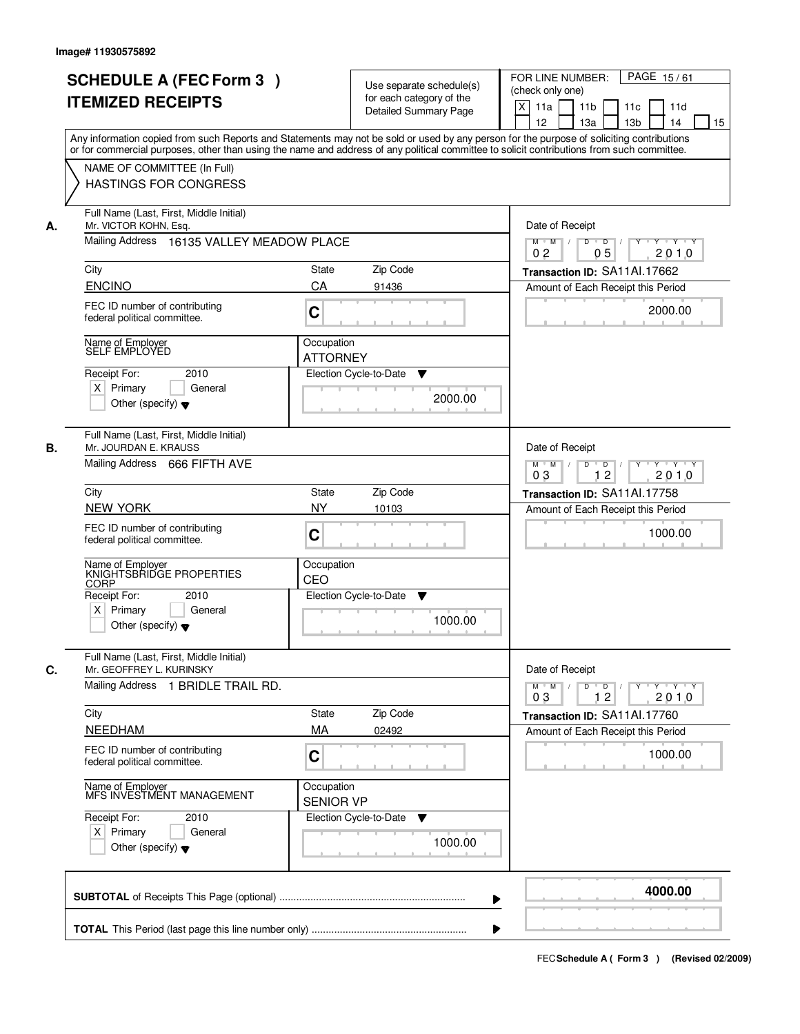Image# 11930575892

# SCHEDULE A (FEC Form 3 )
# ITEMIZED RECEIPTS

Use separate schedule(s) for each category of the Detailed Summary Page

FOR LINE NUMBER: (check only one)

- [X] 11a
- [ ] 11b
- [ ] 11c
- [ ] 11d
- [ ] 12
- [ ] 13a
- [ ] 13b
- [ ] 14
- [ ] 15

PAGE 15 / 61

Any information copied from such Reports and Statements may not be sold or used by any person for the purpose of soliciting contributions or for commercial purposes, other than using the name and address of any political committee to solicit contributions from such committee.

NAME OF COMMITTEE (In Full)
HASTINGS FOR CONGRESS

---

**A.** Full Name (Last, First, Middle Initial)
Mr. VICTOR KOHN, Esq.

Mailing Address: 16135 VALLEY MEADOW PLACE

| City | State | Zip Code |
|---|---|---|
| ENCINO | CA | 91436 |

FEC ID number of contributing federal political committee: C

Name of Employer: SELF EMPLOYED
Occupation: ATTORNEY

Receipt For: 2010
- [X] Primary
- [ ] General
- [ ] Other (specify)

Election Cycle-to-Date: 2000.00

Date of Receipt: 02 / 05 / 2010
Transaction ID: SA11AI.17662
Amount of Each Receipt this Period: 2000.00

---

**B.** Full Name (Last, First, Middle Initial)
Mr. JOURDAN E. KRAUSS

Mailing Address: 666 FIFTH AVE

| City | State | Zip Code |
|---|---|---|
| NEW YORK | NY | 10103 |

FEC ID number of contributing federal political committee: C

Name of Employer: KNIGHTSBRIDGE PROPERTIES CORP
Occupation: CEO

Receipt For: 2010
- [X] Primary
- [ ] General
- [ ] Other (specify)

Election Cycle-to-Date: 1000.00

Date of Receipt: 03 / 12 / 2010
Transaction ID: SA11AI.17758
Amount of Each Receipt this Period: 1000.00

---

**C.** Full Name (Last, First, Middle Initial)
Mr. GEOFFREY L. KURINSKY

Mailing Address: 1 BRIDLE TRAIL RD.

| City | State | Zip Code |
|---|---|---|
| NEEDHAM | MA | 02492 |

FEC ID number of contributing federal political committee: C

Name of Employer: MFS INVESTMENT MANAGEMENT
Occupation: SENIOR VP

Receipt For: 2010
- [X] Primary
- [ ] General
- [ ] Other (specify)

Election Cycle-to-Date: 1000.00

Date of Receipt: 03 / 12 / 2010
Transaction ID: SA11AI.17760
Amount of Each Receipt this Period: 1000.00

---

**SUBTOTAL** of Receipts This Page (optional): **4000.00**

**TOTAL** This Period (last page this line number only):

FEC Schedule A ( Form 3 ) (Revised 02/2009)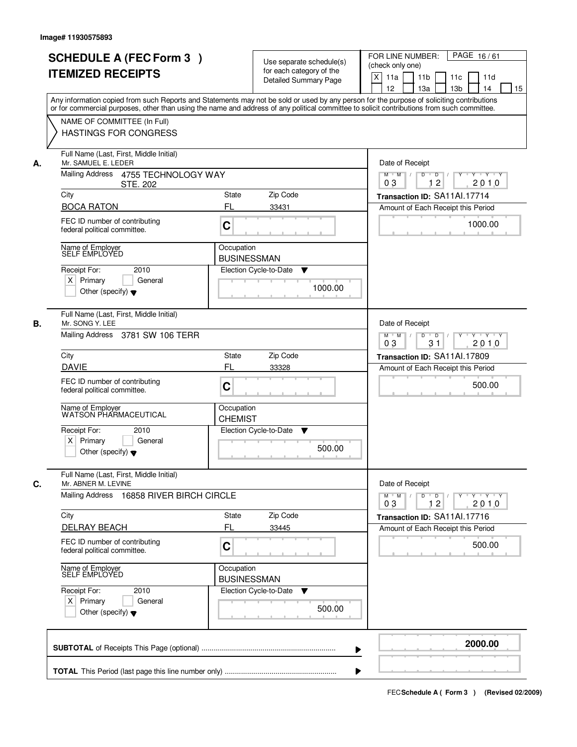Image# 11930575893

# SCHEDULE A (FEC Form 3 )
## ITEMIZED RECEIPTS

Use separate schedule(s) for each category of the Detailed Summary Page

FOR LINE NUMBER: (check only one)
[X] 11a [ ] 11b [ ] 11c [ ] 11d [ ] 12 [ ] 13a [ ] 13b [ ] 14 [ ] 15

Any information copied from such Reports and Statements may not be sold or used by any person for the purpose of soliciting contributions or for commercial purposes, other than using the name and address of any political committee to solicit contributions from such committee.

NAME OF COMMITTEE (In Full)
HASTINGS FOR CONGRESS

---

**A.** Full Name (Last, First, Middle Initial): Mr. SAMUEL E. LEDER

Mailing Address: 4755 TECHNOLOGY WAY STE. 202

City: BOCA RATON | State: FL | Zip Code: 33431

FEC ID number of contributing federal political committee: C

Name of Employer: SELF EMPLOYED

Occupation: BUSINESSMAN

Receipt For: 2010 — [X] Primary [ ] General [ ] Other (specify)

Election Cycle-to-Date: 1000.00

Date of Receipt: 03/12/2010

Transaction ID: SA11AI.17714

Amount of Each Receipt this Period: 1000.00

---

**B.** Full Name (Last, First, Middle Initial): Mr. SONG Y. LEE

Mailing Address: 3781 SW 106 TERR

City: DAVIE | State: FL | Zip Code: 33328

FEC ID number of contributing federal political committee: C

Name of Employer: WATSON PHARMACEUTICAL

Occupation: CHEMIST

Receipt For: 2010 — [X] Primary [ ] General [ ] Other (specify)

Election Cycle-to-Date: 500.00

Date of Receipt: 03/31/2010

Transaction ID: SA11AI.17809

Amount of Each Receipt this Period: 500.00

---

**C.** Full Name (Last, First, Middle Initial): Mr. ABNER M. LEVINE

Mailing Address: 16858 RIVER BIRCH CIRCLE

City: DELRAY BEACH | State: FL | Zip Code: 33445

FEC ID number of contributing federal political committee: C

Name of Employer: SELF EMPLOYED

Occupation: BUSINESSMAN

Receipt For: 2010 — [X] Primary [ ] General [ ] Other (specify)

Election Cycle-to-Date: 500.00

Date of Receipt: 03/12/2010

Transaction ID: SA11AI.17716

Amount of Each Receipt this Period: 500.00

---

**SUBTOTAL** of Receipts This Page (optional): **2000.00**

**TOTAL** This Period (last page this line number only):

FEC **Schedule A ( Form 3 )** (Revised 02/2009)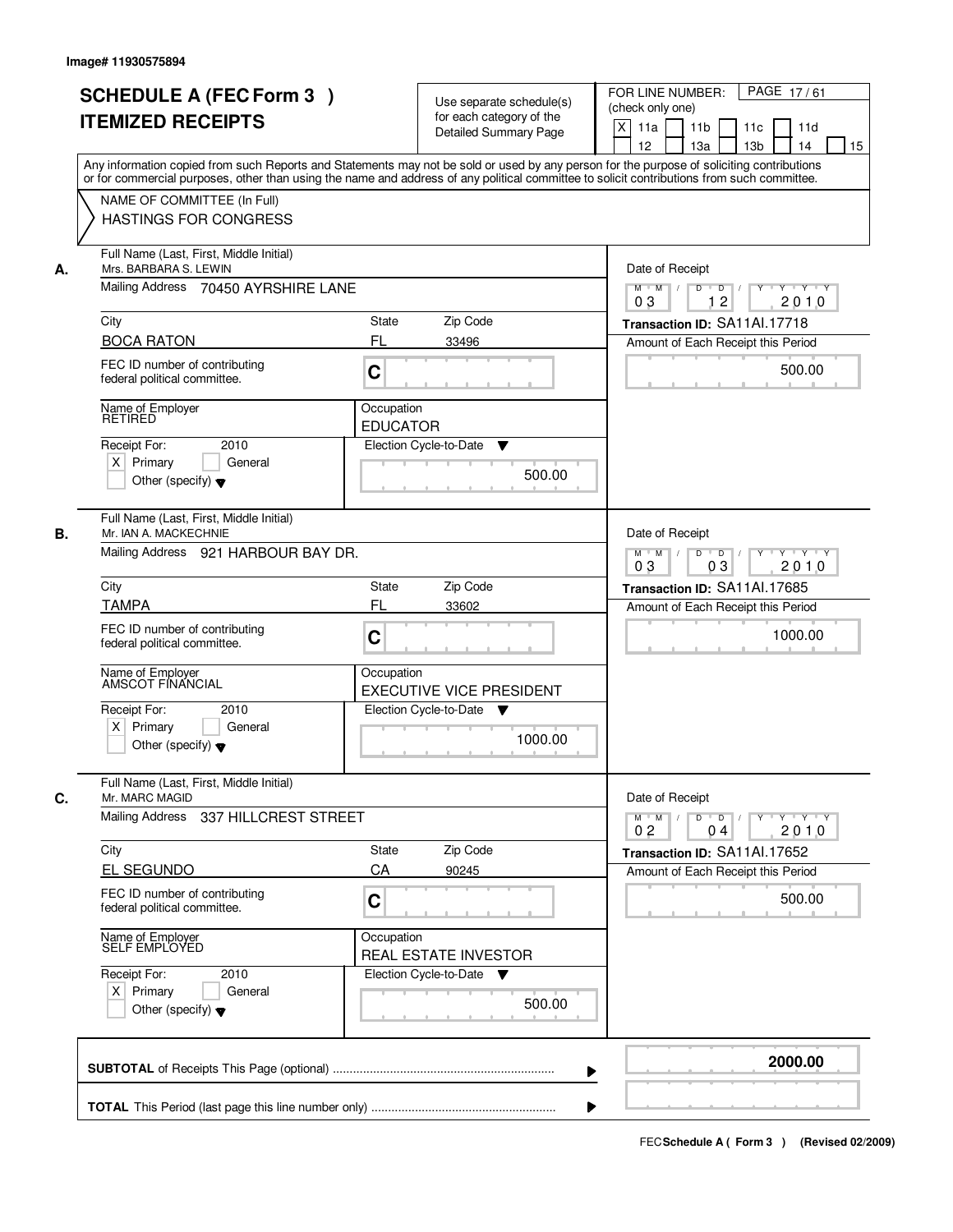Image# 11930575894

# SCHEDULE A (FEC Form 3 )
## ITEMIZED RECEIPTS

Use separate schedule(s) for each category of the Detailed Summary Page

FOR LINE NUMBER: (check only one)
[X] 11a [ ] 11b [ ] 11c [ ] 11d [ ] 12 [ ] 13a [ ] 13b [ ] 14 [ ] 15

PAGE 17 / 61

Any information copied from such Reports and Statements may not be sold or used by any person for the purpose of soliciting contributions or for commercial purposes, other than using the name and address of any political committee to solicit contributions from such committee.

NAME OF COMMITTEE (In Full)
HASTINGS FOR CONGRESS

---

**A.** Full Name (Last, First, Middle Initial): Mrs. BARBARA S. LEWIN
Mailing Address: 70450 AYRSHIRE LANE
City: BOCA RATON | State: FL | Zip Code: 33496
FEC ID number of contributing federal political committee: C
Name of Employer: RETIRED
Occupation: EDUCATOR
Receipt For: 2010 [X] Primary [ ] General [ ] Other (specify)
Election Cycle-to-Date: 500.00
Date of Receipt: 03 / 12 / 2010
Transaction ID: SA11AI.17718
Amount of Each Receipt this Period: 500.00

---

**B.** Full Name (Last, First, Middle Initial): Mr. IAN A. MACKECHNIE
Mailing Address: 921 HARBOUR BAY DR.
City: TAMPA | State: FL | Zip Code: 33602
FEC ID number of contributing federal political committee: C
Name of Employer: AMSCOT FINANCIAL
Occupation: EXECUTIVE VICE PRESIDENT
Receipt For: 2010 [X] Primary [ ] General [ ] Other (specify)
Election Cycle-to-Date: 1000.00
Date of Receipt: 03 / 03 / 2010
Transaction ID: SA11AI.17685
Amount of Each Receipt this Period: 1000.00

---

**C.** Full Name (Last, First, Middle Initial): Mr. MARC MAGID
Mailing Address: 337 HILLCREST STREET
City: EL SEGUNDO | State: CA | Zip Code: 90245
FEC ID number of contributing federal political committee: C
Name of Employer: SELF EMPLOYED
Occupation: REAL ESTATE INVESTOR
Receipt For: 2010 [X] Primary [ ] General [ ] Other (specify)
Election Cycle-to-Date: 500.00
Date of Receipt: 02 / 04 / 2010
Transaction ID: SA11AI.17652
Amount of Each Receipt this Period: 500.00

---

**SUBTOTAL** of Receipts This Page (optional): **2000.00**

**TOTAL** This Period (last page this line number only):

FEC **Schedule A ( Form 3 )** (Revised 02/2009)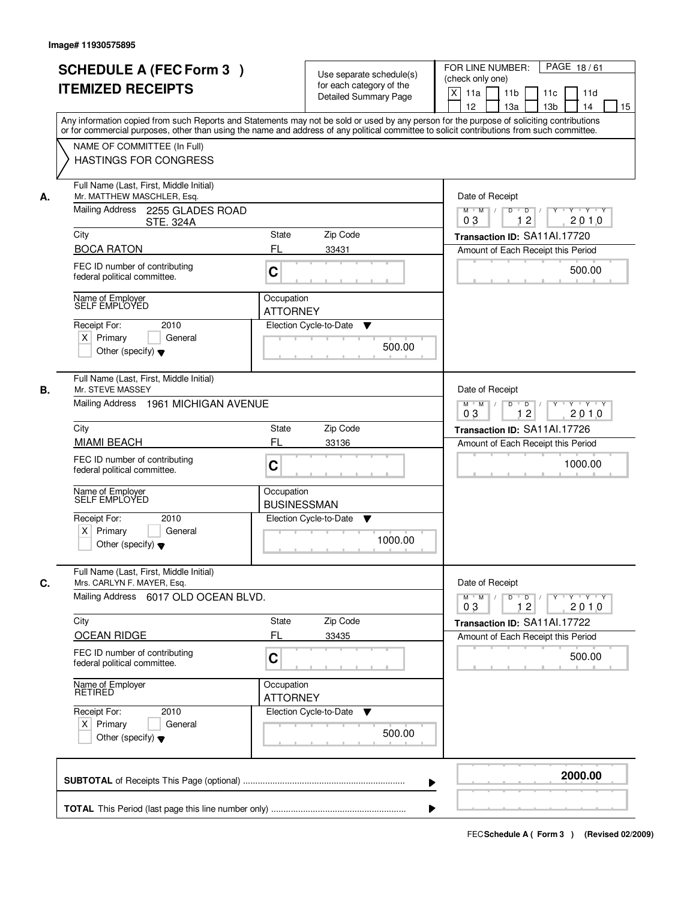Image# 11930575895

# SCHEDULE A (FEC Form 3 )
# ITEMIZED RECEIPTS

Use separate schedule(s) for each category of the Detailed Summary Page

FOR LINE NUMBER: (check only one)

[X] 11a [ ] 11b [ ] 11c [ ] 11d [ ] 12 [ ] 13a [ ] 13b [ ] 14 [ ] 15

PAGE 18 / 61

Any information copied from such Reports and Statements may not be sold or used by any person for the purpose of soliciting contributions or for commercial purposes, other than using the name and address of any political committee to solicit contributions from such committee.

NAME OF COMMITTEE (In Full)
HASTINGS FOR CONGRESS

---

**A.**

Full Name (Last, First, Middle Initial): Mr. MATTHEW MASCHLER, Esq.

Mailing Address: 2255 GLADES ROAD STE. 324A

City: BOCA RATON | State: FL | Zip Code: 33431

FEC ID number of contributing federal political committee: C

Name of Employer: SELF EMPLOYED

Occupation: ATTORNEY

Receipt For: 2010 — [X] Primary [ ] General [ ] Other (specify)

Election Cycle-to-Date: 500.00

Date of Receipt: 03 12 2010

Transaction ID: SA11AI.17720

Amount of Each Receipt this Period: 500.00

---

**B.**

Full Name (Last, First, Middle Initial): Mr. STEVE MASSEY

Mailing Address: 1961 MICHIGAN AVENUE

City: MIAMI BEACH | State: FL | Zip Code: 33136

FEC ID number of contributing federal political committee: C

Name of Employer: SELF EMPLOYED

Occupation: BUSINESSMAN

Receipt For: 2010 — [X] Primary [ ] General [ ] Other (specify)

Election Cycle-to-Date: 1000.00

Date of Receipt: 03 12 2010

Transaction ID: SA11AI.17726

Amount of Each Receipt this Period: 1000.00

---

**C.**

Full Name (Last, First, Middle Initial): Mrs. CARLYN F. MAYER, Esq.

Mailing Address: 6017 OLD OCEAN BLVD.

City: OCEAN RIDGE | State: FL | Zip Code: 33435

FEC ID number of contributing federal political committee: C

Name of Employer: RETIRED

Occupation: ATTORNEY

Receipt For: 2010 — [X] Primary [ ] General [ ] Other (specify)

Election Cycle-to-Date: 500.00

Date of Receipt: 03 12 2010

Transaction ID: SA11AI.17722

Amount of Each Receipt this Period: 500.00

---

**SUBTOTAL** of Receipts This Page (optional): **2000.00**

**TOTAL** This Period (last page this line number only):

FEC **Schedule A ( Form 3 )** (Revised 02/2009)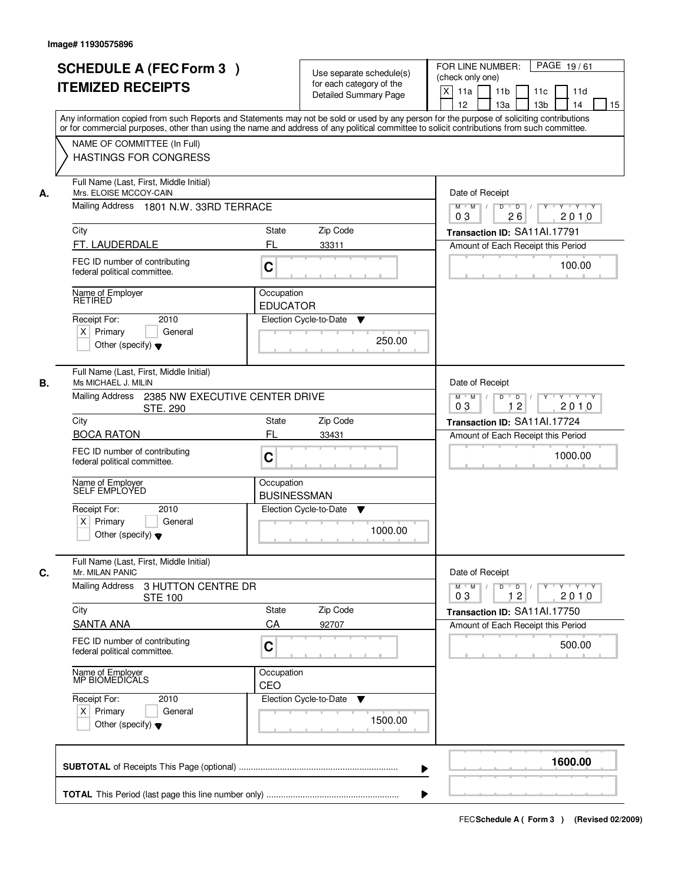Image# 11930575896

# SCHEDULE A (FEC Form 3 )
# ITEMIZED RECEIPTS

Use separate schedule(s) for each category of the Detailed Summary Page

FOR LINE NUMBER: (check only one)
[X] 11a [ ] 11b [ ] 11c [ ] 11d [ ] 12 [ ] 13a [ ] 13b [ ] 14 [ ] 15

PAGE 19 / 61

Any information copied from such Reports and Statements may not be sold or used by any person for the purpose of soliciting contributions or for commercial purposes, other than using the name and address of any political committee to solicit contributions from such committee.

NAME OF COMMITTEE (In Full)
HASTINGS FOR CONGRESS

---

**A.** Full Name (Last, First, Middle Initial): Mrs. ELOISE MCCOY-CAIN
Mailing Address: 1801 N.W. 33RD TERRACE
City: FT. LAUDERDALE | State: FL | Zip Code: 33311
FEC ID number of contributing federal political committee: C
Name of Employer: RETIRED
Occupation: EDUCATOR
Receipt For: 2010 [X] Primary [ ] General [ ] Other (specify)
Election Cycle-to-Date: 250.00
Date of Receipt: 03 / 26 / 2010
Transaction ID: SA11AI.17791
Amount of Each Receipt this Period: 100.00

---

**B.** Full Name (Last, First, Middle Initial): Ms MICHAEL J. MILIN
Mailing Address: 2385 NW EXECUTIVE CENTER DRIVE STE. 290
City: BOCA RATON | State: FL | Zip Code: 33431
FEC ID number of contributing federal political committee: C
Name of Employer: SELF EMPLOYED
Occupation: BUSINESSMAN
Receipt For: 2010 [X] Primary [ ] General [ ] Other (specify)
Election Cycle-to-Date: 1000.00
Date of Receipt: 03 / 12 / 2010
Transaction ID: SA11AI.17724
Amount of Each Receipt this Period: 1000.00

---

**C.** Full Name (Last, First, Middle Initial): Mr. MILAN PANIC
Mailing Address: 3 HUTTON CENTRE DR STE 100
City: SANTA ANA | State: CA | Zip Code: 92707
FEC ID number of contributing federal political committee: C
Name of Employer: MP BIOMEDICALS
Occupation: CEO
Receipt For: 2010 [X] Primary [ ] General [ ] Other (specify)
Election Cycle-to-Date: 1500.00
Date of Receipt: 03 / 12 / 2010
Transaction ID: SA11AI.17750
Amount of Each Receipt this Period: 500.00

---

**SUBTOTAL** of Receipts This Page (optional): 1600.00

**TOTAL** This Period (last page this line number only):

FEC Schedule A ( Form 3 ) (Revised 02/2009)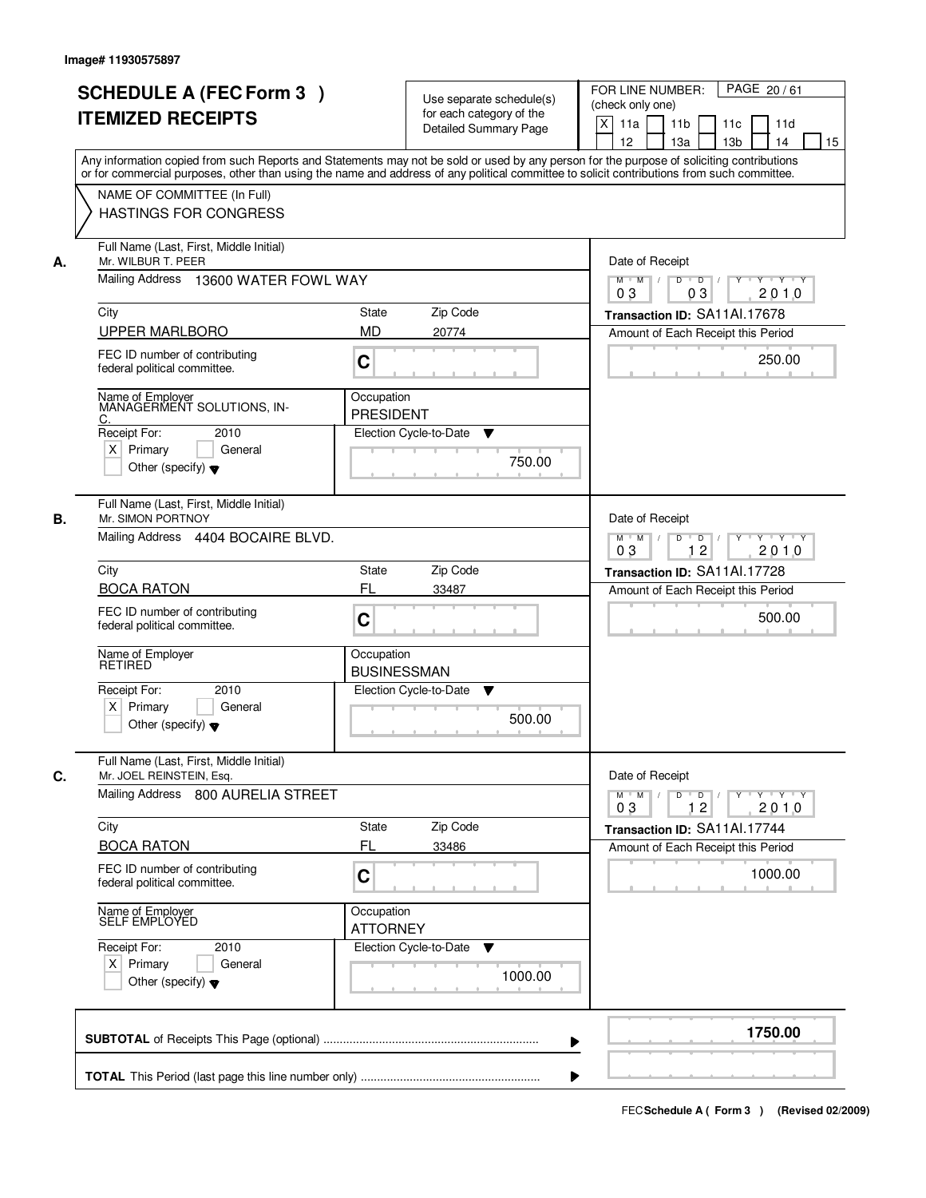Image# 11930575897

# SCHEDULE A (FEC Form 3 ) ITEMIZED RECEIPTS

Use separate schedule(s) for each category of the Detailed Summary Page

FOR LINE NUMBER: (check only one) PAGE 20 / 61

- [X] 11a
- [ ] 11b
- [ ] 11c
- [ ] 11d
- [ ] 12
- [ ] 13a
- [ ] 13b
- [ ] 14
- [ ] 15

Any information copied from such Reports and Statements may not be sold or used by any person for the purpose of soliciting contributions or for commercial purposes, other than using the name and address of any political committee to solicit contributions from such committee.

NAME OF COMMITTEE (In Full)
HASTINGS FOR CONGRESS

---

**A.** Full Name (Last, First, Middle Initial): Mr. WILBUR T. PEER

Mailing Address: 13600 WATER FOWL WAY

City: UPPER MARLBORO | State: MD | Zip Code: 20774

FEC ID number of contributing federal political committee: C

Name of Employer: MANAGERMENT SOLUTIONS, IN-C.

Occupation: PRESIDENT

Receipt For: 2010 — [X] Primary [ ] General [ ] Other (specify)

Election Cycle-to-Date: 750.00

Date of Receipt: 03 / 03 / 2010

Transaction ID: SA11AI.17678

Amount of Each Receipt this Period: 250.00

---

**B.** Full Name (Last, First, Middle Initial): Mr. SIMON PORTNOY

Mailing Address: 4404 BOCAIRE BLVD.

City: BOCA RATON | State: FL | Zip Code: 33487

FEC ID number of contributing federal political committee: C

Name of Employer: RETIRED

Occupation: BUSINESSMAN

Receipt For: 2010 — [X] Primary [ ] General [ ] Other (specify)

Election Cycle-to-Date: 500.00

Date of Receipt: 03 / 12 / 2010

Transaction ID: SA11AI.17728

Amount of Each Receipt this Period: 500.00

---

**C.** Full Name (Last, First, Middle Initial): Mr. JOEL REINSTEIN, Esq.

Mailing Address: 800 AURELIA STREET

City: BOCA RATON | State: FL | Zip Code: 33486

FEC ID number of contributing federal political committee: C

Name of Employer: SELF EMPLOYED

Occupation: ATTORNEY

Receipt For: 2010 — [X] Primary [ ] General [ ] Other (specify)

Election Cycle-to-Date: 1000.00

Date of Receipt: 03 / 12 / 2010

Transaction ID: SA11AI.17744

Amount of Each Receipt this Period: 1000.00

---

**SUBTOTAL** of Receipts This Page (optional): **1750.00**

**TOTAL** This Period (last page this line number only):

FEC Schedule A ( Form 3 ) (Revised 02/2009)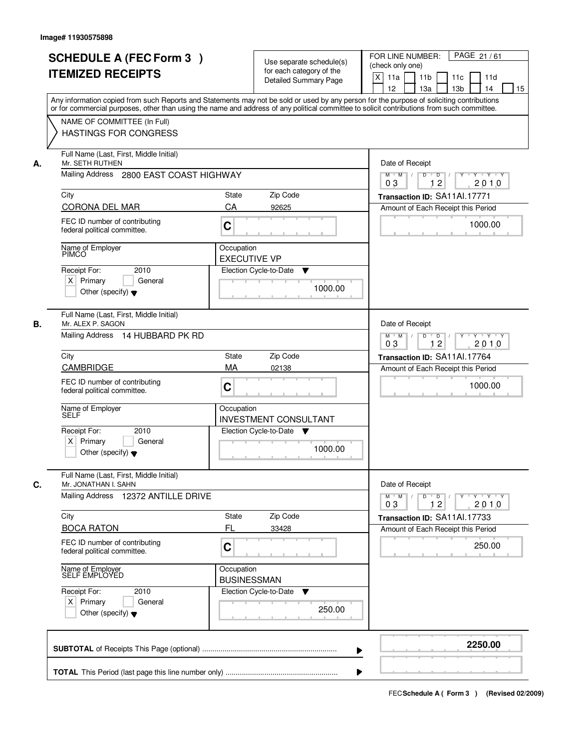Image# 11930575898

# SCHEDULE A (FEC Form 3 ) ITEMIZED RECEIPTS

Use separate schedule(s) for each category of the Detailed Summary Page

FOR LINE NUMBER: (check only one)

[X] 11a [ ] 11b [ ] 11c [ ] 11d [ ] 12 [ ] 13a [ ] 13b [ ] 14 [ ] 15

Any information copied from such Reports and Statements may not be sold or used by any person for the purpose of soliciting contributions or for commercial purposes, other than using the name and address of any political committee to solicit contributions from such committee.

NAME OF COMMITTEE (In Full)

HASTINGS FOR CONGRESS

---

**A.** Full Name (Last, First, Middle Initial): Mr. SETH RUTHEN

Mailing Address: 2800 EAST COAST HIGHWAY

City: CORONA DEL MAR | State: CA | Zip Code: 92625

FEC ID number of contributing federal political committee: C

Name of Employer: PIMCO

Occupation: EXECUTIVE VP

Receipt For: 2010 — [X] Primary [ ] General [ ] Other (specify)

Election Cycle-to-Date: 1000.00

Date of Receipt: 03 12 2010

Transaction ID: SA11AI.17771

Amount of Each Receipt this Period: 1000.00

---

**B.** Full Name (Last, First, Middle Initial): Mr. ALEX P. SAGON

Mailing Address: 14 HUBBARD PK RD

City: CAMBRIDGE | State: MA | Zip Code: 02138

FEC ID number of contributing federal political committee: C

Name of Employer: SELF

Occupation: INVESTMENT CONSULTANT

Receipt For: 2010 — [X] Primary [ ] General [ ] Other (specify)

Election Cycle-to-Date: 1000.00

Date of Receipt: 03 12 2010

Transaction ID: SA11AI.17764

Amount of Each Receipt this Period: 1000.00

---

**C.** Full Name (Last, First, Middle Initial): Mr. JONATHAN I. SAHN

Mailing Address: 12372 ANTILLE DRIVE

City: BOCA RATON | State: FL | Zip Code: 33428

FEC ID number of contributing federal political committee: C

Name of Employer: SELF EMPLOYED

Occupation: BUSINESSMAN

Receipt For: 2010 — [X] Primary [ ] General [ ] Other (specify)

Election Cycle-to-Date: 250.00

Date of Receipt: 03 12 2010

Transaction ID: SA11AI.17733

Amount of Each Receipt this Period: 250.00

---

**SUBTOTAL** of Receipts This Page (optional): **2250.00**

**TOTAL** This Period (last page this line number only):

FEC Schedule A ( Form 3 ) (Revised 02/2009)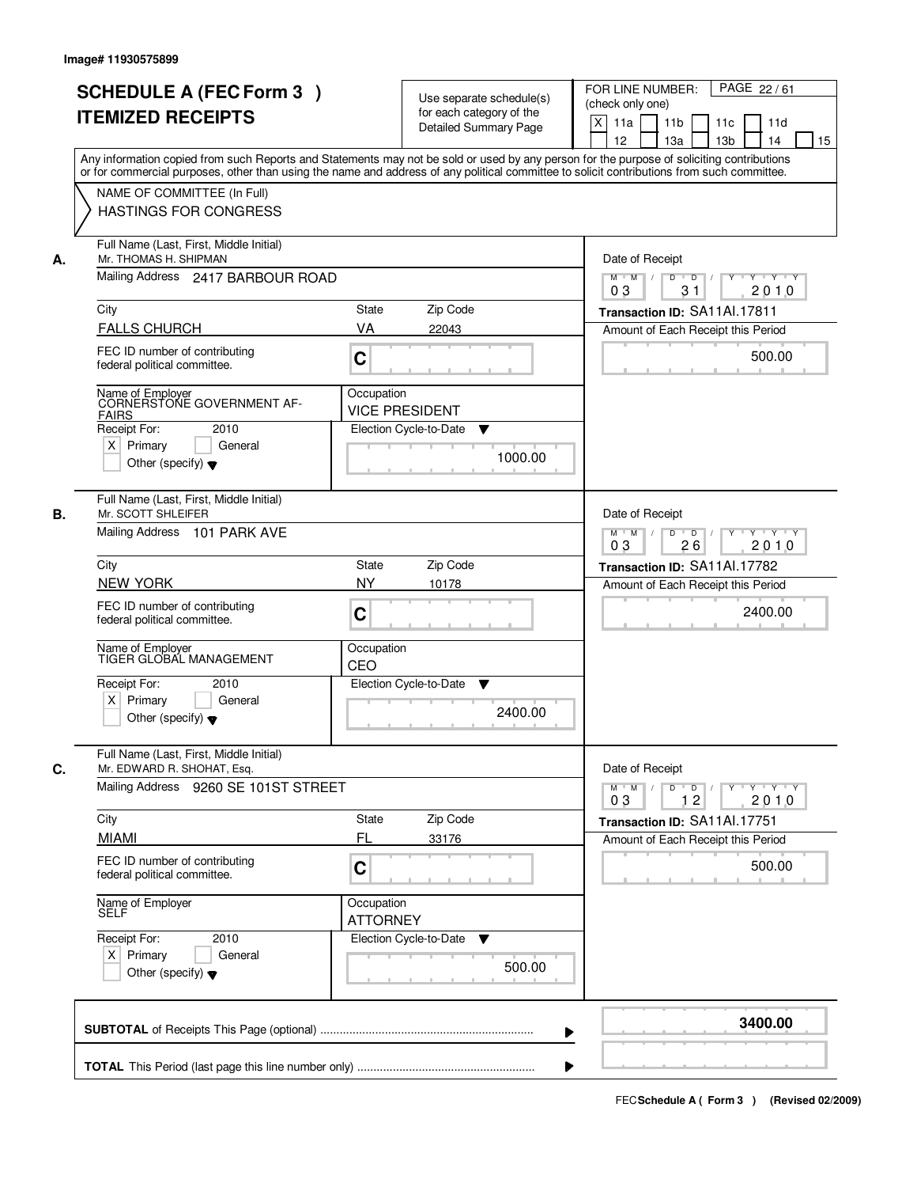Image# 11930575899

# SCHEDULE A (FEC Form 3 ) ITEMIZED RECEIPTS

Use separate schedule(s) for each category of the Detailed Summary Page

FOR LINE NUMBER: (check only one)

[X] 11a [ ] 11b [ ] 11c [ ] 11d [ ] 12 [ ] 13a [ ] 13b [ ] 14 [ ] 15

Any information copied from such Reports and Statements may not be sold or used by any person for the purpose of soliciting contributions or for commercial purposes, other than using the name and address of any political committee to solicit contributions from such committee.

NAME OF COMMITTEE (In Full)
HASTINGS FOR CONGRESS

---

**A.** Full Name (Last, First, Middle Initial): Mr. THOMAS H. SHIPMAN

Mailing Address: 2417 BARBOUR ROAD

City: FALLS CHURCH | State: VA | Zip Code: 22043

FEC ID number of contributing federal political committee: C

Name of Employer: CORNERSTONE GOVERNMENT AFFAIRS

Occupation: VICE PRESIDENT

Receipt For: 2010 — [X] Primary [ ] General [ ] Other (specify)

Election Cycle-to-Date: 1000.00

Date of Receipt: 03/31/2010

Transaction ID: SA11AI.17811

Amount of Each Receipt this Period: 500.00

---

**B.** Full Name (Last, First, Middle Initial): Mr. SCOTT SHLEIFER

Mailing Address: 101 PARK AVE

City: NEW YORK | State: NY | Zip Code: 10178

FEC ID number of contributing federal political committee: C

Name of Employer: TIGER GLOBAL MANAGEMENT

Occupation: CEO

Receipt For: 2010 — [X] Primary [ ] General [ ] Other (specify)

Election Cycle-to-Date: 2400.00

Date of Receipt: 03/26/2010

Transaction ID: SA11AI.17782

Amount of Each Receipt this Period: 2400.00

---

**C.** Full Name (Last, First, Middle Initial): Mr. EDWARD R. SHOHAT, Esq.

Mailing Address: 9260 SE 101ST STREET

City: MIAMI | State: FL | Zip Code: 33176

FEC ID number of contributing federal political committee: C

Name of Employer: SELF

Occupation: ATTORNEY

Receipt For: 2010 — [X] Primary [ ] General [ ] Other (specify)

Election Cycle-to-Date: 500.00

Date of Receipt: 03/12/2010

Transaction ID: SA11AI.17751

Amount of Each Receipt this Period: 500.00

---

**SUBTOTAL** of Receipts This Page (optional): **3400.00**

**TOTAL** This Period (last page this line number only):

FEC Schedule A ( Form 3 ) (Revised 02/2009)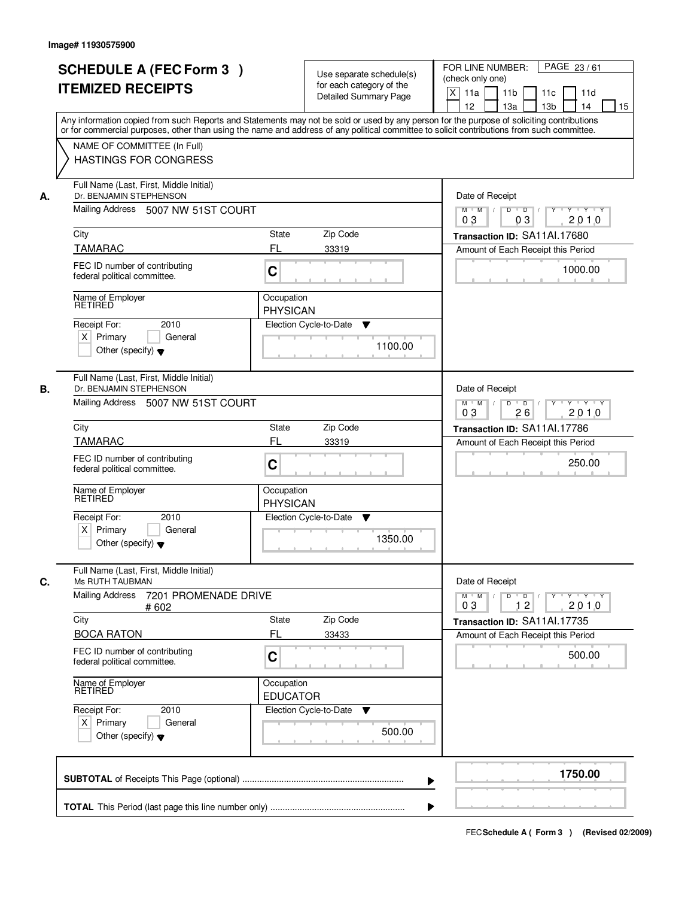Image# 11930575900

# SCHEDULE A (FEC Form 3 )
# ITEMIZED RECEIPTS

Use separate schedule(s) for each category of the Detailed Summary Page

FOR LINE NUMBER: (check only one)
[X] 11a [ ] 11b [ ] 11c [ ] 11d [ ] 12 [ ] 13a [ ] 13b [ ] 14 [ ] 15

PAGE 23 / 61

Any information copied from such Reports and Statements may not be sold or used by any person for the purpose of soliciting contributions or for commercial purposes, other than using the name and address of any political committee to solicit contributions from such committee.

NAME OF COMMITTEE (In Full)
HASTINGS FOR CONGRESS

---

**A.**

Full Name (Last, First, Middle Initial): Dr. BENJAMIN STEPHENSON
Mailing Address: 5007 NW 51ST COURT
City: TAMARAC | State: FL | Zip Code: 33319
FEC ID number of contributing federal political committee: C
Name of Employer: RETIRED
Occupation: PHYSICAN
Receipt For: 2010 — [X] Primary [ ] General [ ] Other (specify)
Election Cycle-to-Date: 1100.00

Date of Receipt: 03 / 03 / 2010
Transaction ID: SA11AI.17680
Amount of Each Receipt this Period: 1000.00

---

**B.**

Full Name (Last, First, Middle Initial): Dr. BENJAMIN STEPHENSON
Mailing Address: 5007 NW 51ST COURT
City: TAMARAC | State: FL | Zip Code: 33319
FEC ID number of contributing federal political committee: C
Name of Employer: RETIRED
Occupation: PHYSICAN
Receipt For: 2010 — [X] Primary [ ] General [ ] Other (specify)
Election Cycle-to-Date: 1350.00

Date of Receipt: 03 / 26 / 2010
Transaction ID: SA11AI.17786
Amount of Each Receipt this Period: 250.00

---

**C.**

Full Name (Last, First, Middle Initial): Ms RUTH TAUBMAN
Mailing Address: 7201 PROMENADE DRIVE # 602
City: BOCA RATON | State: FL | Zip Code: 33433
FEC ID number of contributing federal political committee: C
Name of Employer: RETIRED
Occupation: EDUCATOR
Receipt For: 2010 — [X] Primary [ ] General [ ] Other (specify)
Election Cycle-to-Date: 500.00

Date of Receipt: 03 / 12 / 2010
Transaction ID: SA11AI.17735
Amount of Each Receipt this Period: 500.00

---

**SUBTOTAL** of Receipts This Page (optional): **1750.00**

**TOTAL** This Period (last page this line number only):

FEC **Schedule A ( Form 3 )** (Revised 02/2009)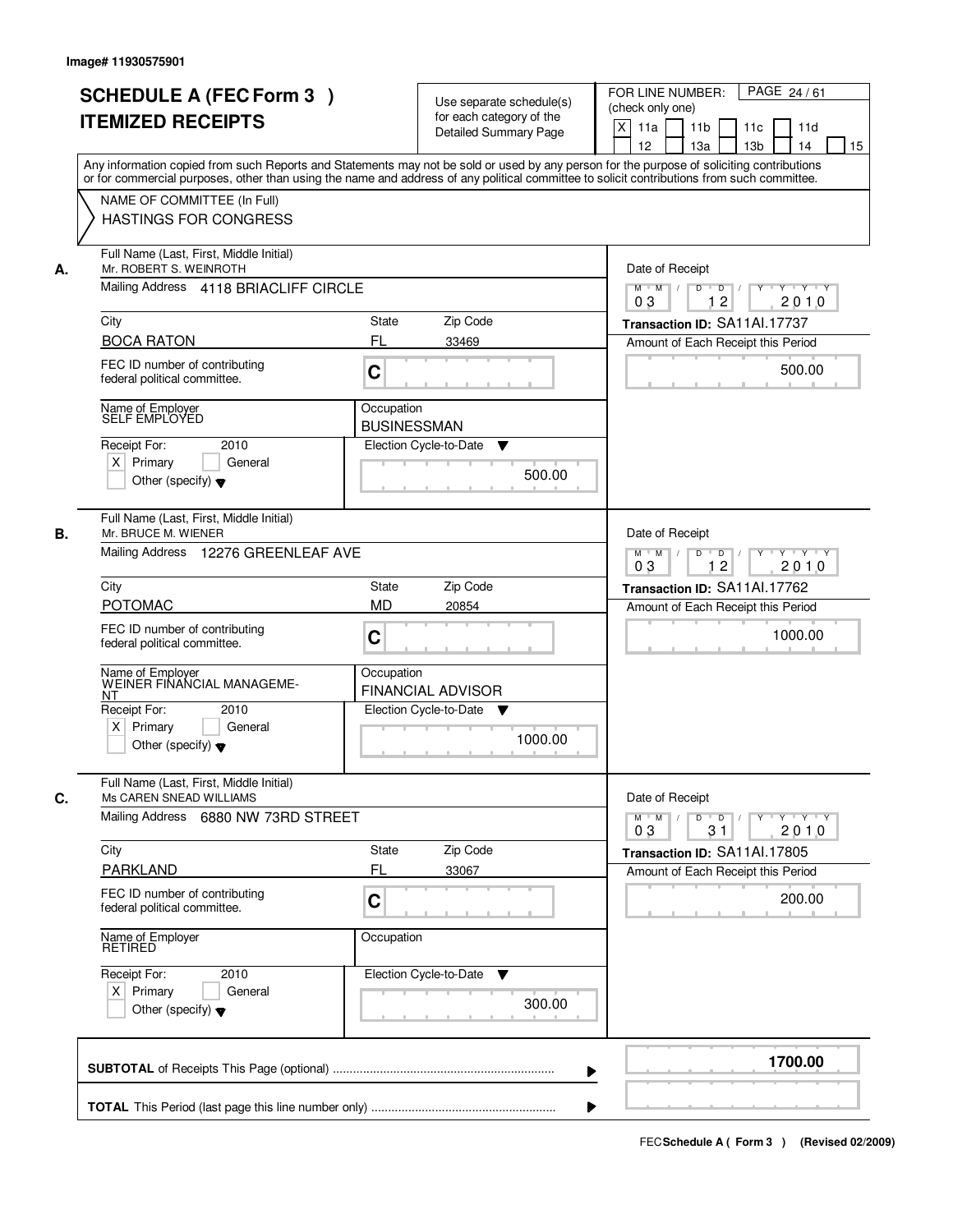Image# 11930575901

# SCHEDULE A (FEC Form 3 )
# ITEMIZED RECEIPTS

Use separate schedule(s) for each category of the Detailed Summary Page

FOR LINE NUMBER: (check only one)

[X] 11a [ ] 11b [ ] 11c [ ] 11d [ ] 12 [ ] 13a [ ] 13b [ ] 14 [ ] 15

PAGE 24 / 61

Any information copied from such Reports and Statements may not be sold or used by any person for the purpose of soliciting contributions or for commercial purposes, other than using the name and address of any political committee to solicit contributions from such committee.

NAME OF COMMITTEE (In Full)
HASTINGS FOR CONGRESS

---

**A.** Full Name (Last, First, Middle Initial): Mr. ROBERT S. WEINROTH

Mailing Address: 4118 BRIACLIFF CIRCLE

City: BOCA RATON | State: FL | Zip Code: 33469

FEC ID number of contributing federal political committee: C

Name of Employer: SELF EMPLOYED

Occupation: BUSINESSMAN

Receipt For: 2010 — [X] Primary [ ] General [ ] Other (specify)

Election Cycle-to-Date: 500.00

Date of Receipt: 03 / 12 / 2010

Transaction ID: SA11AI.17737

Amount of Each Receipt this Period: 500.00

---

**B.** Full Name (Last, First, Middle Initial): Mr. BRUCE M. WIENER

Mailing Address: 12276 GREENLEAF AVE

City: POTOMAC | State: MD | Zip Code: 20854

FEC ID number of contributing federal political committee: C

Name of Employer: WEINER FINANCIAL MANAGEME-NT

Occupation: FINANCIAL ADVISOR

Receipt For: 2010 — [X] Primary [ ] General [ ] Other (specify)

Election Cycle-to-Date: 1000.00

Date of Receipt: 03 / 12 / 2010

Transaction ID: SA11AI.17762

Amount of Each Receipt this Period: 1000.00

---

**C.** Full Name (Last, First, Middle Initial): Ms CAREN SNEAD WILLIAMS

Mailing Address: 6880 NW 73RD STREET

City: PARKLAND | State: FL | Zip Code: 33067

FEC ID number of contributing federal political committee: C

Name of Employer: RETIRED

Occupation:

Receipt For: 2010 — [X] Primary [ ] General [ ] Other (specify)

Election Cycle-to-Date: 300.00

Date of Receipt: 03 / 31 / 2010

Transaction ID: SA11AI.17805

Amount of Each Receipt this Period: 200.00

---

**SUBTOTAL** of Receipts This Page (optional): **1700.00**

**TOTAL** This Period (last page this line number only):

FEC Schedule A ( Form 3 ) (Revised 02/2009)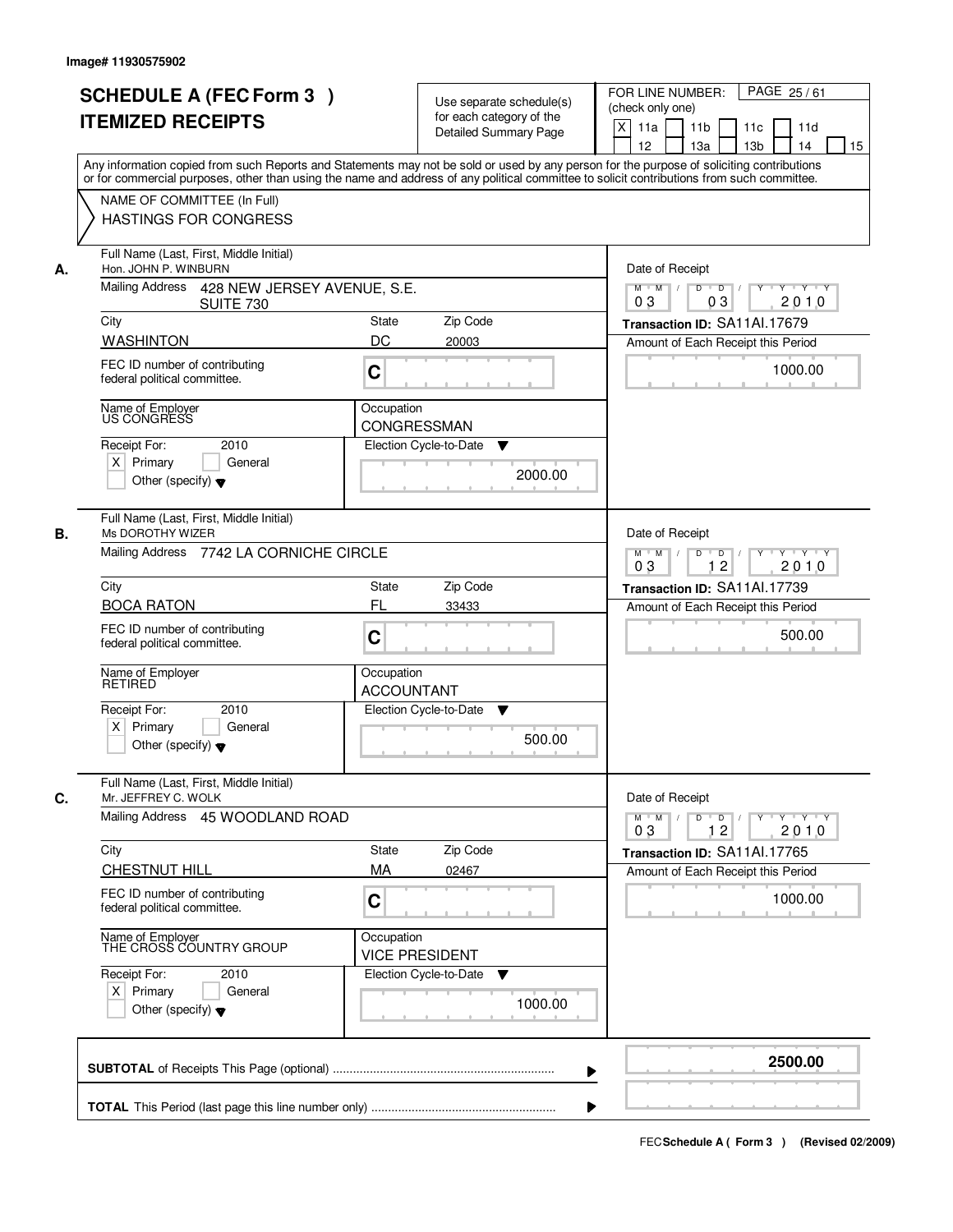Image# 11930575902

# SCHEDULE A (FEC Form 3 )
# ITEMIZED RECEIPTS

Use separate schedule(s) for each category of the Detailed Summary Page

FOR LINE NUMBER: (check only one)
[X] 11a [ ] 11b [ ] 11c [ ] 11d [ ] 12 [ ] 13a [ ] 13b [ ] 14 [ ] 15

PAGE 25 / 61

Any information copied from such Reports and Statements may not be sold or used by any person for the purpose of soliciting contributions or for commercial purposes, other than using the name and address of any political committee to solicit contributions from such committee.

NAME OF COMMITTEE (In Full)
HASTINGS FOR CONGRESS

---

**A.**

Full Name (Last, First, Middle Initial): Hon. JOHN P. WINBURN
Mailing Address: 428 NEW JERSEY AVENUE, S.E. SUITE 730
City: WASHINTON | State: DC | Zip Code: 20003
FEC ID number of contributing federal political committee: C
Name of Employer: US CONGRESS
Occupation: CONGRESSMAN
Receipt For: 2010 [X] Primary [ ] General [ ] Other (specify)
Election Cycle-to-Date: 2000.00
Date of Receipt: 03/03/2010
Transaction ID: SA11AI.17679
Amount of Each Receipt this Period: 1000.00

---

**B.**

Full Name (Last, First, Middle Initial): Ms DOROTHY WIZER
Mailing Address: 7742 LA CORNICHE CIRCLE
City: BOCA RATON | State: FL | Zip Code: 33433
FEC ID number of contributing federal political committee: C
Name of Employer: RETIRED
Occupation: ACCOUNTANT
Receipt For: 2010 [X] Primary [ ] General [ ] Other (specify)
Election Cycle-to-Date: 500.00
Date of Receipt: 03/12/2010
Transaction ID: SA11AI.17739
Amount of Each Receipt this Period: 500.00

---

**C.**

Full Name (Last, First, Middle Initial): Mr. JEFFREY C. WOLK
Mailing Address: 45 WOODLAND ROAD
City: CHESTNUT HILL | State: MA | Zip Code: 02467
FEC ID number of contributing federal political committee: C
Name of Employer: THE CROSS COUNTRY GROUP
Occupation: VICE PRESIDENT
Receipt For: 2010 [X] Primary [ ] General [ ] Other (specify)
Election Cycle-to-Date: 1000.00
Date of Receipt: 03/12/2010
Transaction ID: SA11AI.17765
Amount of Each Receipt this Period: 1000.00

---

**SUBTOTAL** of Receipts This Page (optional): **2500.00**

**TOTAL** This Period (last page this line number only):

FEC Schedule A ( Form 3 ) (Revised 02/2009)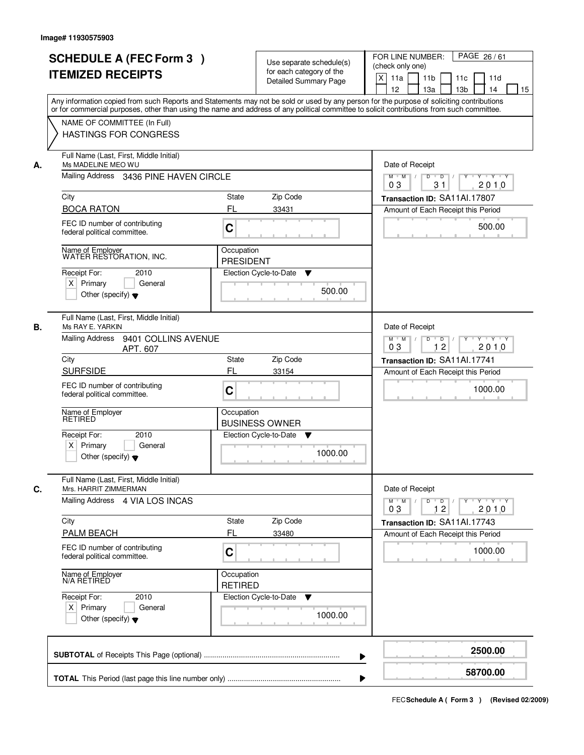Image# 11930575903

# SCHEDULE A (FEC Form 3 ) ITEMIZED RECEIPTS

Use separate schedule(s) for each category of the Detailed Summary Page

FOR LINE NUMBER: (check only one)
[X] 11a [ ] 11b [ ] 11c [ ] 11d [ ] 12 [ ] 13a [ ] 13b [ ] 14 [ ] 15

PAGE 26 / 61

Any information copied from such Reports and Statements may not be sold or used by any person for the purpose of soliciting contributions or for commercial purposes, other than using the name and address of any political committee to solicit contributions from such committee.

NAME OF COMMITTEE (In Full)
HASTINGS FOR CONGRESS

**A.**

Full Name (Last, First, Middle Initial): Ms MADELINE MEO WU
Mailing Address: 3436 PINE HAVEN CIRCLE
City: BOCA RATON | State: FL | Zip Code: 33431
FEC ID number of contributing federal political committee: C
Name of Employer: WATER RESTORATION, INC.
Occupation: PRESIDENT
Receipt For: 2010 [X] Primary [ ] General [ ] Other (specify)
Election Cycle-to-Date: 500.00
Date of Receipt: 03 / 31 / 2010
Transaction ID: SA11AI.17807
Amount of Each Receipt this Period: 500.00

**B.**

Full Name (Last, First, Middle Initial): Ms RAY E. YARKIN
Mailing Address: 9401 COLLINS AVENUE APT. 607
City: SURFSIDE | State: FL | Zip Code: 33154
FEC ID number of contributing federal political committee: C
Name of Employer: RETIRED
Occupation: BUSINESS OWNER
Receipt For: 2010 [X] Primary [ ] General [ ] Other (specify)
Election Cycle-to-Date: 1000.00
Date of Receipt: 03 / 12 / 2010
Transaction ID: SA11AI.17741
Amount of Each Receipt this Period: 1000.00

**C.**

Full Name (Last, First, Middle Initial): Mrs. HARRIT ZIMMERMAN
Mailing Address: 4 VIA LOS INCAS
City: PALM BEACH | State: FL | Zip Code: 33480
FEC ID number of contributing federal political committee: C
Name of Employer: N/A RETIRED
Occupation: RETIRED
Receipt For: 2010 [X] Primary [ ] General [ ] Other (specify)
Election Cycle-to-Date: 1000.00
Date of Receipt: 03 / 12 / 2010
Transaction ID: SA11AI.17743
Amount of Each Receipt this Period: 1000.00

**SUBTOTAL** of Receipts This Page (optional) ........ **2500.00**

**TOTAL** This Period (last page this line number only) ........ **58700.00**

FEC **Schedule A ( Form 3 )** (Revised 02/2009)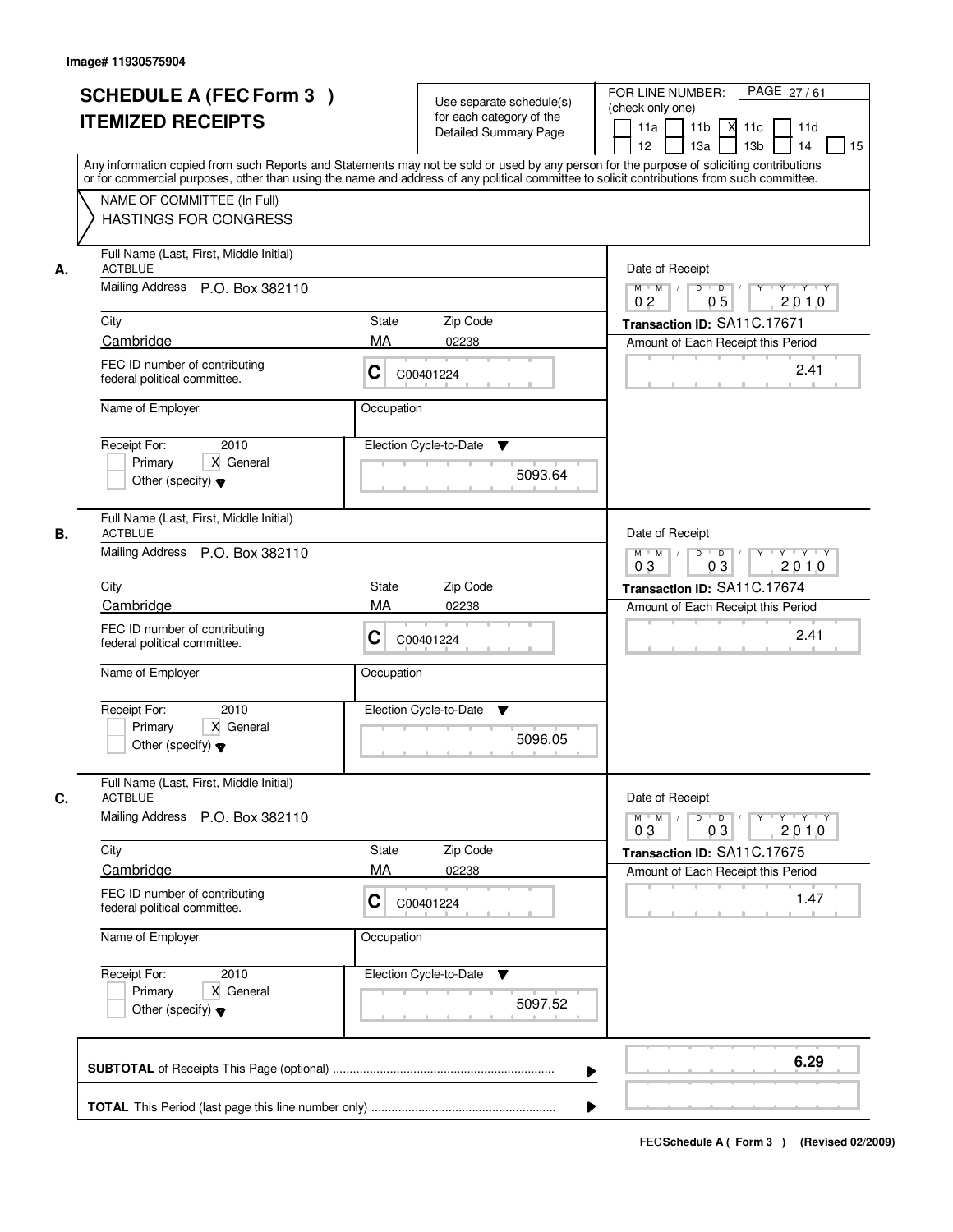Image# 11930575904

# SCHEDULE A (FEC Form 3 )
# ITEMIZED RECEIPTS

Use separate schedule(s) for each category of the Detailed Summary Page

FOR LINE NUMBER: (check only one)

PAGE 27 / 61

- [ ] 11a
- [ ] 11b
- [X] 11c
- [ ] 11d
- [ ] 12
- [ ] 13a
- [ ] 13b
- [ ] 14
- [ ] 15

Any information copied from such Reports and Statements may not be sold or used by any person for the purpose of soliciting contributions or for commercial purposes, other than using the name and address of any political committee to solicit contributions from such committee.

NAME OF COMMITTEE (In Full)
HASTINGS FOR CONGRESS

---

**A.** Full Name (Last, First, Middle Initial): ACTBLUE

Mailing Address: P.O. Box 382110

City: Cambridge | State: MA | Zip Code: 02238

FEC ID number of contributing federal political committee: C C00401224

Name of Employer:

Occupation:

Receipt For: 2010 — [ ] Primary [X] General [ ] Other (specify)

Election Cycle-to-Date: 5093.64

Date of Receipt: 02 / 05 / 2010

Transaction ID: SA11C.17671

Amount of Each Receipt this Period: 2.41

---

**B.** Full Name (Last, First, Middle Initial): ACTBLUE

Mailing Address: P.O. Box 382110

City: Cambridge | State: MA | Zip Code: 02238

FEC ID number of contributing federal political committee: C C00401224

Name of Employer:

Occupation:

Receipt For: 2010 — [ ] Primary [X] General [ ] Other (specify)

Election Cycle-to-Date: 5096.05

Date of Receipt: 03 / 03 / 2010

Transaction ID: SA11C.17674

Amount of Each Receipt this Period: 2.41

---

**C.** Full Name (Last, First, Middle Initial): ACTBLUE

Mailing Address: P.O. Box 382110

City: Cambridge | State: MA | Zip Code: 02238

FEC ID number of contributing federal political committee: C C00401224

Name of Employer:

Occupation:

Receipt For: 2010 — [ ] Primary [X] General [ ] Other (specify)

Election Cycle-to-Date: 5097.52

Date of Receipt: 03 / 03 / 2010

Transaction ID: SA11C.17675

Amount of Each Receipt this Period: 1.47

---

**SUBTOTAL** of Receipts This Page (optional): **6.29**

**TOTAL** This Period (last page this line number only):

FEC Schedule A ( Form 3 ) (Revised 02/2009)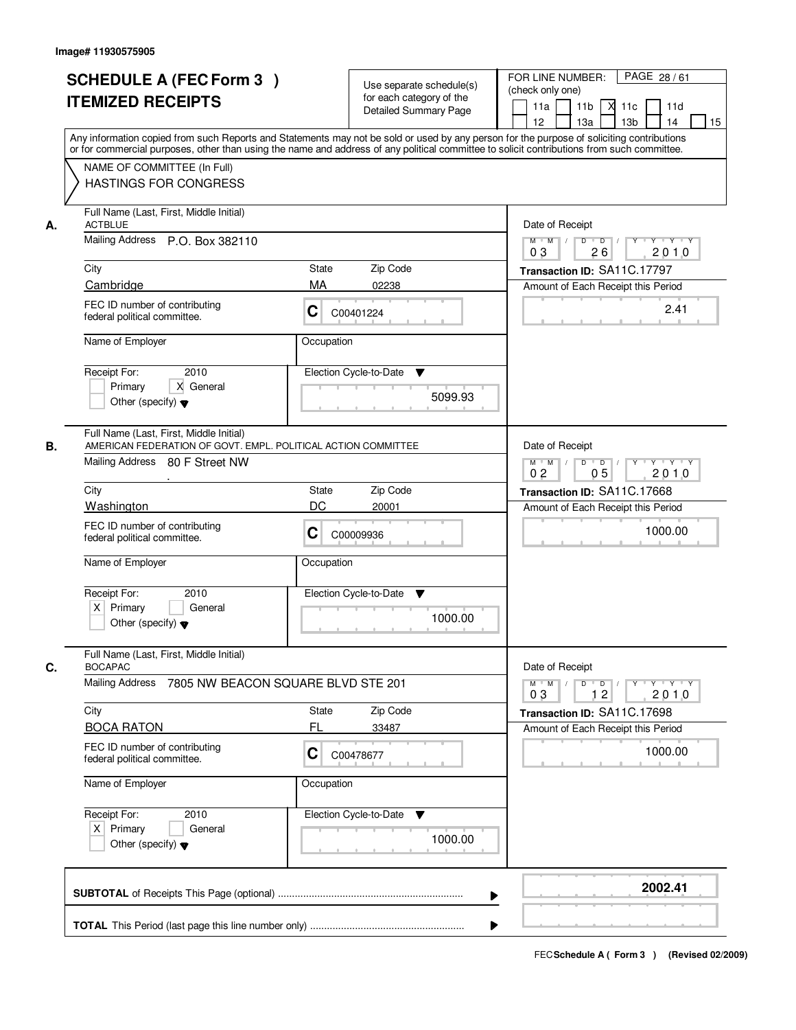Image# 11930575905

# SCHEDULE A (FEC Form 3 )
## ITEMIZED RECEIPTS

Use separate schedule(s) for each category of the Detailed Summary Page

FOR LINE NUMBER: (check only one)

- [ ] 11a
- [ ] 11b
- [X] 11c
- [ ] 11d
- [ ] 12
- [ ] 13a
- [ ] 13b
- [ ] 14
- [ ] 15

PAGE 28 / 61

Any information copied from such Reports and Statements may not be sold or used by any person for the purpose of soliciting contributions or for commercial purposes, other than using the name and address of any political committee to solicit contributions from such committee.

NAME OF COMMITTEE (In Full)
HASTINGS FOR CONGRESS

---

**A.** Full Name (Last, First, Middle Initial): ACTBLUE

Mailing Address: P.O. Box 382110

City: Cambridge | State: MA | Zip Code: 02238

FEC ID number of contributing federal political committee: C C00401224

Name of Employer: | Occupation:

Receipt For: 2010 — [ ] Primary [X] General [ ] Other (specify)

Election Cycle-to-Date: 5099.93

Date of Receipt: 03 / 26 / 2010

Transaction ID: SA11C.17797

Amount of Each Receipt this Period: 2.41

---

**B.** Full Name (Last, First, Middle Initial): AMERICAN FEDERATION OF GOVT. EMPL. POLITICAL ACTION COMMITTEE

Mailing Address: 80 F Street NW
.

City: Washington | State: DC | Zip Code: 20001

FEC ID number of contributing federal political committee: C C00009936

Name of Employer: | Occupation:

Receipt For: 2010 — [X] Primary [ ] General [ ] Other (specify)

Election Cycle-to-Date: 1000.00

Date of Receipt: 02 / 05 / 2010

Transaction ID: SA11C.17668

Amount of Each Receipt this Period: 1000.00

---

**C.** Full Name (Last, First, Middle Initial): BOCAPAC

Mailing Address: 7805 NW BEACON SQUARE BLVD STE 201

City: BOCA RATON | State: FL | Zip Code: 33487

FEC ID number of contributing federal political committee: C C00478677

Name of Employer: | Occupation:

Receipt For: 2010 — [X] Primary [ ] General [ ] Other (specify)

Election Cycle-to-Date: 1000.00

Date of Receipt: 03 / 12 / 2010

Transaction ID: SA11C.17698

Amount of Each Receipt this Period: 1000.00

---

**SUBTOTAL** of Receipts This Page (optional) ........ **2002.41**

**TOTAL** This Period (last page this line number only) ........

FEC Schedule A ( Form 3 ) (Revised 02/2009)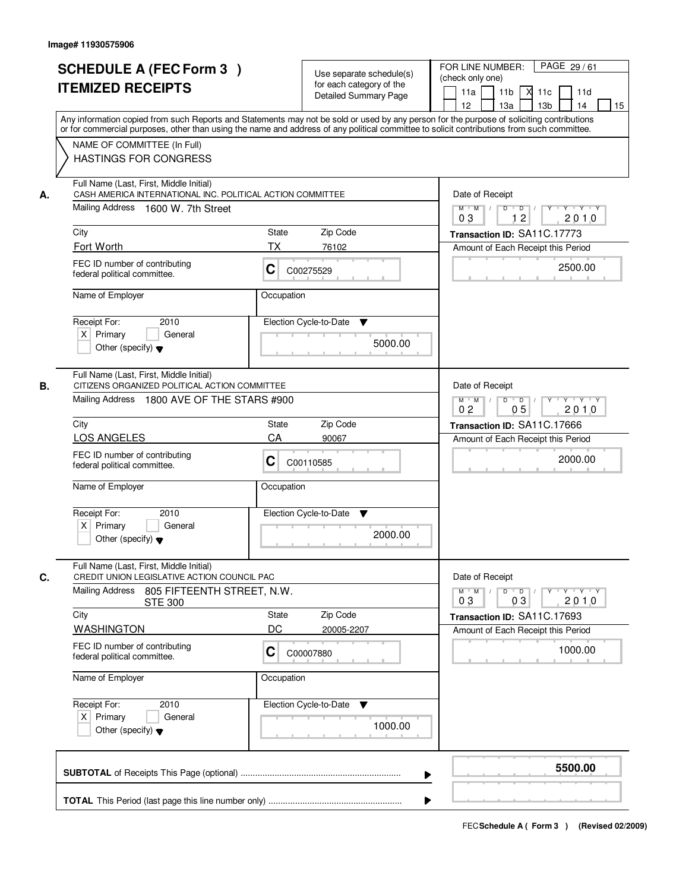Image# 11930575906

# SCHEDULE A (FEC Form 3 )
# ITEMIZED RECEIPTS

Use separate schedule(s) for each category of the Detailed Summary Page

FOR LINE NUMBER: (check only one)

- [ ] 11a
- [ ] 11b
- [X] 11c
- [ ] 11d
- [ ] 12
- [ ] 13a
- [ ] 13b
- [ ] 14
- [ ] 15

PAGE 29 / 61

Any information copied from such Reports and Statements may not be sold or used by any person for the purpose of soliciting contributions or for commercial purposes, other than using the name and address of any political committee to solicit contributions from such committee.

NAME OF COMMITTEE (In Full)
HASTINGS FOR CONGRESS

---

**A.** Full Name (Last, First, Middle Initial)
CASH AMERICA INTERNATIONAL INC. POLITICAL ACTION COMMITTEE

Mailing Address: 1600 W. 7th Street

| City | State | Zip Code |
|---|---|---|
| Fort Worth | TX | 76102 |

FEC ID number of contributing federal political committee: C C00275529

Name of Employer:
Occupation:

Receipt For: 2010
- [X] Primary
- [ ] General
- [ ] Other (specify)

Election Cycle-to-Date: 5000.00

Date of Receipt: 03 / 12 / 2010
Transaction ID: SA11C.17773
Amount of Each Receipt this Period: 2500.00

---

**B.** Full Name (Last, First, Middle Initial)
CITIZENS ORGANIZED POLITICAL ACTION COMMITTEE

Mailing Address: 1800 AVE OF THE STARS #900

| City | State | Zip Code |
|---|---|---|
| LOS ANGELES | CA | 90067 |

FEC ID number of contributing federal political committee: C C00110585

Name of Employer:
Occupation:

Receipt For: 2010
- [X] Primary
- [ ] General
- [ ] Other (specify)

Election Cycle-to-Date: 2000.00

Date of Receipt: 02 / 05 / 2010
Transaction ID: SA11C.17666
Amount of Each Receipt this Period: 2000.00

---

**C.** Full Name (Last, First, Middle Initial)
CREDIT UNION LEGISLATIVE ACTION COUNCIL PAC

Mailing Address: 805 FIFTEENTH STREET, N.W.
STE 300

| City | State | Zip Code |
|---|---|---|
| WASHINGTON | DC | 20005-2207 |

FEC ID number of contributing federal political committee: C C00007880

Name of Employer:
Occupation:

Receipt For: 2010
- [X] Primary
- [ ] General
- [ ] Other (specify)

Election Cycle-to-Date: 1000.00

Date of Receipt: 03 / 03 / 2010
Transaction ID: SA11C.17693
Amount of Each Receipt this Period: 1000.00

---

**SUBTOTAL** of Receipts This Page (optional) ........ **5500.00**

**TOTAL** This Period (last page this line number only) ........

FEC **Schedule A ( Form 3 )** (Revised 02/2009)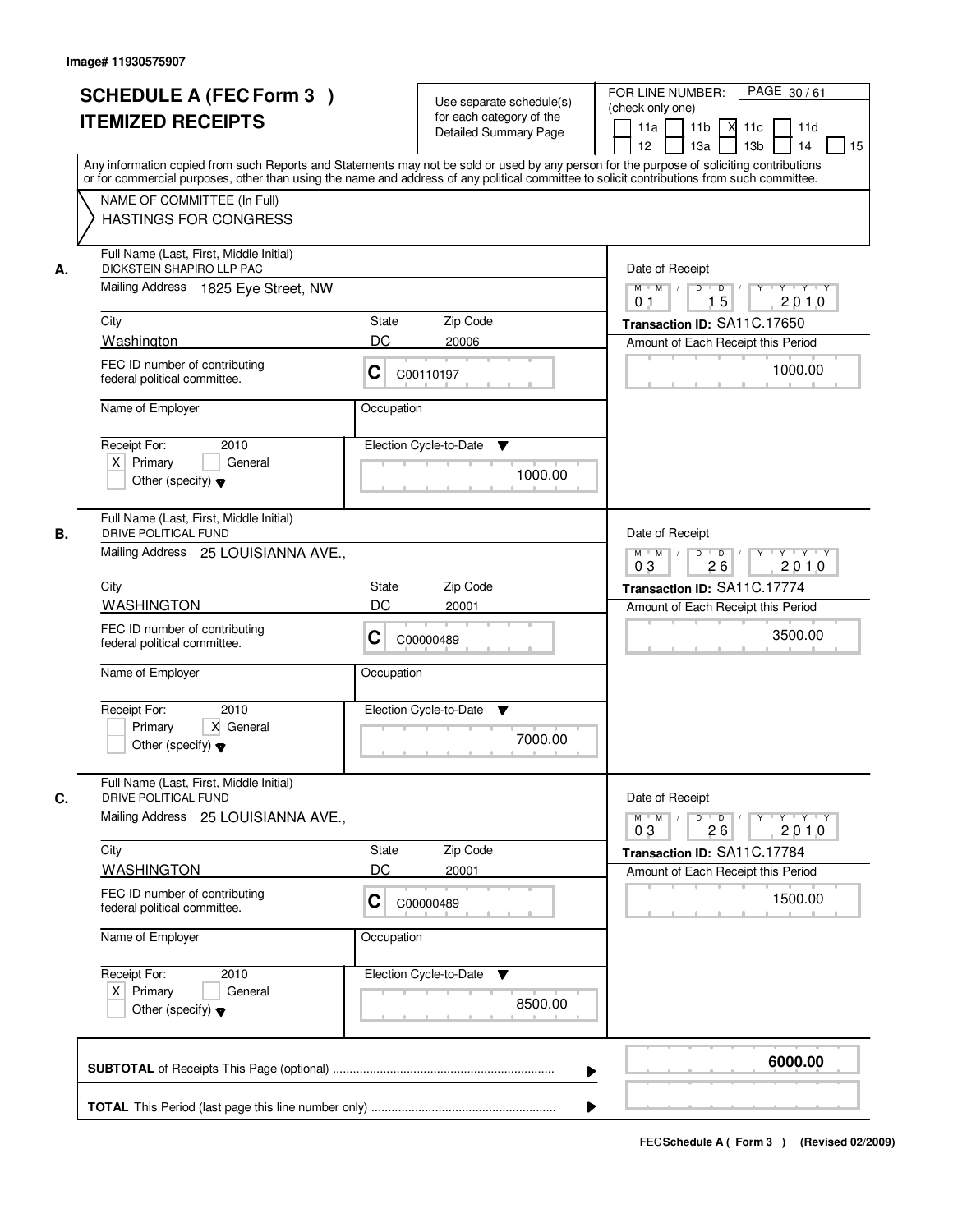Image# 11930575907

# SCHEDULE A (FEC Form 3 )
# ITEMIZED RECEIPTS

Use separate schedule(s) for each category of the Detailed Summary Page

FOR LINE NUMBER: (check only one)

11a | 11b | X 11c | 11d | 12 | 13a | 13b | 14 | 15

PAGE 30 / 61

Any information copied from such Reports and Statements may not be sold or used by any person for the purpose of soliciting contributions or for commercial purposes, other than using the name and address of any political committee to solicit contributions from such committee.

NAME OF COMMITTEE (In Full)
HASTINGS FOR CONGRESS

---

**A.** Full Name (Last, First, Middle Initial): DICKSTEIN SHAPIRO LLP PAC

Mailing Address: 1825 Eye Street, NW

City: Washington | State: DC | Zip Code: 20006

FEC ID number of contributing federal political committee: C C00110197

Name of Employer: | Occupation:

Receipt For: 2010 — X Primary | General | Other (specify)

Election Cycle-to-Date: 1000.00

Date of Receipt: 01 / 15 / 2010

Transaction ID: SA11C.17650

Amount of Each Receipt this Period: 1000.00

---

**B.** Full Name (Last, First, Middle Initial): DRIVE POLITICAL FUND

Mailing Address: 25 LOUISIANNA AVE.,

City: WASHINGTON | State: DC | Zip Code: 20001

FEC ID number of contributing federal political committee: C C00000489

Name of Employer: | Occupation:

Receipt For: 2010 — Primary | X General | Other (specify)

Election Cycle-to-Date: 7000.00

Date of Receipt: 03 / 26 / 2010

Transaction ID: SA11C.17774

Amount of Each Receipt this Period: 3500.00

---

**C.** Full Name (Last, First, Middle Initial): DRIVE POLITICAL FUND

Mailing Address: 25 LOUISIANNA AVE.,

City: WASHINGTON | State: DC | Zip Code: 20001

FEC ID number of contributing federal political committee: C C00000489

Name of Employer: | Occupation:

Receipt For: 2010 — X Primary | General | Other (specify)

Election Cycle-to-Date: 8500.00

Date of Receipt: 03 / 26 / 2010

Transaction ID: SA11C.17784

Amount of Each Receipt this Period: 1500.00

---

**SUBTOTAL** of Receipts This Page (optional): **6000.00**

**TOTAL** This Period (last page this line number only):

FEC **Schedule A ( Form 3 )** (Revised 02/2009)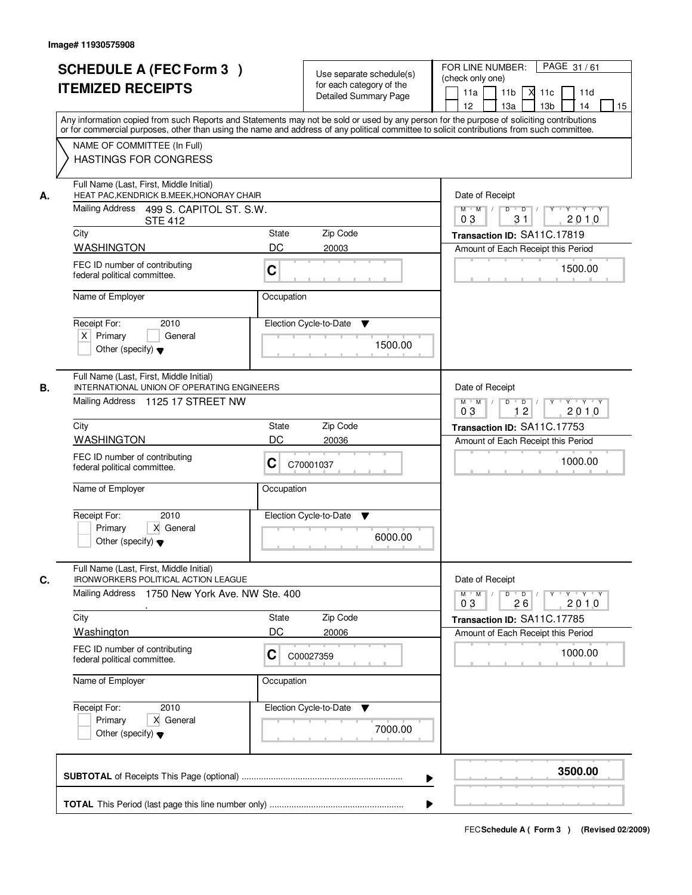Image# 11930575908

# SCHEDULE A (FEC Form 3 ) ITEMIZED RECEIPTS

Use separate schedule(s) for each category of the Detailed Summary Page

FOR LINE NUMBER: (check only one)

11a [ ] 11b [ ] 11c [X] 11d [ ] 12 [ ] 13a [ ] 13b [ ] 14 [ ] 15 [ ]

Any information copied from such Reports and Statements may not be sold or used by any person for the purpose of soliciting contributions or for commercial purposes, other than using the name and address of any political committee to solicit contributions from such committee.

NAME OF COMMITTEE (In Full)
HASTINGS FOR CONGRESS

## A.

Full Name (Last, First, Middle Initial): HEAT PAC,KENDRICK B.MEEK,HONORAY CHAIR

Mailing Address: 499 S. CAPITOL ST. S.W. STE 412

City: WASHINGTON | State: DC | Zip Code: 20003

FEC ID number of contributing federal political committee: C

Name of Employer:

Occupation:

Receipt For: 2010 — [X] Primary [ ] General [ ] Other (specify)

Election Cycle-to-Date: 1500.00

Date of Receipt: 03 / 31 / 2010

Transaction ID: SA11C.17819

Amount of Each Receipt this Period: 1500.00

## B.

Full Name (Last, First, Middle Initial): INTERNATIONAL UNION OF OPERATING ENGINEERS

Mailing Address: 1125 17 STREET NW

City: WASHINGTON | State: DC | Zip Code: 20036

FEC ID number of contributing federal political committee: C C70001037

Name of Employer:

Occupation:

Receipt For: 2010 — [ ] Primary [X] General [ ] Other (specify)

Election Cycle-to-Date: 6000.00

Date of Receipt: 03 / 12 / 2010

Transaction ID: SA11C.17753

Amount of Each Receipt this Period: 1000.00

## C.

Full Name (Last, First, Middle Initial): IRONWORKERS POLITICAL ACTION LEAGUE

Mailing Address: 1750 New York Ave. NW Ste. 400
.

City: Washington | State: DC | Zip Code: 20006

FEC ID number of contributing federal political committee: C C00027359

Name of Employer:

Occupation:

Receipt For: 2010 — [ ] Primary [X] General [ ] Other (specify)

Election Cycle-to-Date: 7000.00

Date of Receipt: 03 / 26 / 2010

Transaction ID: SA11C.17785

Amount of Each Receipt this Period: 1000.00

**SUBTOTAL** of Receipts This Page (optional): **3500.00**

**TOTAL** This Period (last page this line number only):

FEC **Schedule A ( Form 3 )** (Revised 02/2009)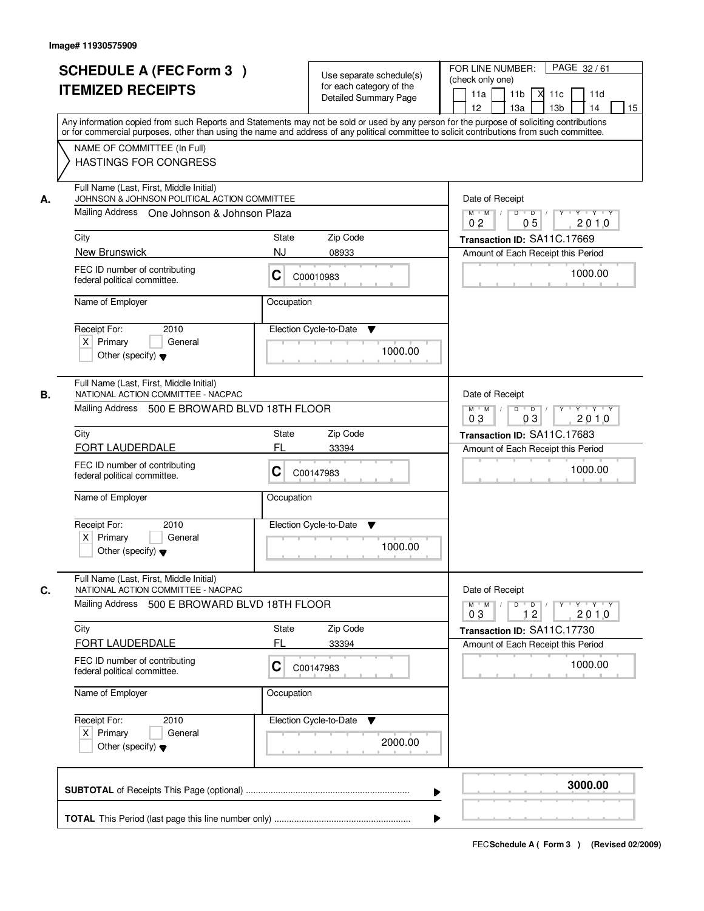Image# 11930575909

# SCHEDULE A (FEC Form 3 )
# ITEMIZED RECEIPTS

Use separate schedule(s) for each category of the Detailed Summary Page

FOR LINE NUMBER: (check only one)

11a [ ] 11b [ ] 11c [X] 11d [ ] 12 [ ] 13a [ ] 13b [ ] 14 [ ] 15 [ ]

PAGE 32 / 61

Any information copied from such Reports and Statements may not be sold or used by any person for the purpose of soliciting contributions or for commercial purposes, other than using the name and address of any political committee to solicit contributions from such committee.

NAME OF COMMITTEE (In Full)
HASTINGS FOR CONGRESS

---

**A.**

Full Name (Last, First, Middle Initial): JOHNSON & JOHNSON POLITICAL ACTION COMMITTEE

Mailing Address: One Johnson & Johnson Plaza

| City | State | Zip Code |
|---|---|---|
| New Brunswick | NJ | 08933 |

FEC ID number of contributing federal political committee: C C00010983

Name of Employer:

Occupation:

Receipt For: 2010 — [X] Primary [ ] General [ ] Other (specify)

Election Cycle-to-Date: 1000.00

Date of Receipt: 02 / 05 / 2010

Transaction ID: SA11C.17669

Amount of Each Receipt this Period: 1000.00

---

**B.**

Full Name (Last, First, Middle Initial): NATIONAL ACTION COMMITTEE - NACPAC

Mailing Address: 500 E BROWARD BLVD 18TH FLOOR

| City | State | Zip Code |
|---|---|---|
| FORT LAUDERDALE | FL | 33394 |

FEC ID number of contributing federal political committee: C C00147983

Name of Employer:

Occupation:

Receipt For: 2010 — [X] Primary [ ] General [ ] Other (specify)

Election Cycle-to-Date: 1000.00

Date of Receipt: 03 / 03 / 2010

Transaction ID: SA11C.17683

Amount of Each Receipt this Period: 1000.00

---

**C.**

Full Name (Last, First, Middle Initial): NATIONAL ACTION COMMITTEE - NACPAC

Mailing Address: 500 E BROWARD BLVD 18TH FLOOR

| City | State | Zip Code |
|---|---|---|
| FORT LAUDERDALE | FL | 33394 |

FEC ID number of contributing federal political committee: C C00147983

Name of Employer:

Occupation:

Receipt For: 2010 — [X] Primary [ ] General [ ] Other (specify)

Election Cycle-to-Date: 2000.00

Date of Receipt: 03 / 12 / 2010

Transaction ID: SA11C.17730

Amount of Each Receipt this Period: 1000.00

---

**SUBTOTAL** of Receipts This Page (optional) ..................... **3000.00**

**TOTAL** This Period (last page this line number only) .....................

FEC **Schedule A ( Form 3 )** (Revised 02/2009)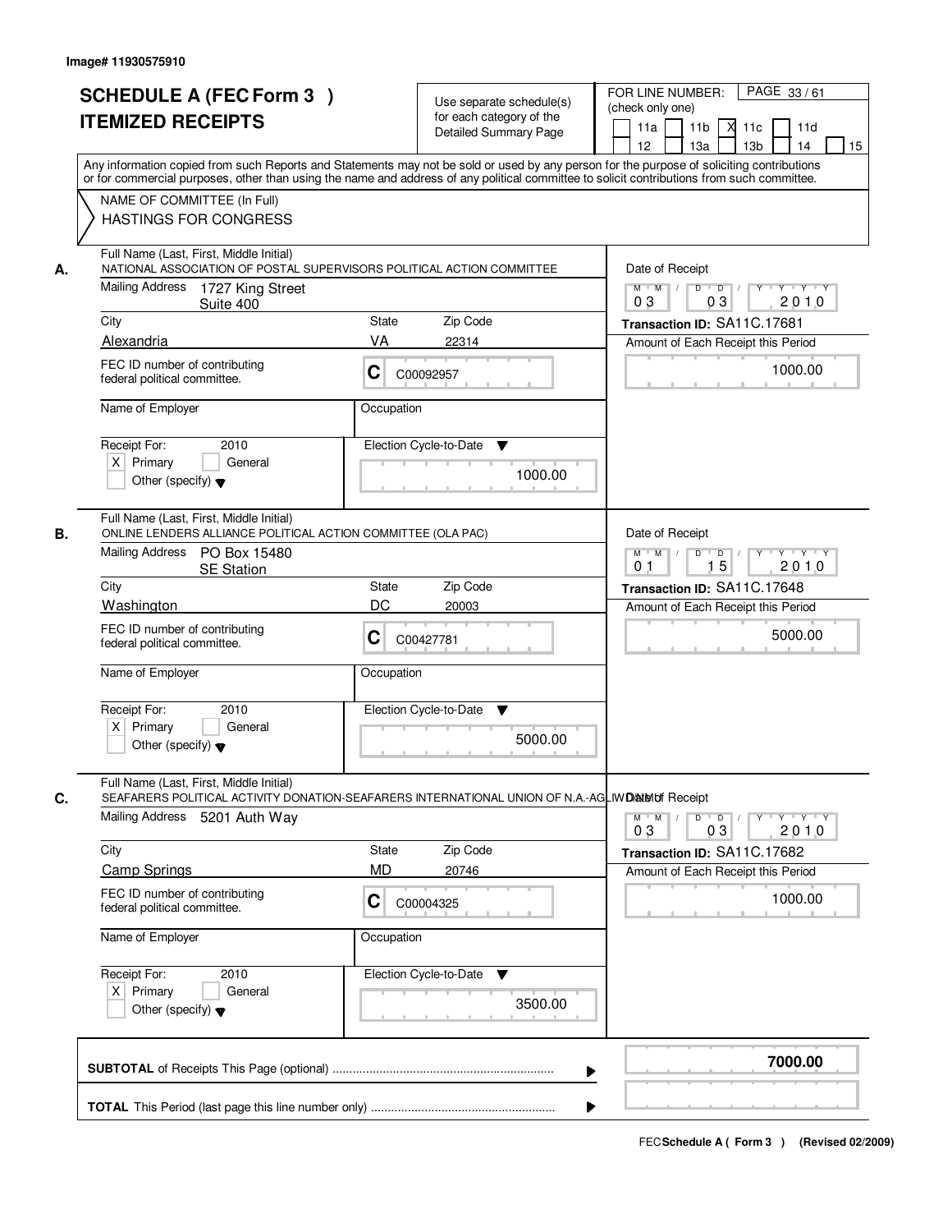Image# 11930575910

# SCHEDULE A (FEC Form 3 )
# ITEMIZED RECEIPTS

Use separate schedule(s) for each category of the Detailed Summary Page

FOR LINE NUMBER: (check only one) PAGE 33 / 61

11a [ ] 11b [ ] 11c [X] 11d [ ] 12 [ ] 13a [ ] 13b [ ] 14 [ ] 15 [ ]

Any information copied from such Reports and Statements may not be sold or used by any person for the purpose of soliciting contributions or for commercial purposes, other than using the name and address of any political committee to solicit contributions from such committee.

NAME OF COMMITTEE (In Full)
HASTINGS FOR CONGRESS

---

**A.** Full Name (Last, First, Middle Initial)
NATIONAL ASSOCIATION OF POSTAL SUPERVISORS POLITICAL ACTION COMMITTEE

Mailing Address: 1727 King Street, Suite 400

City: Alexandria | State: VA | Zip Code: 22314

FEC ID number of contributing federal political committee: C C00092957

Name of Employer: | Occupation:

Receipt For: 2010 [X] Primary [ ] General [ ] Other (specify)

Election Cycle-to-Date: 1000.00

Date of Receipt: 03 / 03 / 2010

Transaction ID: SA11C.17681

Amount of Each Receipt this Period: 1000.00

---

**B.** Full Name (Last, First, Middle Initial)
ONLINE LENDERS ALLIANCE POLITICAL ACTION COMMITTEE (OLA PAC)

Mailing Address: PO Box 15480, SE Station

City: Washington | State: DC | Zip Code: 20003

FEC ID number of contributing federal political committee: C C00427781

Name of Employer: | Occupation:

Receipt For: 2010 [X] Primary [ ] General [ ] Other (specify)

Election Cycle-to-Date: 5000.00

Date of Receipt: 01 / 15 / 2010

Transaction ID: SA11C.17648

Amount of Each Receipt this Period: 5000.00

---

**C.** Full Name (Last, First, Middle Initial)
SEAFARERS POLITICAL ACTIVITY DONATION-SEAFARERS INTERNATIONAL UNION OF N.A.-AGLIWD

Mailing Address: 5201 Auth Way

City: Camp Springs | State: MD | Zip Code: 20746

FEC ID number of contributing federal political committee: C C00004325

Name of Employer: | Occupation:

Receipt For: 2010 [X] Primary [ ] General [ ] Other (specify)

Election Cycle-to-Date: 3500.00

Date of Receipt: 03 / 03 / 2010

Transaction ID: SA11C.17682

Amount of Each Receipt this Period: 1000.00

---

**SUBTOTAL** of Receipts This Page (optional): **7000.00**

**TOTAL** This Period (last page this line number only):

FEC Schedule A ( Form 3 ) (Revised 02/2009)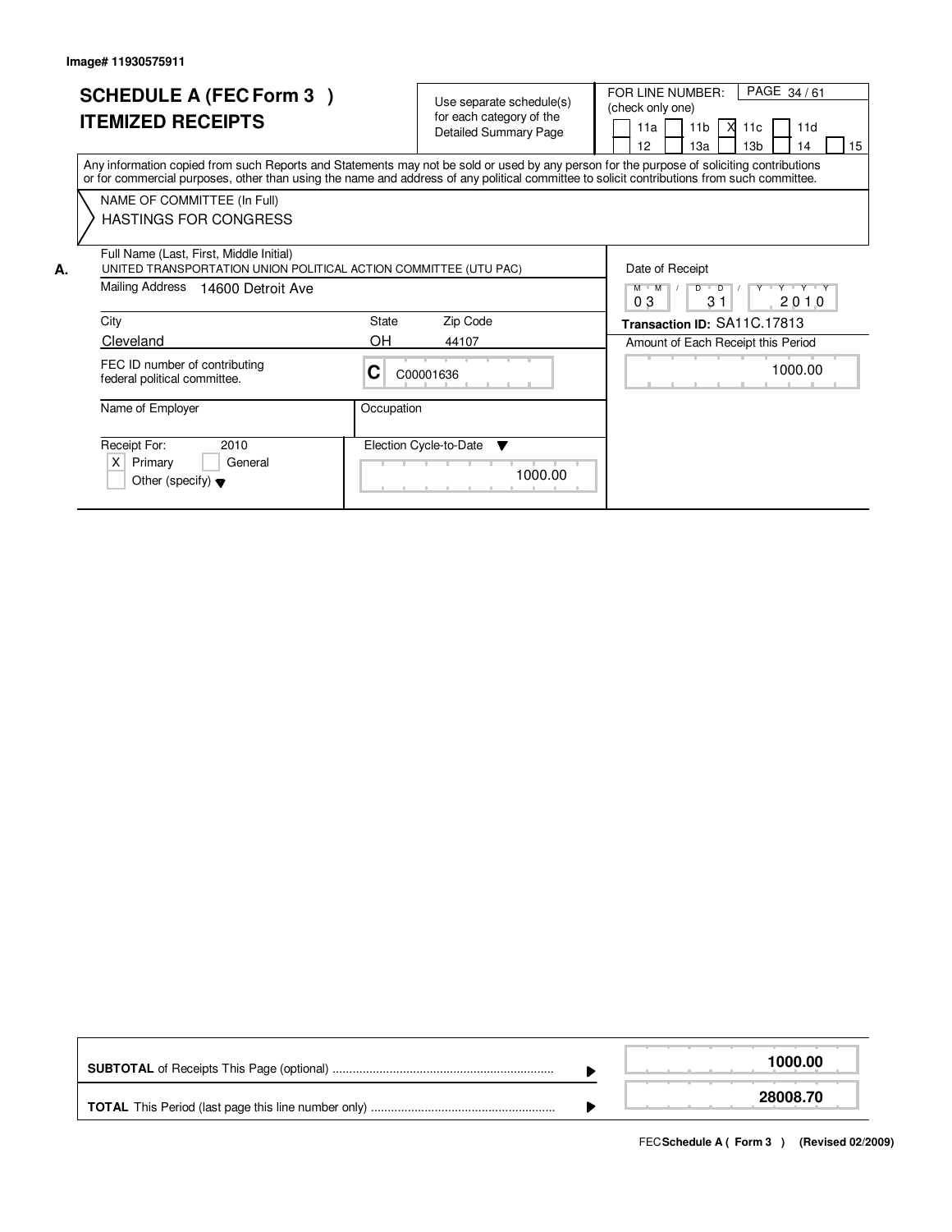Image# 11930575911

# SCHEDULE A (FEC Form 3 )
# ITEMIZED RECEIPTS

Use separate schedule(s) for each category of the Detailed Summary Page

FOR LINE NUMBER: (check only one)

- [ ] 11a
- [ ] 11b
- [X] 11c
- [ ] 11d
- [ ] 12
- [ ] 13a
- [ ] 13b
- [ ] 14
- [ ] 15

PAGE 34 / 61

Any information copied from such Reports and Statements may not be sold or used by any person for the purpose of soliciting contributions or for commercial purposes, other than using the name and address of any political committee to solicit contributions from such committee.

NAME OF COMMITTEE (In Full)
HASTINGS FOR CONGRESS

**A.** Full Name (Last, First, Middle Initial)
UNITED TRANSPORTATION UNION POLITICAL ACTION COMMITTEE (UTU PAC)

Mailing Address: 14600 Detroit Ave

| City | State | Zip Code |
|---|---|---|
| Cleveland | OH | 44107 |

FEC ID number of contributing federal political committee.: C C00001636

Name of Employer:

Occupation:

Receipt For: 2010
- [X] Primary
- [ ] General
- [ ] Other (specify)

Election Cycle-to-Date: 1000.00

Date of Receipt: 03 / 31 / 2010

**Transaction ID:** SA11C.17813

Amount of Each Receipt this Period: 1000.00

| | |
|---|---|
| **SUBTOTAL** of Receipts This Page (optional) | **1000.00** |
| **TOTAL** This Period (last page this line number only) | **28008.70** |

FEC **Schedule A ( Form 3 )** (Revised 02/2009)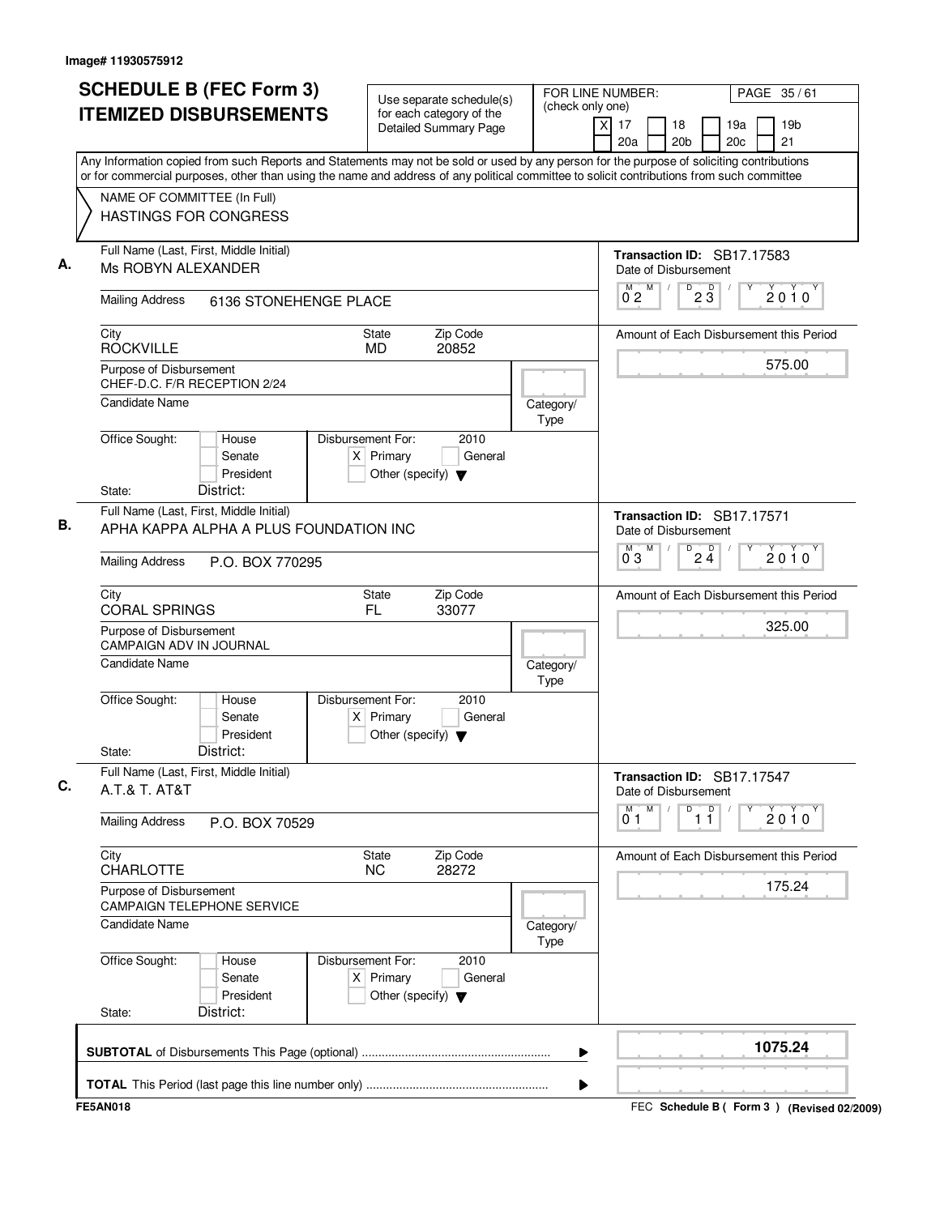Image# 11930575912

# SCHEDULE B (FEC Form 3) ITEMIZED DISBURSEMENTS

Use separate schedule(s) for each category of the Detailed Summary Page

FOR LINE NUMBER: (check only one)
[X] 17 [ ] 18 [ ] 19a [ ] 19b [ ] 20a [ ] 20b [ ] 20c [ ] 21

Any Information copied from such Reports and Statements may not be sold or used by any person for the purpose of soliciting contributions or for commercial purposes, other than using the name and address of any political committee to solicit contributions from such committee

NAME OF COMMITTEE (In Full)
HASTINGS FOR CONGRESS

**A.**
Full Name (Last, First, Middle Initial): Ms ROBYN ALEXANDER
Mailing Address: 6136 STONEHENGE PLACE
City: ROCKVILLE | State: MD | Zip Code: 20852
Purpose of Disbursement: CHEF-D.C. F/R RECEPTION 2/24
Candidate Name:
Category/Type:
Office Sought: [ ] House [ ] Senate [ ] President
State: District:
Disbursement For: 2010 [X] Primary [ ] General [ ] Other (specify)
Transaction ID: SB17.17583
Date of Disbursement: 02/23/2010
Amount of Each Disbursement this Period: 575.00

**B.**
Full Name (Last, First, Middle Initial): APHA KAPPA ALPHA A PLUS FOUNDATION INC
Mailing Address: P.O. BOX 770295
City: CORAL SPRINGS | State: FL | Zip Code: 33077
Purpose of Disbursement: CAMPAIGN ADV IN JOURNAL
Candidate Name:
Category/Type:
Office Sought: [ ] House [ ] Senate [ ] President
State: District:
Disbursement For: 2010 [X] Primary [ ] General [ ] Other (specify)
Transaction ID: SB17.17571
Date of Disbursement: 03/24/2010
Amount of Each Disbursement this Period: 325.00

**C.**
Full Name (Last, First, Middle Initial): A.T.& T. AT&T
Mailing Address: P.O. BOX 70529
City: CHARLOTTE | State: NC | Zip Code: 28272
Purpose of Disbursement: CAMPAIGN TELEPHONE SERVICE
Candidate Name:
Category/Type:
Office Sought: [ ] House [ ] Senate [ ] President
State: District:
Disbursement For: 2010 [X] Primary [ ] General [ ] Other (specify)
Transaction ID: SB17.17547
Date of Disbursement: 01/11/2010
Amount of Each Disbursement this Period: 175.24

**SUBTOTAL** of Disbursements This Page (optional): 1075.24

**TOTAL** This Period (last page this line number only):

FE5AN018 | FEC Schedule B ( Form 3 ) (Revised 02/2009)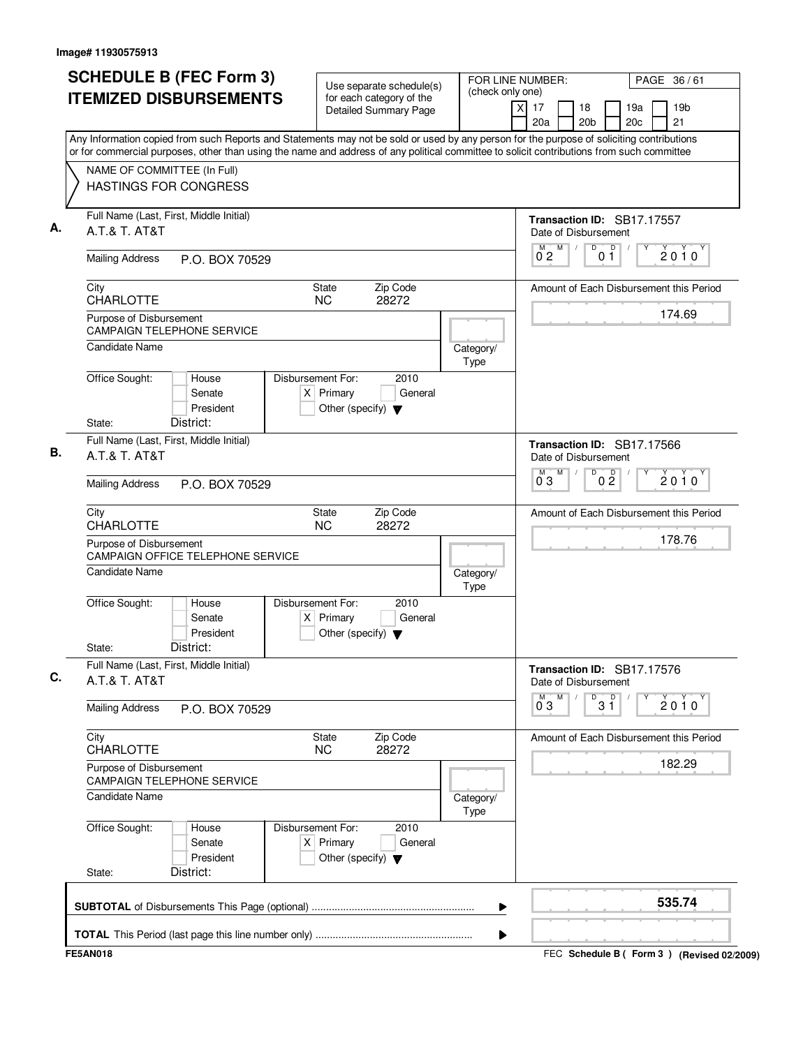Image# 11930575913

# SCHEDULE B (FEC Form 3)
# ITEMIZED DISBURSEMENTS

Use separate schedule(s) for each category of the Detailed Summary Page

FOR LINE NUMBER: (check only one)
[X] 17 [ ] 18 [ ] 19a [ ] 19b [ ] 20a [ ] 20b [ ] 20c [ ] 21

Any Information copied from such Reports and Statements may not be sold or used by any person for the purpose of soliciting contributions or for commercial purposes, other than using the name and address of any political committee to solicit contributions from such committee

NAME OF COMMITTEE (In Full)
HASTINGS FOR CONGRESS

**A.**
Full Name (Last, First, Middle Initial): A.T.& T. AT&T
Mailing Address: P.O. BOX 70529
City: CHARLOTTE State: NC Zip Code: 28272
Purpose of Disbursement: CAMPAIGN TELEPHONE SERVICE
Candidate Name:
Category/Type:
Office Sought: [ ] House [ ] Senate [ ] President
State: District:
Disbursement For: 2010 [X] Primary [ ] General [ ] Other (specify)
Transaction ID: SB17.17557
Date of Disbursement: 02/01/2010
Amount of Each Disbursement this Period: 174.69

**B.**
Full Name (Last, First, Middle Initial): A.T.& T. AT&T
Mailing Address: P.O. BOX 70529
City: CHARLOTTE State: NC Zip Code: 28272
Purpose of Disbursement: CAMPAIGN OFFICE TELEPHONE SERVICE
Candidate Name:
Category/Type:
Office Sought: [ ] House [ ] Senate [ ] President
State: District:
Disbursement For: 2010 [X] Primary [ ] General [ ] Other (specify)
Transaction ID: SB17.17566
Date of Disbursement: 03/02/2010
Amount of Each Disbursement this Period: 178.76

**C.**
Full Name (Last, First, Middle Initial): A.T.& T. AT&T
Mailing Address: P.O. BOX 70529
City: CHARLOTTE State: NC Zip Code: 28272
Purpose of Disbursement: CAMPAIGN TELEPHONE SERVICE
Candidate Name:
Category/Type:
Office Sought: [ ] House [ ] Senate [ ] President
State: District:
Disbursement For: 2010 [X] Primary [ ] General [ ] Other (specify)
Transaction ID: SB17.17576
Date of Disbursement: 03/31/2010
Amount of Each Disbursement this Period: 182.29

**SUBTOTAL** of Disbursements This Page (optional): **535.74**

**TOTAL** This Period (last page this line number only):

FE5AN018 FEC Schedule B ( Form 3 ) (Revised 02/2009)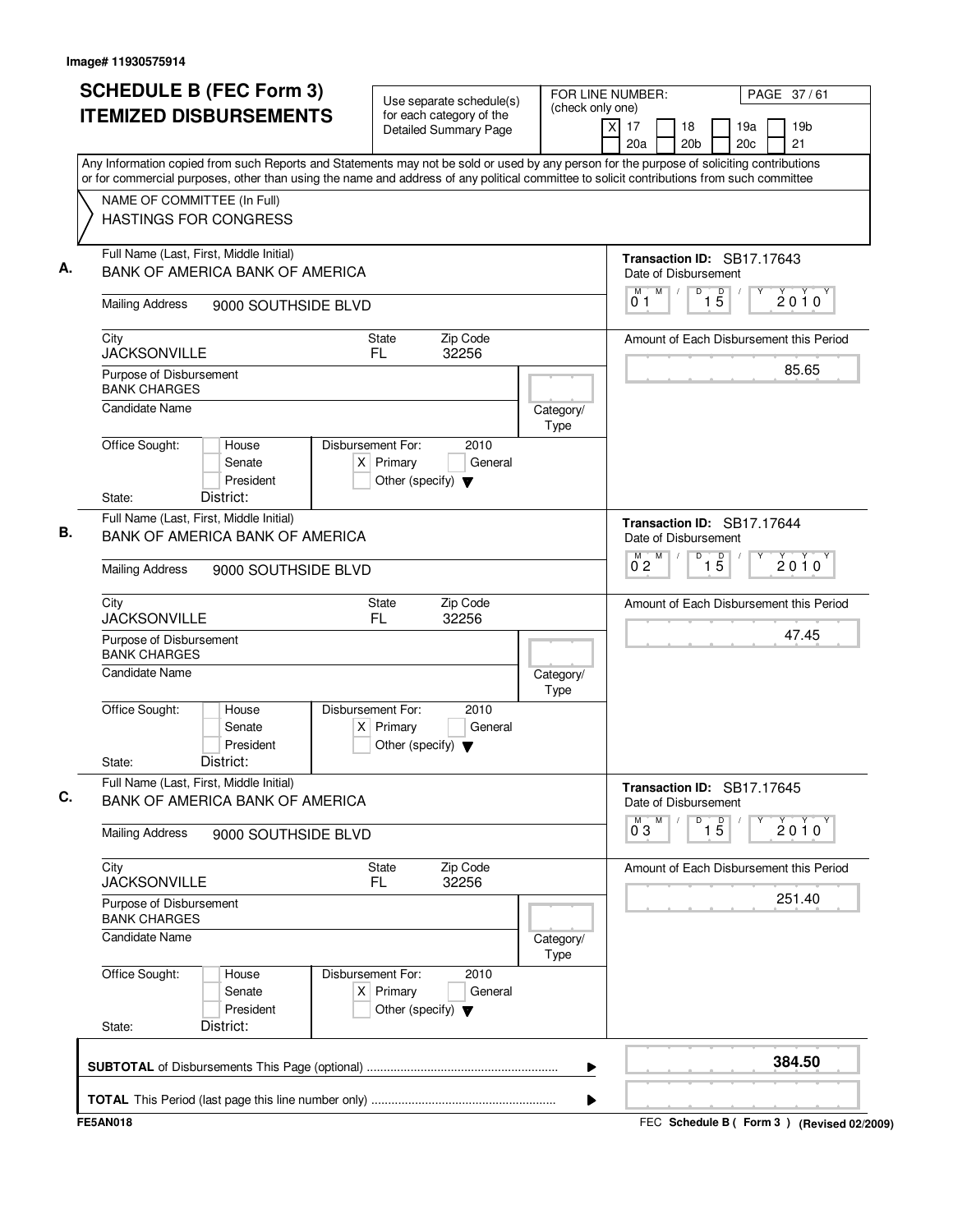Image# 11930575914

# SCHEDULE B (FEC Form 3) ITEMIZED DISBURSEMENTS

Use separate schedule(s) for each category of the Detailed Summary Page

FOR LINE NUMBER: (check only one)
[X] 17 [ ] 18 [ ] 19a [ ] 19b [ ] 20a [ ] 20b [ ] 20c [ ] 21

PAGE 37 / 61

Any Information copied from such Reports and Statements may not be sold or used by any person for the purpose of soliciting contributions or for commercial purposes, other than using the name and address of any political committee to solicit contributions from such committee

NAME OF COMMITTEE (In Full)
HASTINGS FOR CONGRESS

---

**A.** Full Name (Last, First, Middle Initial): BANK OF AMERICA BANK OF AMERICA

Mailing Address: 9000 SOUTHSIDE BLVD

City: JACKSONVILLE | State: FL | Zip Code: 32256

Purpose of Disbursement: BANK CHARGES

Candidate Name:

Category/Type:

Office Sought: [ ] House [ ] Senate [ ] President

State: District:

Disbursement For: 2010 [X] Primary [ ] General [ ] Other (specify)

Transaction ID: SB17.17643

Date of Disbursement: 01/15/2010

Amount of Each Disbursement this Period: 85.65

---

**B.** Full Name (Last, First, Middle Initial): BANK OF AMERICA BANK OF AMERICA

Mailing Address: 9000 SOUTHSIDE BLVD

City: JACKSONVILLE | State: FL | Zip Code: 32256

Purpose of Disbursement: BANK CHARGES

Candidate Name:

Category/Type:

Office Sought: [ ] House [ ] Senate [ ] President

State: District:

Disbursement For: 2010 [X] Primary [ ] General [ ] Other (specify)

Transaction ID: SB17.17644

Date of Disbursement: 02/15/2010

Amount of Each Disbursement this Period: 47.45

---

**C.** Full Name (Last, First, Middle Initial): BANK OF AMERICA BANK OF AMERICA

Mailing Address: 9000 SOUTHSIDE BLVD

City: JACKSONVILLE | State: FL | Zip Code: 32256

Purpose of Disbursement: BANK CHARGES

Candidate Name:

Category/Type:

Office Sought: [ ] House [ ] Senate [ ] President

State: District:

Disbursement For: 2010 [X] Primary [ ] General [ ] Other (specify)

Transaction ID: SB17.17645

Date of Disbursement: 03/15/2010

Amount of Each Disbursement this Period: 251.40

---

**SUBTOTAL** of Disbursements This Page (optional): **384.50**

**TOTAL** This Period (last page this line number only):

FE5AN018 — FEC Schedule B ( Form 3 ) (Revised 02/2009)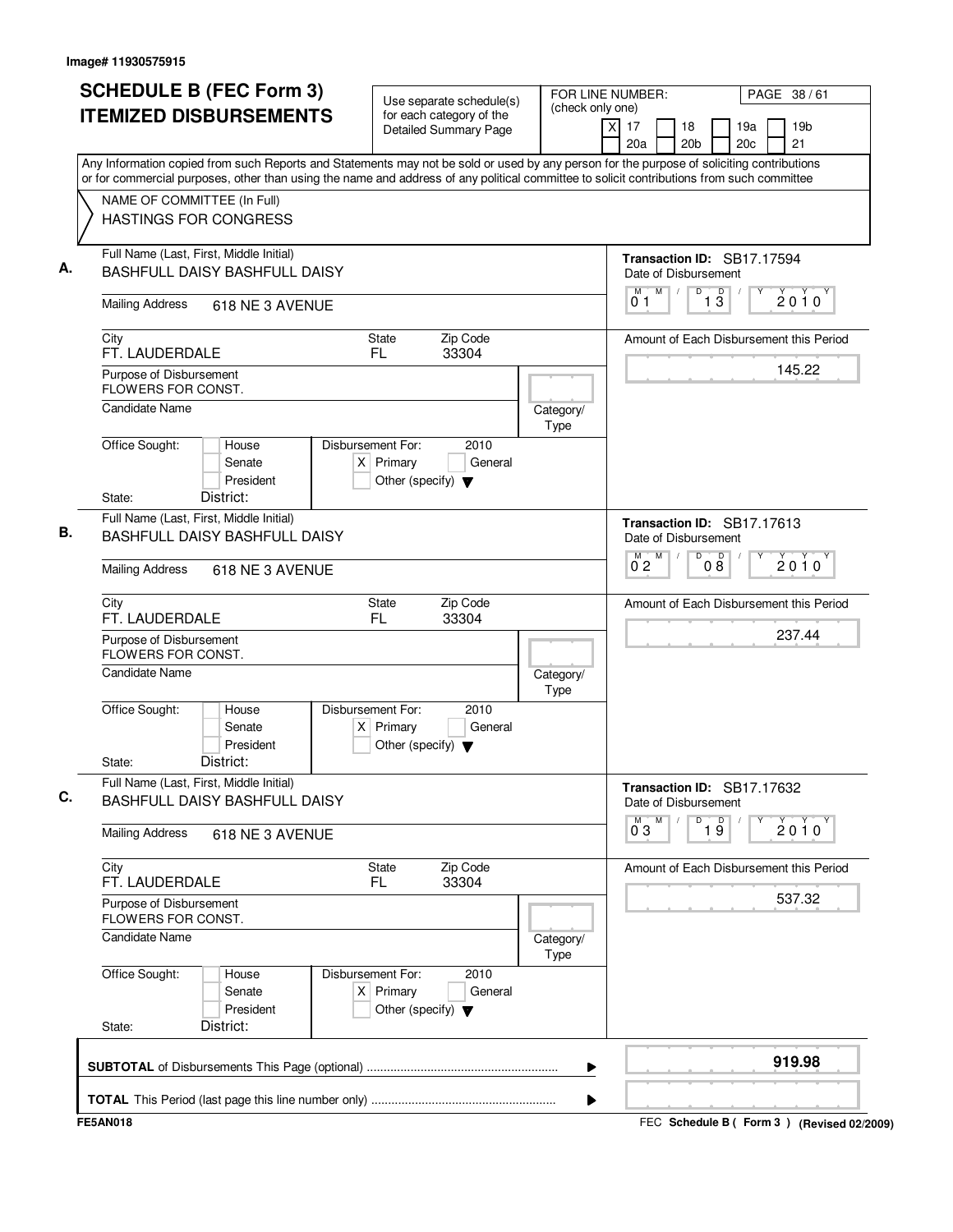Image# 11930575915

# SCHEDULE B (FEC Form 3) ITEMIZED DISBURSEMENTS

Use separate schedule(s) for each category of the Detailed Summary Page

FOR LINE NUMBER: (check only one)
[X] 17 [ ] 18 [ ] 19a [ ] 19b [ ] 20a [ ] 20b [ ] 20c [ ] 21

PAGE 38 / 61

Any Information copied from such Reports and Statements may not be sold or used by any person for the purpose of soliciting contributions or for commercial purposes, other than using the name and address of any political committee to solicit contributions from such committee

NAME OF COMMITTEE (In Full)
HASTINGS FOR CONGRESS

**A.**

Full Name (Last, First, Middle Initial): BASHFULL DAISY BASHFULL DAISY

Mailing Address: 618 NE 3 AVENUE

City: FT. LAUDERDALE | State: FL | Zip Code: 33304

Purpose of Disbursement: FLOWERS FOR CONST.

Candidate Name:

Category/Type:

Office Sought: [ ] House [ ] Senate [ ] President

State: District:

Disbursement For: 2010 [X] Primary [ ] General [ ] Other (specify)

Transaction ID: SB17.17594

Date of Disbursement: 01 / 13 / 2010

Amount of Each Disbursement this Period: 145.22

**B.**

Full Name (Last, First, Middle Initial): BASHFULL DAISY BASHFULL DAISY

Mailing Address: 618 NE 3 AVENUE

City: FT. LAUDERDALE | State: FL | Zip Code: 33304

Purpose of Disbursement: FLOWERS FOR CONST.

Candidate Name:

Category/Type:

Office Sought: [ ] House [ ] Senate [ ] President

State: District:

Disbursement For: 2010 [X] Primary [ ] General [ ] Other (specify)

Transaction ID: SB17.17613

Date of Disbursement: 02 / 08 / 2010

Amount of Each Disbursement this Period: 237.44

**C.**

Full Name (Last, First, Middle Initial): BASHFULL DAISY BASHFULL DAISY

Mailing Address: 618 NE 3 AVENUE

City: FT. LAUDERDALE | State: FL | Zip Code: 33304

Purpose of Disbursement: FLOWERS FOR CONST.

Candidate Name:

Category/Type:

Office Sought: [ ] House [ ] Senate [ ] President

State: District:

Disbursement For: 2010 [X] Primary [ ] General [ ] Other (specify)

Transaction ID: SB17.17632

Date of Disbursement: 03 / 19 / 2010

Amount of Each Disbursement this Period: 537.32

**SUBTOTAL** of Disbursements This Page (optional) ........ **919.98**

**TOTAL** This Period (last page this line number only) ........

FE5AN018

FEC **Schedule B ( Form 3 )** (Revised 02/2009)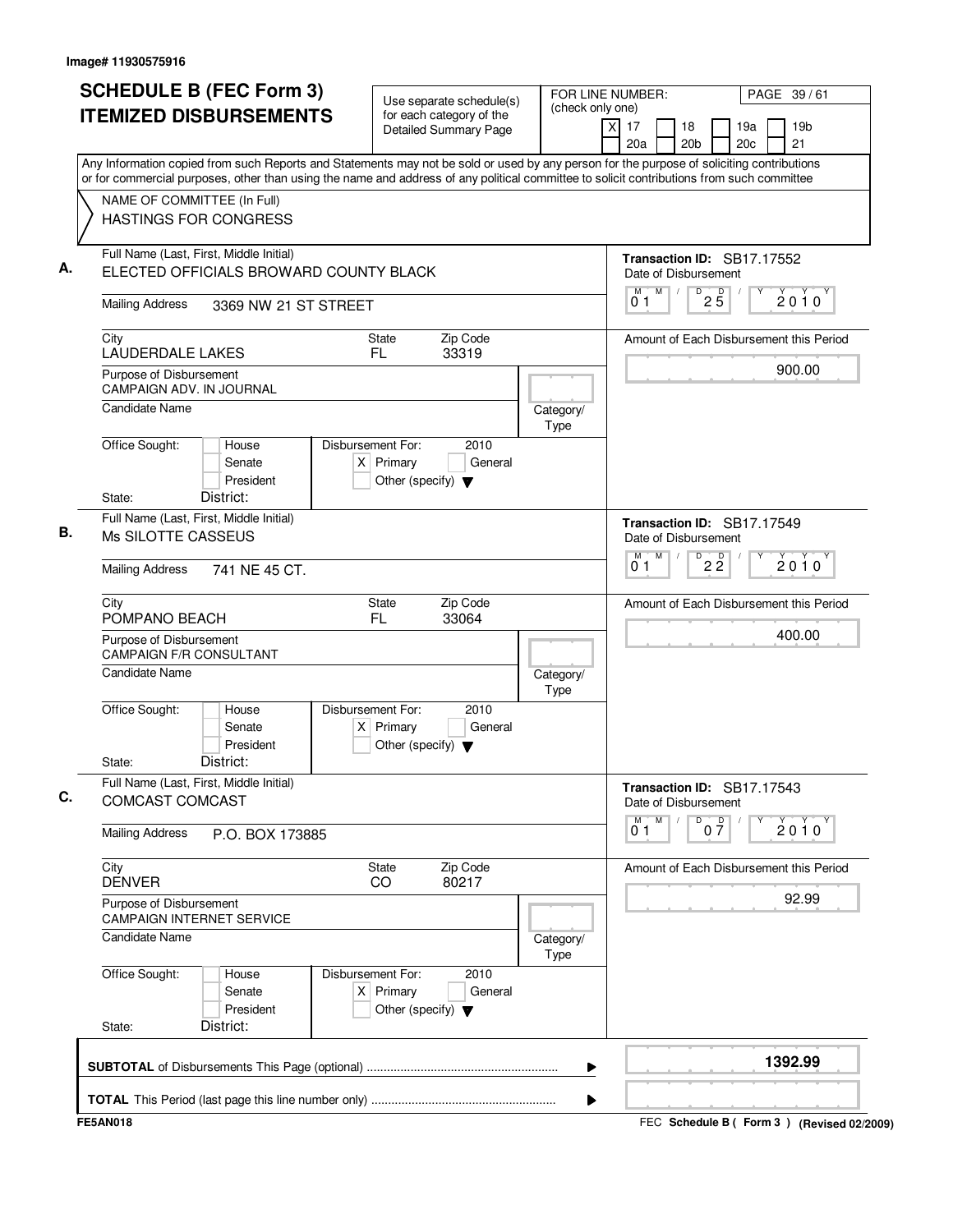Image# 11930575916

# SCHEDULE B (FEC Form 3)
# ITEMIZED DISBURSEMENTS

Use separate schedule(s) for each category of the Detailed Summary Page

FOR LINE NUMBER: (check only one)
[X] 17 [ ] 18 [ ] 19a [ ] 19b [ ] 20a [ ] 20b [ ] 20c [ ] 21

PAGE 39 / 61

Any Information copied from such Reports and Statements may not be sold or used by any person for the purpose of soliciting contributions or for commercial purposes, other than using the name and address of any political committee to solicit contributions from such committee

NAME OF COMMITTEE (In Full)
HASTINGS FOR CONGRESS

**A.**
Full Name (Last, First, Middle Initial): ELECTED OFFICIALS BROWARD COUNTY BLACK
Mailing Address: 3369 NW 21 ST STREET
City: LAUDERDALE LAKES | State: FL | Zip Code: 33319
Purpose of Disbursement: CAMPAIGN ADV. IN JOURNAL
Candidate Name:
Category/Type:
Office Sought: [ ] House [ ] Senate [ ] President
State: District:
Disbursement For: 2010 [X] Primary [ ] General [ ] Other (specify)
Transaction ID: SB17.17552
Date of Disbursement: 01/25/2010
Amount of Each Disbursement this Period: 900.00

**B.**
Full Name (Last, First, Middle Initial): Ms SILOTTE CASSEUS
Mailing Address: 741 NE 45 CT.
City: POMPANO BEACH | State: FL | Zip Code: 33064
Purpose of Disbursement: CAMPAIGN F/R CONSULTANT
Candidate Name:
Category/Type:
Office Sought: [ ] House [ ] Senate [ ] President
State: District:
Disbursement For: 2010 [X] Primary [ ] General [ ] Other (specify)
Transaction ID: SB17.17549
Date of Disbursement: 01/22/2010
Amount of Each Disbursement this Period: 400.00

**C.**
Full Name (Last, First, Middle Initial): COMCAST COMCAST
Mailing Address: P.O. BOX 173885
City: DENVER | State: CO | Zip Code: 80217
Purpose of Disbursement: CAMPAIGN INTERNET SERVICE
Candidate Name:
Category/Type:
Office Sought: [ ] House [ ] Senate [ ] President
State: District:
Disbursement For: 2010 [X] Primary [ ] General [ ] Other (specify)
Transaction ID: SB17.17543
Date of Disbursement: 01/07/2010
Amount of Each Disbursement this Period: 92.99

**SUBTOTAL** of Disbursements This Page (optional): 1392.99

**TOTAL** This Period (last page this line number only):

FE5AN018 | FEC Schedule B ( Form 3 ) (Revised 02/2009)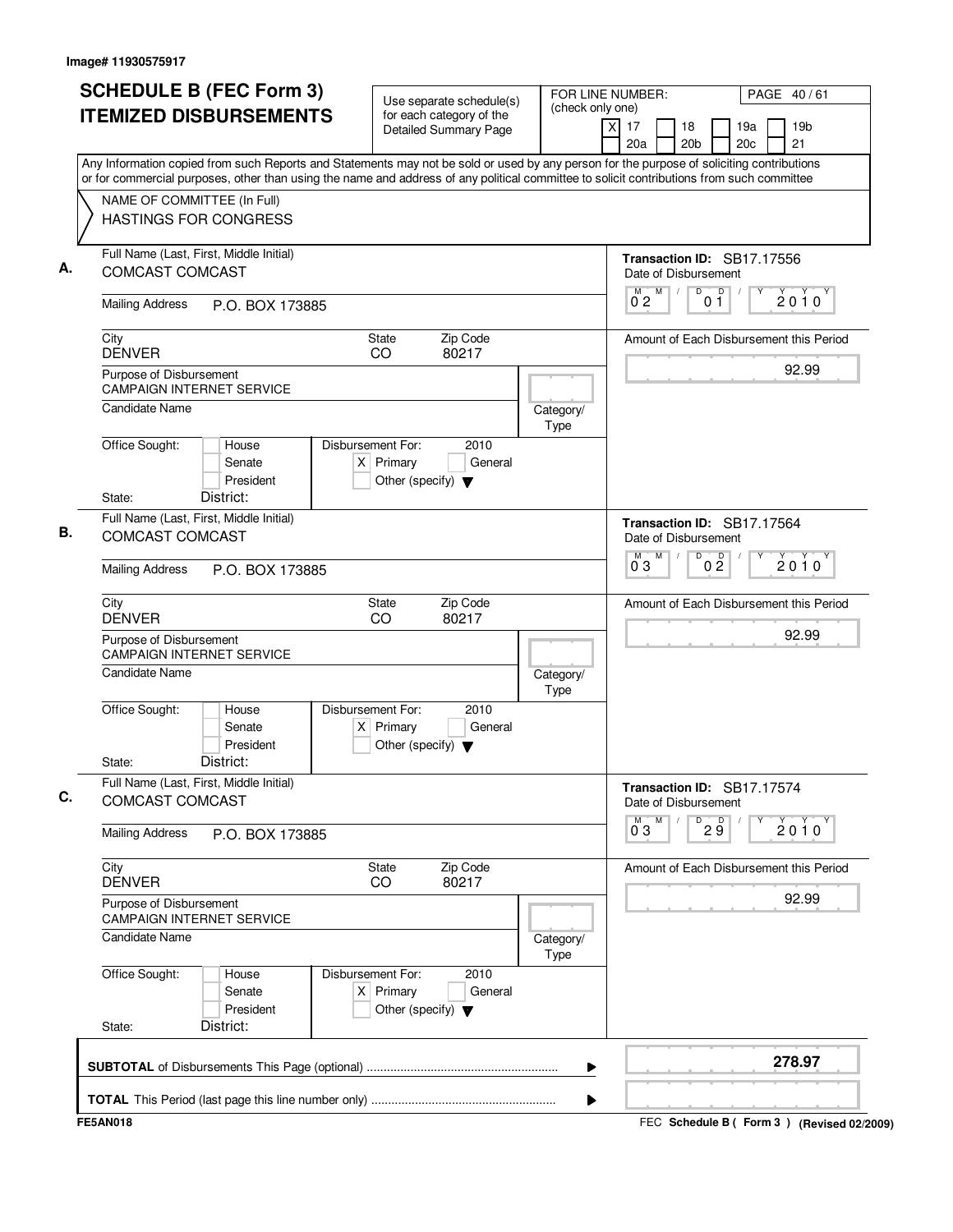Image# 11930575917

# SCHEDULE B (FEC Form 3)
# ITEMIZED DISBURSEMENTS

Use separate schedule(s) for each category of the Detailed Summary Page

FOR LINE NUMBER: (check only one)
[X] 17 [ ] 18 [ ] 19a [ ] 19b [ ] 20a [ ] 20b [ ] 20c [ ] 21

Any Information copied from such Reports and Statements may not be sold or used by any person for the purpose of soliciting contributions or for commercial purposes, other than using the name and address of any political committee to solicit contributions from such committee

NAME OF COMMITTEE (In Full)
HASTINGS FOR CONGRESS

**A.**

Full Name (Last, First, Middle Initial): COMCAST COMCAST
Mailing Address: P.O. BOX 173885
City: DENVER | State: CO | Zip Code: 80217
Purpose of Disbursement: CAMPAIGN INTERNET SERVICE
Candidate Name:
Category/Type:
Office Sought: [ ] House [ ] Senate [ ] President
State: District:
Disbursement For: 2010 [X] Primary [ ] General [ ] Other (specify)

Transaction ID: SB17.17556
Date of Disbursement: 02/01/2010
Amount of Each Disbursement this Period: 92.99

**B.**

Full Name (Last, First, Middle Initial): COMCAST COMCAST
Mailing Address: P.O. BOX 173885
City: DENVER | State: CO | Zip Code: 80217
Purpose of Disbursement: CAMPAIGN INTERNET SERVICE
Candidate Name:
Category/Type:
Office Sought: [ ] House [ ] Senate [ ] President
State: District:
Disbursement For: 2010 [X] Primary [ ] General [ ] Other (specify)

Transaction ID: SB17.17564
Date of Disbursement: 03/02/2010
Amount of Each Disbursement this Period: 92.99

**C.**

Full Name (Last, First, Middle Initial): COMCAST COMCAST
Mailing Address: P.O. BOX 173885
City: DENVER | State: CO | Zip Code: 80217
Purpose of Disbursement: CAMPAIGN INTERNET SERVICE
Candidate Name:
Category/Type:
Office Sought: [ ] House [ ] Senate [ ] President
State: District:
Disbursement For: 2010 [X] Primary [ ] General [ ] Other (specify)

Transaction ID: SB17.17574
Date of Disbursement: 03/29/2010
Amount of Each Disbursement this Period: 92.99

**SUBTOTAL** of Disbursements This Page (optional): **278.97**

**TOTAL** This Period (last page this line number only):

FE5AN018 — FEC Schedule B ( Form 3 ) (Revised 02/2009)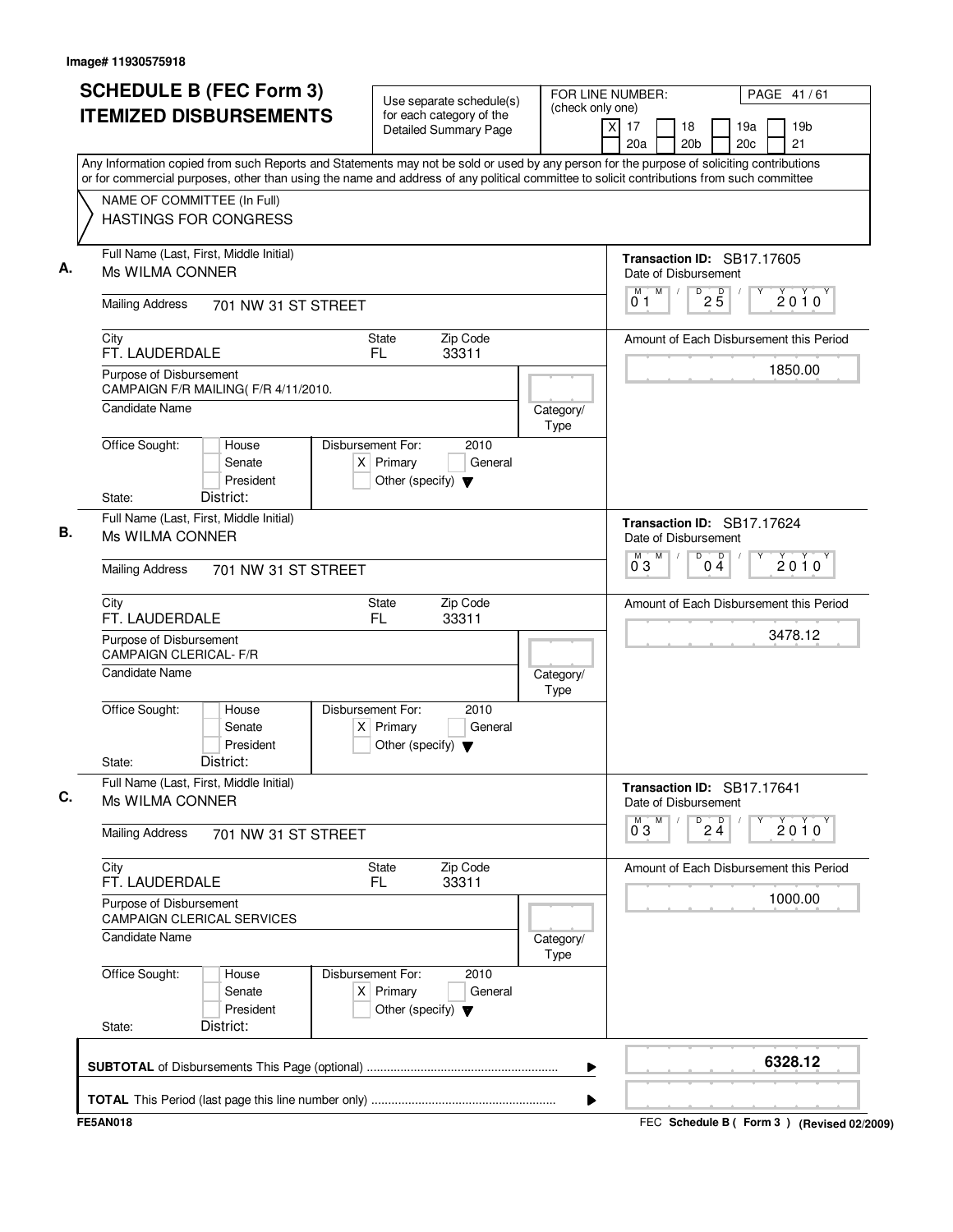Image# 11930575918

# SCHEDULE B (FEC Form 3) ITEMIZED DISBURSEMENTS

Use separate schedule(s) for each category of the Detailed Summary Page

FOR LINE NUMBER: (check only one)

[X] 17 [ ] 18 [ ] 19a [ ] 19b [ ] 20a [ ] 20b [ ] 20c [ ] 21

PAGE 41 / 61

Any Information copied from such Reports and Statements may not be sold or used by any person for the purpose of soliciting contributions or for commercial purposes, other than using the name and address of any political committee to solicit contributions from such committee

NAME OF COMMITTEE (In Full)
HASTINGS FOR CONGRESS

## A.

Full Name (Last, First, Middle Initial): Ms WILMA CONNER

Mailing Address: 701 NW 31 ST STREET

City: FT. LAUDERDALE | State: FL | Zip Code: 33311

Purpose of Disbursement: CAMPAIGN F/R MAILING( F/R 4/11/2010.

Candidate Name:

Category/Type:

Office Sought: [ ] House [ ] Senate [ ] President

State: District:

Disbursement For: 2010 [X] Primary [ ] General [ ] Other (specify)

Transaction ID: SB17.17605

Date of Disbursement: 01/25/2010

Amount of Each Disbursement this Period: 1850.00

## B.

Full Name (Last, First, Middle Initial): Ms WILMA CONNER

Mailing Address: 701 NW 31 ST STREET

City: FT. LAUDERDALE | State: FL | Zip Code: 33311

Purpose of Disbursement: CAMPAIGN CLERICAL- F/R

Candidate Name:

Category/Type:

Office Sought: [ ] House [ ] Senate [ ] President

State: District:

Disbursement For: 2010 [X] Primary [ ] General [ ] Other (specify)

Transaction ID: SB17.17624

Date of Disbursement: 03/04/2010

Amount of Each Disbursement this Period: 3478.12

## C.

Full Name (Last, First, Middle Initial): Ms WILMA CONNER

Mailing Address: 701 NW 31 ST STREET

City: FT. LAUDERDALE | State: FL | Zip Code: 33311

Purpose of Disbursement: CAMPAIGN CLERICAL SERVICES

Candidate Name:

Category/Type:

Office Sought: [ ] House [ ] Senate [ ] President

State: District:

Disbursement For: 2010 [X] Primary [ ] General [ ] Other (specify)

Transaction ID: SB17.17641

Date of Disbursement: 03/24/2010

Amount of Each Disbursement this Period: 1000.00

**SUBTOTAL** of Disbursements This Page (optional): **6328.12**

**TOTAL** This Period (last page this line number only):

FE5AN018 — FEC **Schedule B ( Form 3 )** (Revised 02/2009)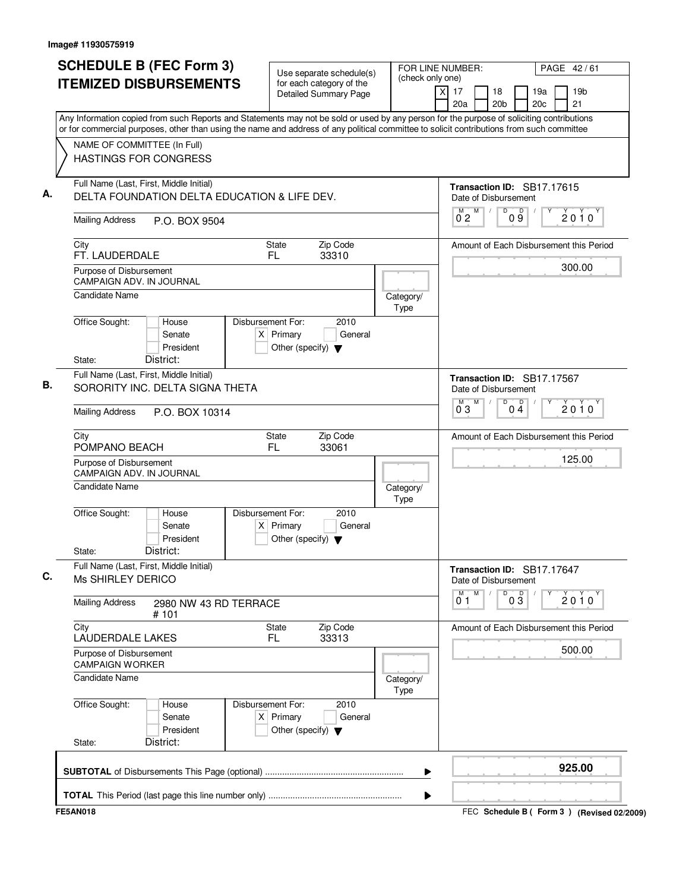Image# 11930575919

# SCHEDULE B (FEC Form 3) ITEMIZED DISBURSEMENTS

Use separate schedule(s) for each category of the Detailed Summary Page

FOR LINE NUMBER: (check only one)
[X] 17 [ ] 18 [ ] 19a [ ] 19b [ ] 20a [ ] 20b [ ] 20c [ ] 21

PAGE 42 / 61

Any Information copied from such Reports and Statements may not be sold or used by any person for the purpose of soliciting contributions or for commercial purposes, other than using the name and address of any political committee to solicit contributions from such committee

NAME OF COMMITTEE (In Full)
HASTINGS FOR CONGRESS

---

**A.** Full Name (Last, First, Middle Initial): DELTA FOUNDATION DELTA EDUCATION & LIFE DEV.

Mailing Address: P.O. BOX 9504

City: FT. LAUDERDALE | State: FL | Zip Code: 33310

Purpose of Disbursement: CAMPAIGN ADV. IN JOURNAL

Candidate Name:

Category/Type:

Office Sought: [ ] House [ ] Senate [ ] President
State: District:

Disbursement For: 2010 [X] Primary [ ] General [ ] Other (specify)

Transaction ID: SB17.17615

Date of Disbursement: 02/09/2010

Amount of Each Disbursement this Period: 300.00

---

**B.** Full Name (Last, First, Middle Initial): SORORITY INC. DELTA SIGNA THETA

Mailing Address: P.O. BOX 10314

City: POMPANO BEACH | State: FL | Zip Code: 33061

Purpose of Disbursement: CAMPAIGN ADV. IN JOURNAL

Candidate Name:

Category/Type:

Office Sought: [ ] House [ ] Senate [ ] President
State: District:

Disbursement For: 2010 [X] Primary [ ] General [ ] Other (specify)

Transaction ID: SB17.17567

Date of Disbursement: 03/04/2010

Amount of Each Disbursement this Period: 125.00

---

**C.** Full Name (Last, First, Middle Initial): Ms SHIRLEY DERICO

Mailing Address: 2980 NW 43 RD TERRACE # 101

City: LAUDERDALE LAKES | State: FL | Zip Code: 33313

Purpose of Disbursement: CAMPAIGN WORKER

Candidate Name:

Category/Type:

Office Sought: [ ] House [ ] Senate [ ] President
State: District:

Disbursement For: 2010 [X] Primary [ ] General [ ] Other (specify)

Transaction ID: SB17.17647

Date of Disbursement: 01/03/2010

Amount of Each Disbursement this Period: 500.00

---

**SUBTOTAL** of Disbursements This Page (optional): **925.00**

**TOTAL** This Period (last page this line number only):

FE5AN018 — FEC Schedule B ( Form 3 ) (Revised 02/2009)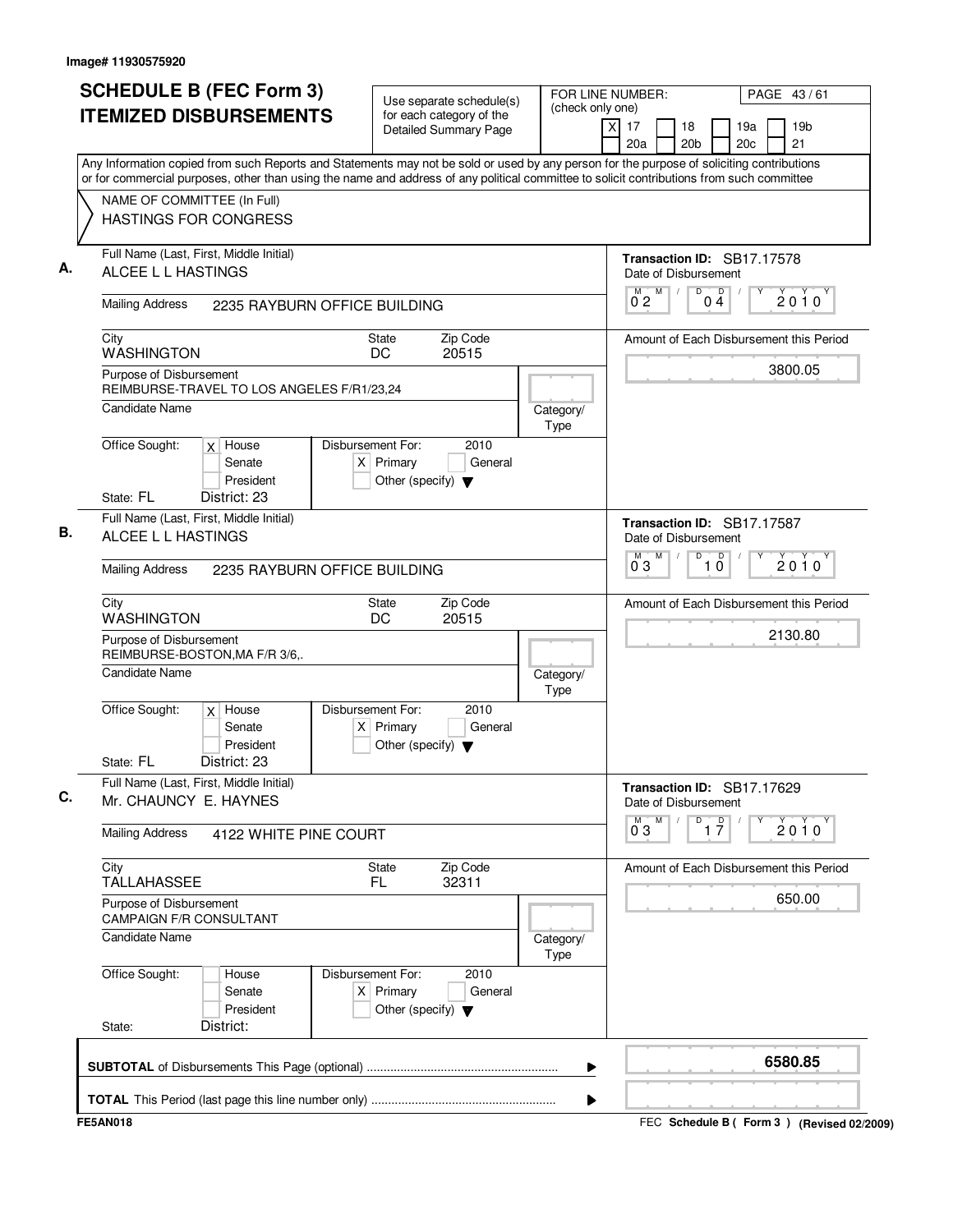Image# 11930575920

# SCHEDULE B (FEC Form 3) ITEMIZED DISBURSEMENTS

Use separate schedule(s) for each category of the Detailed Summary Page

FOR LINE NUMBER: (check only one)
[X] 17 [ ] 18 [ ] 19a [ ] 19b [ ] 20a [ ] 20b [ ] 20c [ ] 21

PAGE 43 / 61

Any Information copied from such Reports and Statements may not be sold or used by any person for the purpose of soliciting contributions or for commercial purposes, other than using the name and address of any political committee to solicit contributions from such committee

NAME OF COMMITTEE (In Full)
HASTINGS FOR CONGRESS

---

**A.** Full Name (Last, First, Middle Initial): ALCEE L L HASTINGS

Mailing Address: 2235 RAYBURN OFFICE BUILDING

City: WASHINGTON | State: DC | Zip Code: 20515

Purpose of Disbursement: REIMBURSE-TRAVEL TO LOS ANGELES F/R1/23,24

Candidate Name:

Category/Type:

Office Sought: [X] House [ ] Senate [ ] President

State: FL District: 23

Disbursement For: 2010 [X] Primary [ ] General [ ] Other (specify)

Transaction ID: SB17.17578

Date of Disbursement: 02/04/2010

Amount of Each Disbursement this Period: 3800.05

---

**B.** Full Name (Last, First, Middle Initial): ALCEE L L HASTINGS

Mailing Address: 2235 RAYBURN OFFICE BUILDING

City: WASHINGTON | State: DC | Zip Code: 20515

Purpose of Disbursement: REIMBURSE-BOSTON,MA F/R 3/6,.

Candidate Name:

Category/Type:

Office Sought: [X] House [ ] Senate [ ] President

State: FL District: 23

Disbursement For: 2010 [X] Primary [ ] General [ ] Other (specify)

Transaction ID: SB17.17587

Date of Disbursement: 03/10/2010

Amount of Each Disbursement this Period: 2130.80

---

**C.** Full Name (Last, First, Middle Initial): Mr. CHAUNCY E. HAYNES

Mailing Address: 4122 WHITE PINE COURT

City: TALLAHASSEE | State: FL | Zip Code: 32311

Purpose of Disbursement: CAMPAIGN F/R CONSULTANT

Candidate Name:

Category/Type:

Office Sought: [ ] House [ ] Senate [ ] President

State: District:

Disbursement For: 2010 [X] Primary [ ] General [ ] Other (specify)

Transaction ID: SB17.17629

Date of Disbursement: 03/17/2010

Amount of Each Disbursement this Period: 650.00

---

**SUBTOTAL** of Disbursements This Page (optional): 6580.85

**TOTAL** This Period (last page this line number only):

FE5AN018 — FEC Schedule B ( Form 3 ) (Revised 02/2009)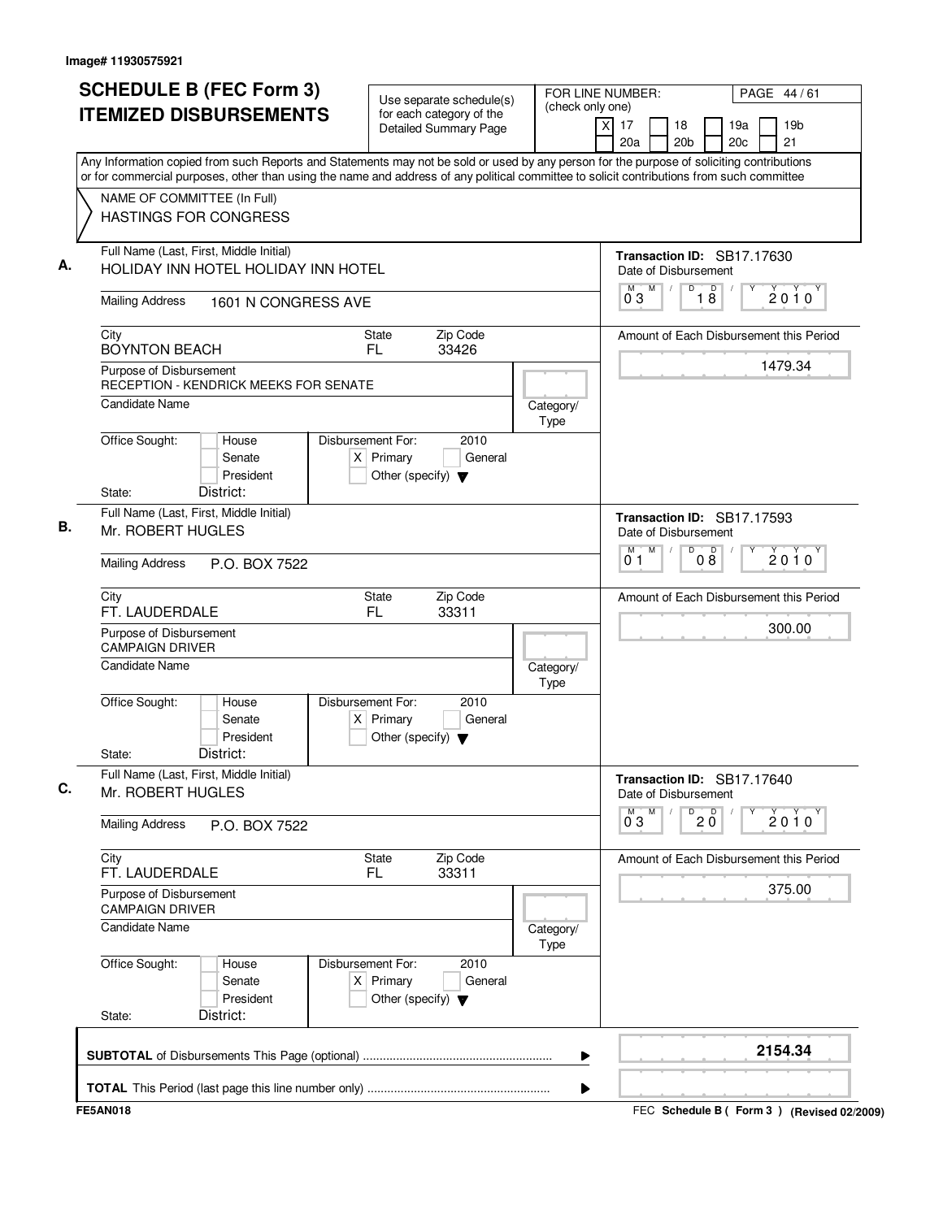Image# 11930575921

# SCHEDULE B (FEC Form 3) ITEMIZED DISBURSEMENTS

Use separate schedule(s) for each category of the Detailed Summary Page

FOR LINE NUMBER: (check only one)
[X] 17 [ ] 18 [ ] 19a [ ] 19b [ ] 20a [ ] 20b [ ] 20c [ ] 21

PAGE 44 / 61

Any Information copied from such Reports and Statements may not be sold or used by any person for the purpose of soliciting contributions or for commercial purposes, other than using the name and address of any political committee to solicit contributions from such committee

NAME OF COMMITTEE (In Full)
HASTINGS FOR CONGRESS

## A.

Full Name (Last, First, Middle Initial): HOLIDAY INN HOTEL HOLIDAY INN HOTEL

Transaction ID: SB17.17630

Date of Disbursement: 03 / 18 / 2010

Mailing Address: 1601 N CONGRESS AVE

City: BOYNTON BEACH | State: FL | Zip Code: 33426

Amount of Each Disbursement this Period: 1479.34

Purpose of Disbursement: RECEPTION - KENDRICK MEEKS FOR SENATE

Candidate Name:

Category/Type:

Office Sought: [ ] House [ ] Senate [ ] President

State: District:

Disbursement For: 2010 [X] Primary [ ] General [ ] Other (specify)

## B.

Full Name (Last, First, Middle Initial): Mr. ROBERT HUGLES

Transaction ID: SB17.17593

Date of Disbursement: 01 / 08 / 2010

Mailing Address: P.O. BOX 7522

City: FT. LAUDERDALE | State: FL | Zip Code: 33311

Amount of Each Disbursement this Period: 300.00

Purpose of Disbursement: CAMPAIGN DRIVER

Candidate Name:

Category/Type:

Office Sought: [ ] House [ ] Senate [ ] President

State: District:

Disbursement For: 2010 [X] Primary [ ] General [ ] Other (specify)

## C.

Full Name (Last, First, Middle Initial): Mr. ROBERT HUGLES

Transaction ID: SB17.17640

Date of Disbursement: 03 / 20 / 2010

Mailing Address: P.O. BOX 7522

City: FT. LAUDERDALE | State: FL | Zip Code: 33311

Amount of Each Disbursement this Period: 375.00

Purpose of Disbursement: CAMPAIGN DRIVER

Candidate Name:

Category/Type:

Office Sought: [ ] House [ ] Senate [ ] President

State: District:

Disbursement For: 2010 [X] Primary [ ] General [ ] Other (specify)

---

**SUBTOTAL** of Disbursements This Page (optional) ........ 2154.34

**TOTAL** This Period (last page this line number only) ........

FE5AN018 — FEC **Schedule B ( Form 3 )** (Revised 02/2009)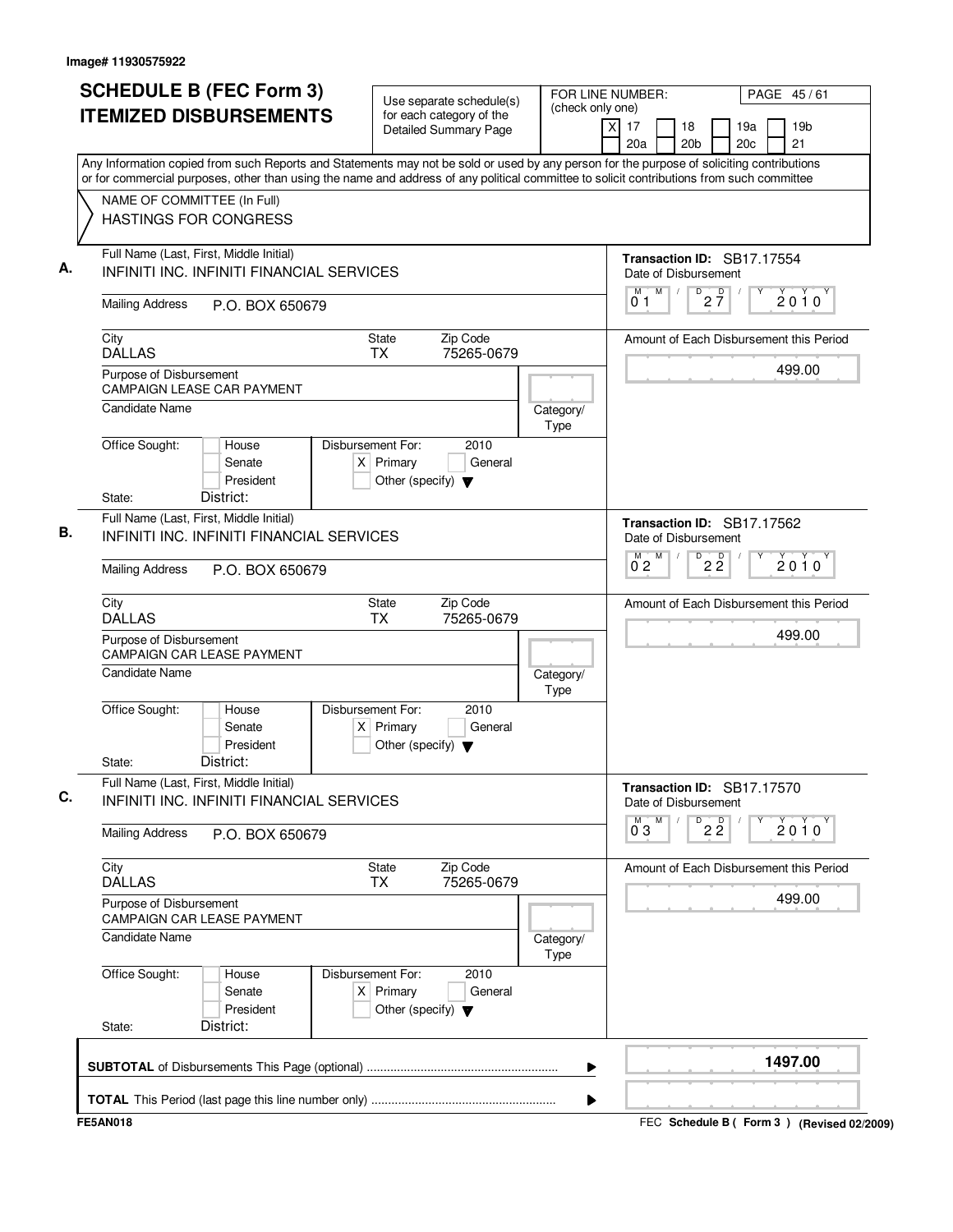Image# 11930575922

# SCHEDULE B (FEC Form 3) ITEMIZED DISBURSEMENTS

Use separate schedule(s) for each category of the Detailed Summary Page

FOR LINE NUMBER: (check only one)
[X] 17 [ ] 18 [ ] 19a [ ] 19b [ ] 20a [ ] 20b [ ] 20c [ ] 21

PAGE 45 / 61

Any Information copied from such Reports and Statements may not be sold or used by any person for the purpose of soliciting contributions or for commercial purposes, other than using the name and address of any political committee to solicit contributions from such committee

NAME OF COMMITTEE (In Full)
HASTINGS FOR CONGRESS

**A.**

Full Name (Last, First, Middle Initial): INFINITI INC. INFINITI FINANCIAL SERVICES
Mailing Address: P.O. BOX 650679
City: DALLAS
State: TX
Zip Code: 75265-0679
Purpose of Disbursement: CAMPAIGN LEASE CAR PAYMENT
Candidate Name:
Category/Type:
Office Sought: [ ] House [ ] Senate [ ] President
State: District:
Disbursement For: 2010 [X] Primary [ ] General [ ] Other (specify)

Transaction ID: SB17.17554
Date of Disbursement: 01/27/2010
Amount of Each Disbursement this Period: 499.00

**B.**

Full Name (Last, First, Middle Initial): INFINITI INC. INFINITI FINANCIAL SERVICES
Mailing Address: P.O. BOX 650679
City: DALLAS
State: TX
Zip Code: 75265-0679
Purpose of Disbursement: CAMPAIGN CAR LEASE PAYMENT
Candidate Name:
Category/Type:
Office Sought: [ ] House [ ] Senate [ ] President
State: District:
Disbursement For: 2010 [X] Primary [ ] General [ ] Other (specify)

Transaction ID: SB17.17562
Date of Disbursement: 02/22/2010
Amount of Each Disbursement this Period: 499.00

**C.**

Full Name (Last, First, Middle Initial): INFINITI INC. INFINITI FINANCIAL SERVICES
Mailing Address: P.O. BOX 650679
City: DALLAS
State: TX
Zip Code: 75265-0679
Purpose of Disbursement: CAMPAIGN CAR LEASE PAYMENT
Candidate Name:
Category/Type:
Office Sought: [ ] House [ ] Senate [ ] President
State: District:
Disbursement For: 2010 [X] Primary [ ] General [ ] Other (specify)

Transaction ID: SB17.17570
Date of Disbursement: 03/22/2010
Amount of Each Disbursement this Period: 499.00

**SUBTOTAL** of Disbursements This Page (optional): 1497.00

**TOTAL** This Period (last page this line number only):

FE5AN018

FEC **Schedule B ( Form 3 )** (Revised 02/2009)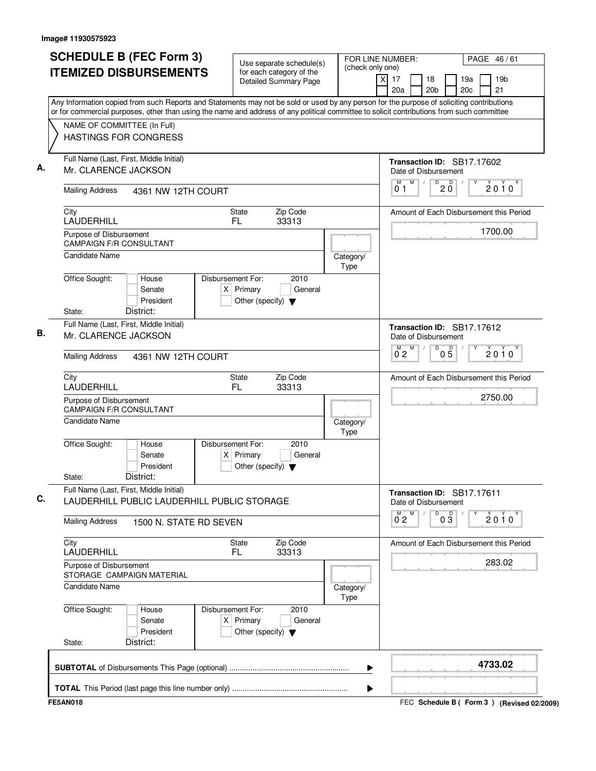Image# 11930575923

# SCHEDULE B (FEC Form 3) ITEMIZED DISBURSEMENTS

Use separate schedule(s) for each category of the Detailed Summary Page

FOR LINE NUMBER: (check only one)
[X] 17 [ ] 18 [ ] 19a [ ] 19b [ ] 20a [ ] 20b [ ] 20c [ ] 21

PAGE 46 / 61

Any Information copied from such Reports and Statements may not be sold or used by any person for the purpose of soliciting contributions or for commercial purposes, other than using the name and address of any political committee to solicit contributions from such committee

NAME OF COMMITTEE (In Full)
HASTINGS FOR CONGRESS

**A.**
Full Name (Last, First, Middle Initial): Mr. CLARENCE JACKSON
Mailing Address: 4361 NW 12TH COURT
City: LAUDERHILL State: FL Zip Code: 33313
Purpose of Disbursement: CAMPAIGN F/R CONSULTANT
Candidate Name:
Category/Type:
Office Sought: [ ] House [ ] Senate [ ] President
State: District:
Disbursement For: 2010 [X] Primary [ ] General [ ] Other (specify)
Transaction ID: SB17.17602
Date of Disbursement: 01/20/2010
Amount of Each Disbursement this Period: 1700.00

**B.**
Full Name (Last, First, Middle Initial): Mr. CLARENCE JACKSON
Mailing Address: 4361 NW 12TH COURT
City: LAUDERHILL State: FL Zip Code: 33313
Purpose of Disbursement: CAMPAIGN F/R CONSULTANT
Candidate Name:
Category/Type:
Office Sought: [ ] House [ ] Senate [ ] President
State: District:
Disbursement For: 2010 [X] Primary [ ] General [ ] Other (specify)
Transaction ID: SB17.17612
Date of Disbursement: 02/05/2010
Amount of Each Disbursement this Period: 2750.00

**C.**
Full Name (Last, First, Middle Initial): LAUDERHILL PUBLIC LAUDERHILL PUBLIC STORAGE
Mailing Address: 1500 N. STATE RD SEVEN
City: LAUDERHILL State: FL Zip Code: 33313
Purpose of Disbursement: STORAGE CAMPAIGN MATERIAL
Candidate Name:
Category/Type:
Office Sought: [ ] House [ ] Senate [ ] President
State: District:
Disbursement For: 2010 [X] Primary [ ] General [ ] Other (specify)
Transaction ID: SB17.17611
Date of Disbursement: 02/03/2010
Amount of Each Disbursement this Period: 283.02

**SUBTOTAL** of Disbursements This Page (optional): 4733.02

**TOTAL** This Period (last page this line number only):

FE5AN018

FEC Schedule B ( Form 3 ) (Revised 02/2009)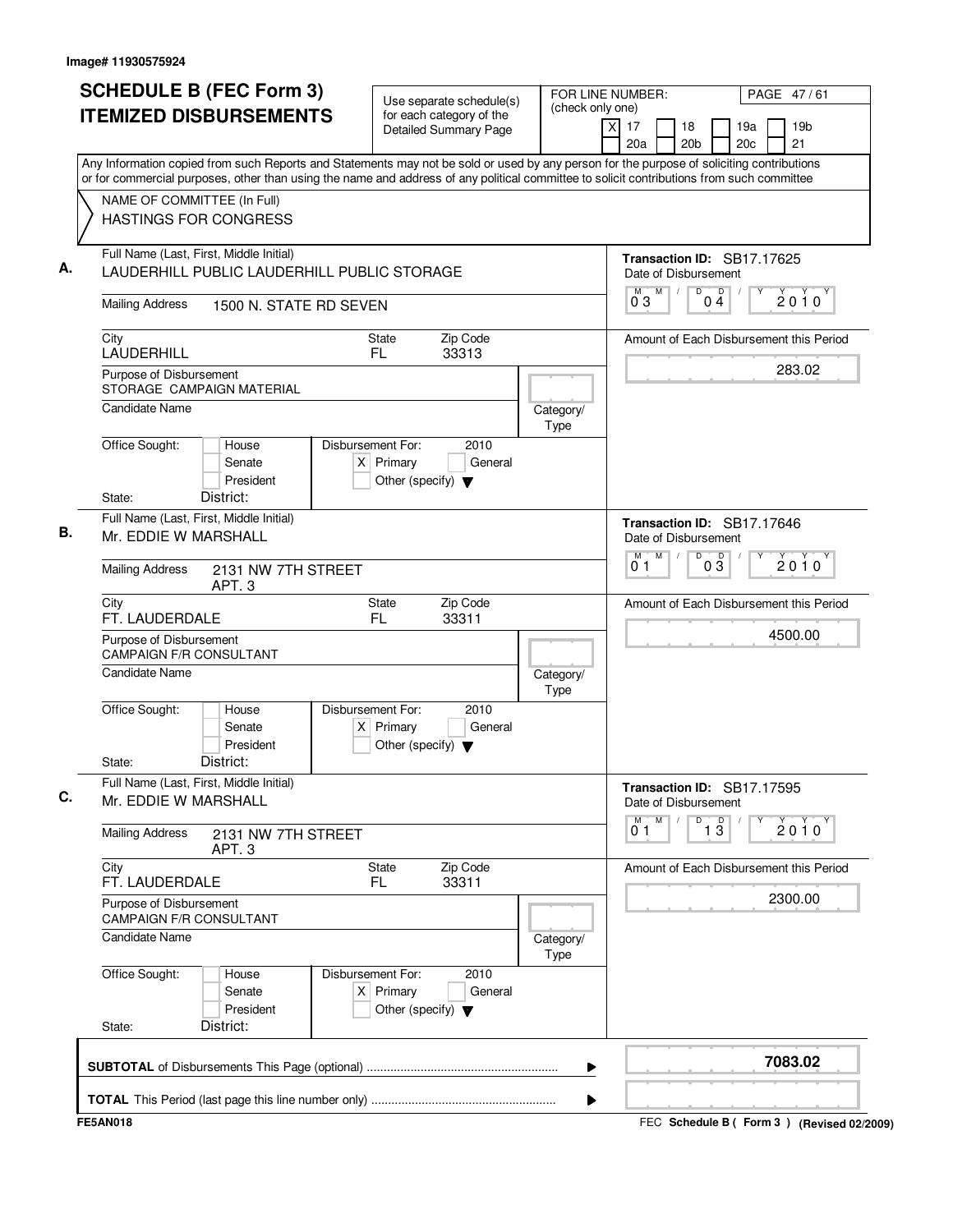Image# 11930575924

# SCHEDULE B (FEC Form 3)
# ITEMIZED DISBURSEMENTS

Use separate schedule(s) for each category of the Detailed Summary Page

FOR LINE NUMBER: (check only one)
[X] 17 [ ] 18 [ ] 19a [ ] 19b [ ] 20a [ ] 20b [ ] 20c [ ] 21

PAGE 47 / 61

Any Information copied from such Reports and Statements may not be sold or used by any person for the purpose of soliciting contributions or for commercial purposes, other than using the name and address of any political committee to solicit contributions from such committee

NAME OF COMMITTEE (In Full)
HASTINGS FOR CONGRESS

**A.**

Full Name (Last, First, Middle Initial): LAUDERHILL PUBLIC LAUDERHILL PUBLIC STORAGE

Mailing Address: 1500 N. STATE RD SEVEN

City: LAUDERHILL | State: FL | Zip Code: 33313

Purpose of Disbursement: STORAGE CAMPAIGN MATERIAL

Candidate Name:

Category/Type:

Office Sought: [ ] House [ ] Senate [ ] President

State: District:

Disbursement For: 2010 [X] Primary [ ] General [ ] Other (specify)

Transaction ID: SB17.17625

Date of Disbursement: 03/04/2010

Amount of Each Disbursement this Period: 283.02

**B.**

Full Name (Last, First, Middle Initial): Mr. EDDIE W MARSHALL

Mailing Address: 2131 NW 7TH STREET APT. 3

City: FT. LAUDERDALE | State: FL | Zip Code: 33311

Purpose of Disbursement: CAMPAIGN F/R CONSULTANT

Candidate Name:

Category/Type:

Office Sought: [ ] House [ ] Senate [ ] President

State: District:

Disbursement For: 2010 [X] Primary [ ] General [ ] Other (specify)

Transaction ID: SB17.17646

Date of Disbursement: 01/03/2010

Amount of Each Disbursement this Period: 4500.00

**C.**

Full Name (Last, First, Middle Initial): Mr. EDDIE W MARSHALL

Mailing Address: 2131 NW 7TH STREET APT. 3

City: FT. LAUDERDALE | State: FL | Zip Code: 33311

Purpose of Disbursement: CAMPAIGN F/R CONSULTANT

Candidate Name:

Category/Type:

Office Sought: [ ] House [ ] Senate [ ] President

State: District:

Disbursement For: 2010 [X] Primary [ ] General [ ] Other (specify)

Transaction ID: SB17.17595

Date of Disbursement: 01/13/2010

Amount of Each Disbursement this Period: 2300.00

**SUBTOTAL** of Disbursements This Page (optional): 7083.02

**TOTAL** This Period (last page this line number only):

FE5AN018 — FEC Schedule B ( Form 3 ) (Revised 02/2009)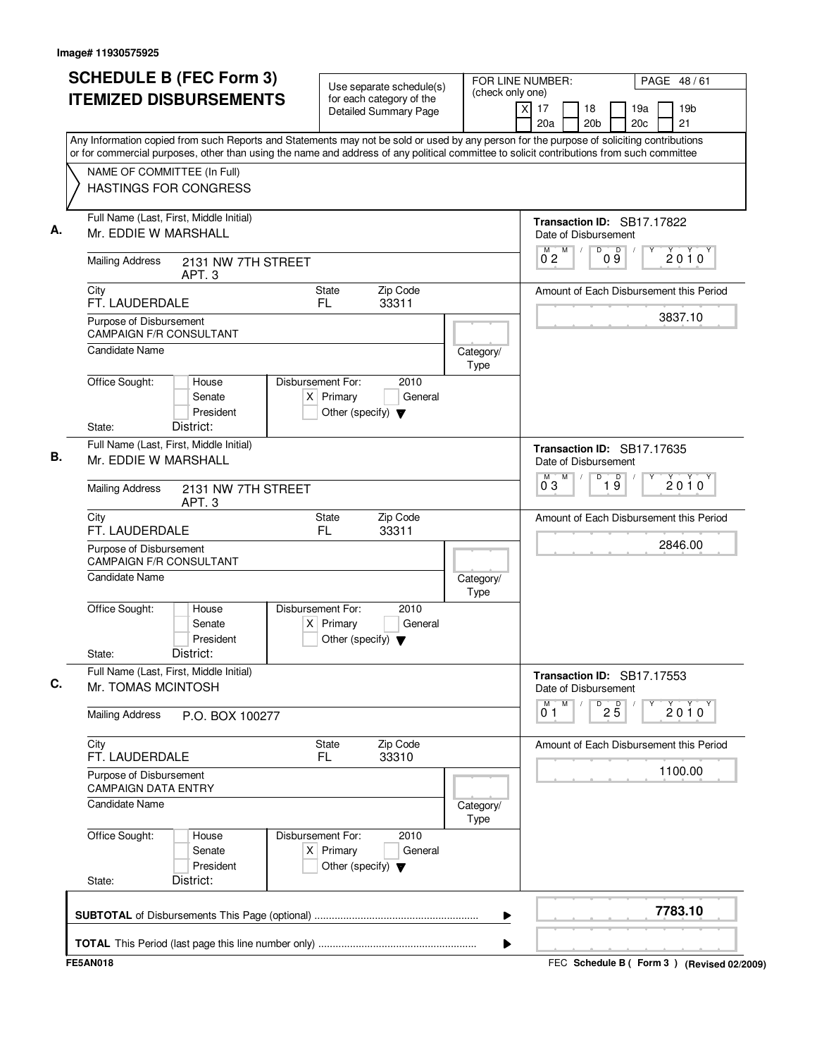Image# 11930575925

# SCHEDULE B (FEC Form 3)
# ITEMIZED DISBURSEMENTS

Use separate schedule(s) for each category of the Detailed Summary Page

FOR LINE NUMBER: (check only one)
[X] 17 [ ] 18 [ ] 19a [ ] 19b [ ] 20a [ ] 20b [ ] 20c [ ] 21

PAGE 48 / 61

Any Information copied from such Reports and Statements may not be sold or used by any person for the purpose of soliciting contributions or for commercial purposes, other than using the name and address of any political committee to solicit contributions from such committee

NAME OF COMMITTEE (In Full)
HASTINGS FOR CONGRESS

---

**A.** Full Name (Last, First, Middle Initial): Mr. EDDIE W MARSHALL

Mailing Address: 2131 NW 7TH STREET, APT. 3

City: FT. LAUDERDALE | State: FL | Zip Code: 33311

Purpose of Disbursement: CAMPAIGN F/R CONSULTANT

Candidate Name:

Category/Type:

Office Sought: [ ] House [ ] Senate [ ] President
State: District:

Disbursement For: 2010 [X] Primary [ ] General [ ] Other (specify)

Transaction ID: SB17.17822

Date of Disbursement: 02 / 09 / 2010

Amount of Each Disbursement this Period: 3837.10

---

**B.** Full Name (Last, First, Middle Initial): Mr. EDDIE W MARSHALL

Mailing Address: 2131 NW 7TH STREET, APT. 3

City: FT. LAUDERDALE | State: FL | Zip Code: 33311

Purpose of Disbursement: CAMPAIGN F/R CONSULTANT

Candidate Name:

Category/Type:

Office Sought: [ ] House [ ] Senate [ ] President
State: District:

Disbursement For: 2010 [X] Primary [ ] General [ ] Other (specify)

Transaction ID: SB17.17635

Date of Disbursement: 03 / 19 / 2010

Amount of Each Disbursement this Period: 2846.00

---

**C.** Full Name (Last, First, Middle Initial): Mr. TOMAS MCINTOSH

Mailing Address: P.O. BOX 100277

City: FT. LAUDERDALE | State: FL | Zip Code: 33310

Purpose of Disbursement: CAMPAIGN DATA ENTRY

Candidate Name:

Category/Type:

Office Sought: [ ] House [ ] Senate [ ] President
State: District:

Disbursement For: 2010 [X] Primary [ ] General [ ] Other (specify)

Transaction ID: SB17.17553

Date of Disbursement: 01 / 25 / 2010

Amount of Each Disbursement this Period: 1100.00

---

**SUBTOTAL** of Disbursements This Page (optional): **7783.10**

**TOTAL** This Period (last page this line number only):

FE5AN018

FEC **Schedule B ( Form 3 )** (Revised 02/2009)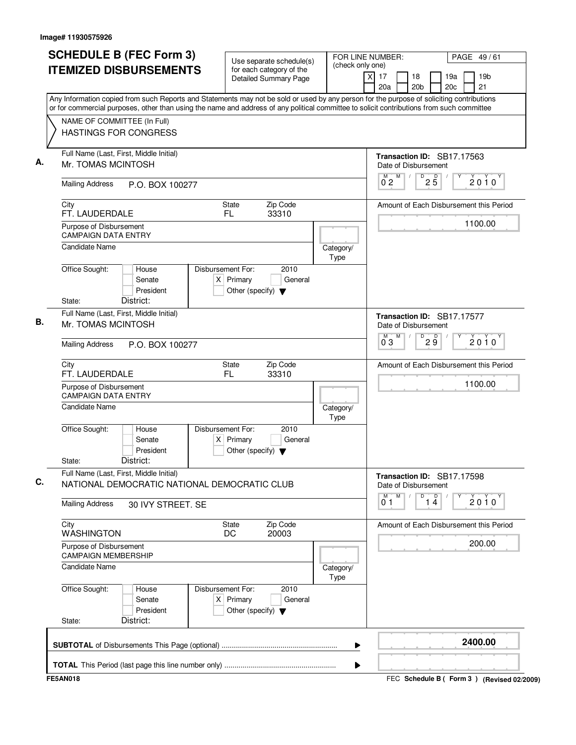Image# 11930575926

# SCHEDULE B (FEC Form 3) ITEMIZED DISBURSEMENTS

Use separate schedule(s) for each category of the Detailed Summary Page

FOR LINE NUMBER: (check only one)

[X] 17 [ ] 18 [ ] 19a [ ] 19b [ ] 20a [ ] 20b [ ] 20c [ ] 21

PAGE 49 / 61

Any Information copied from such Reports and Statements may not be sold or used by any person for the purpose of soliciting contributions or for commercial purposes, other than using the name and address of any political committee to solicit contributions from such committee

NAME OF COMMITTEE (In Full)
HASTINGS FOR CONGRESS

---

**A.** Full Name (Last, First, Middle Initial): Mr. TOMAS MCINTOSH

Mailing Address: P.O. BOX 100277

City: FT. LAUDERDALE  State: FL  Zip Code: 33310

Purpose of Disbursement: CAMPAIGN DATA ENTRY

Candidate Name:

Category/Type:

Office Sought: [ ] House [ ] Senate [ ] President

State: District:

Disbursement For: 2010 [X] Primary [ ] General [ ] Other (specify)

Transaction ID: SB17.17563

Date of Disbursement: 02/25/2010

Amount of Each Disbursement this Period: 1100.00

---

**B.** Full Name (Last, First, Middle Initial): Mr. TOMAS MCINTOSH

Mailing Address: P.O. BOX 100277

City: FT. LAUDERDALE  State: FL  Zip Code: 33310

Purpose of Disbursement: CAMPAIGN DATA ENTRY

Candidate Name:

Category/Type:

Office Sought: [ ] House [ ] Senate [ ] President

State: District:

Disbursement For: 2010 [X] Primary [ ] General [ ] Other (specify)

Transaction ID: SB17.17577

Date of Disbursement: 03/29/2010

Amount of Each Disbursement this Period: 1100.00

---

**C.** Full Name (Last, First, Middle Initial): NATIONAL DEMOCRATIC NATIONAL DEMOCRATIC CLUB

Mailing Address: 30 IVY STREET. SE

City: WASHINGTON  State: DC  Zip Code: 20003

Purpose of Disbursement: CAMPAIGN MEMBERSHIP

Candidate Name:

Category/Type:

Office Sought: [ ] House [ ] Senate [ ] President

State: District:

Disbursement For: 2010 [X] Primary [ ] General [ ] Other (specify)

Transaction ID: SB17.17598

Date of Disbursement: 01/14/2010

Amount of Each Disbursement this Period: 200.00

---

**SUBTOTAL** of Disbursements This Page (optional): **2400.00**

**TOTAL** This Period (last page this line number only):

FE5AN018

FEC **Schedule B ( Form 3 )** (Revised 02/2009)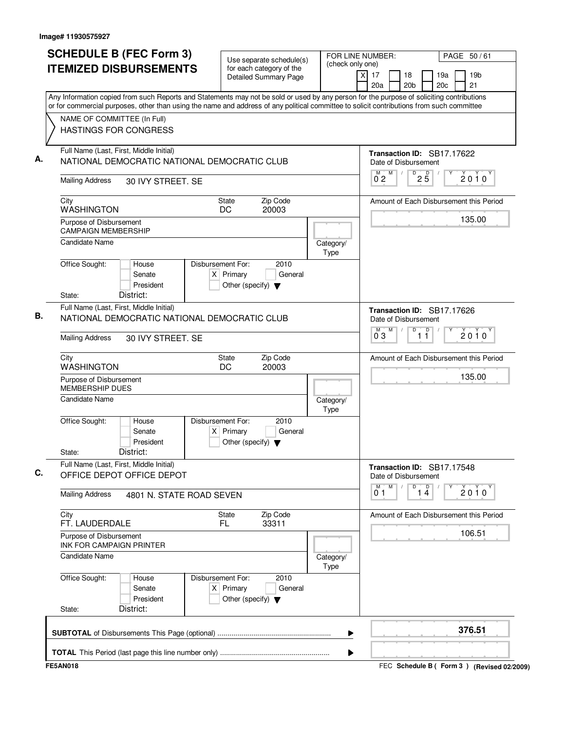Image# 11930575927

# SCHEDULE B (FEC Form 3)
# ITEMIZED DISBURSEMENTS

Use separate schedule(s) for each category of the Detailed Summary Page

FOR LINE NUMBER: (check only one)
[X] 17 [ ] 18 [ ] 19a [ ] 19b [ ] 20a [ ] 20b [ ] 20c [ ] 21

Any Information copied from such Reports and Statements may not be sold or used by any person for the purpose of soliciting contributions or for commercial purposes, other than using the name and address of any political committee to solicit contributions from such committee

NAME OF COMMITTEE (In Full)
HASTINGS FOR CONGRESS

**A.** Full Name (Last, First, Middle Initial): NATIONAL DEMOCRATIC NATIONAL DEMOCRATIC CLUB

Mailing Address: 30 IVY STREET. SE

City: WASHINGTON | State: DC | Zip Code: 20003

Purpose of Disbursement: CAMPAIGN MEMBERSHIP

Candidate Name:

Category/Type:

Office Sought: [ ] House [ ] Senate [ ] President

State: District:

Disbursement For: 2010 [X] Primary [ ] General [ ] Other (specify)

Transaction ID: SB17.17622

Date of Disbursement: 02/25/2010

Amount of Each Disbursement this Period: 135.00

**B.** Full Name (Last, First, Middle Initial): NATIONAL DEMOCRATIC NATIONAL DEMOCRATIC CLUB

Mailing Address: 30 IVY STREET. SE

City: WASHINGTON | State: DC | Zip Code: 20003

Purpose of Disbursement: MEMBERSHIP DUES

Candidate Name:

Category/Type:

Office Sought: [ ] House [ ] Senate [ ] President

State: District:

Disbursement For: 2010 [X] Primary [ ] General [ ] Other (specify)

Transaction ID: SB17.17626

Date of Disbursement: 03/11/2010

Amount of Each Disbursement this Period: 135.00

**C.** Full Name (Last, First, Middle Initial): OFFICE DEPOT OFFICE DEPOT

Mailing Address: 4801 N. STATE ROAD SEVEN

City: FT. LAUDERDALE | State: FL | Zip Code: 33311

Purpose of Disbursement: INK FOR CAMPAIGN PRINTER

Candidate Name:

Category/Type:

Office Sought: [ ] House [ ] Senate [ ] President

State: District:

Disbursement For: 2010 [X] Primary [ ] General [ ] Other (specify)

Transaction ID: SB17.17548

Date of Disbursement: 01/14/2010

Amount of Each Disbursement this Period: 106.51

**SUBTOTAL** of Disbursements This Page (optional): **376.51**

**TOTAL** This Period (last page this line number only):

FE5AN018 — FEC **Schedule B ( Form 3 )** (Revised 02/2009)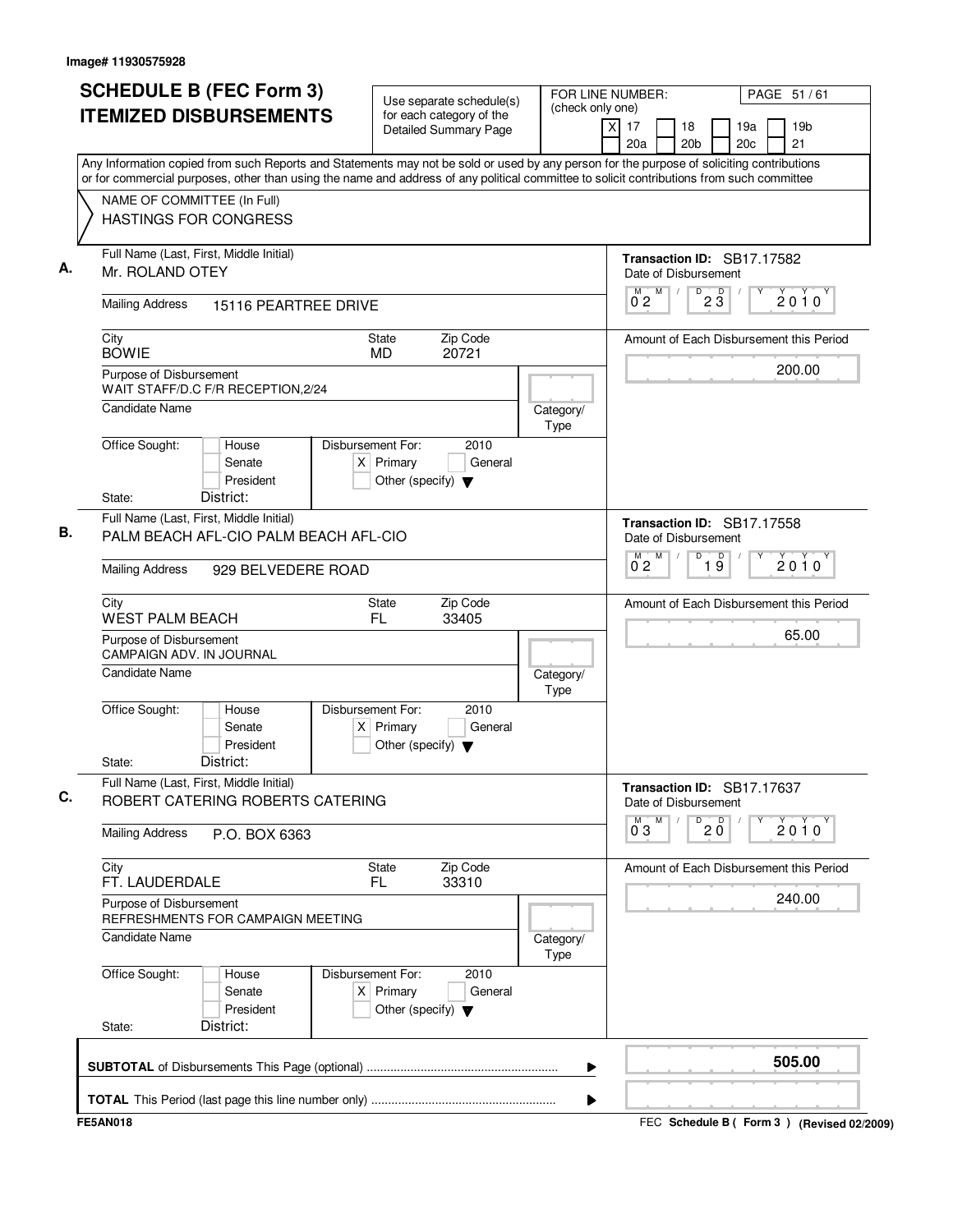Image# 11930575928

# SCHEDULE B (FEC Form 3)
# ITEMIZED DISBURSEMENTS

Use separate schedule(s) for each category of the Detailed Summary Page

FOR LINE NUMBER: (check only one)
[X] 17 [ ] 18 [ ] 19a [ ] 19b [ ] 20a [ ] 20b [ ] 20c [ ] 21

PAGE 51 / 61

Any Information copied from such Reports and Statements may not be sold or used by any person for the purpose of soliciting contributions or for commercial purposes, other than using the name and address of any political committee to solicit contributions from such committee

NAME OF COMMITTEE (In Full)
HASTINGS FOR CONGRESS

---

**A.** Full Name (Last, First, Middle Initial): Mr. ROLAND OTEY

Transaction ID: SB17.17582

Date of Disbursement: 02 / 23 / 2010

Mailing Address: 15116 PEARTREE DRIVE

City: BOWIE | State: MD | Zip Code: 20721

Amount of Each Disbursement this Period: 200.00

Purpose of Disbursement: WAIT STAFF/D.C F/R RECEPTION,2/24

Candidate Name:

Category/Type:

Office Sought: [ ] House [ ] Senate [ ] President

State: District:

Disbursement For: 2010 [X] Primary [ ] General [ ] Other (specify)

---

**B.** Full Name (Last, First, Middle Initial): PALM BEACH AFL-CIO PALM BEACH AFL-CIO

Transaction ID: SB17.17558

Date of Disbursement: 02 / 19 / 2010

Mailing Address: 929 BELVEDERE ROAD

City: WEST PALM BEACH | State: FL | Zip Code: 33405

Amount of Each Disbursement this Period: 65.00

Purpose of Disbursement: CAMPAIGN ADV. IN JOURNAL

Candidate Name:

Category/Type:

Office Sought: [ ] House [ ] Senate [ ] President

State: District:

Disbursement For: 2010 [X] Primary [ ] General [ ] Other (specify)

---

**C.** Full Name (Last, First, Middle Initial): ROBERT CATERING ROBERTS CATERING

Transaction ID: SB17.17637

Date of Disbursement: 03 / 20 / 2010

Mailing Address: P.O. BOX 6363

City: FT. LAUDERDALE | State: FL | Zip Code: 33310

Amount of Each Disbursement this Period: 240.00

Purpose of Disbursement: REFRESHMENTS FOR CAMPAIGN MEETING

Candidate Name:

Category/Type:

Office Sought: [ ] House [ ] Senate [ ] President

State: District:

Disbursement For: 2010 [X] Primary [ ] General [ ] Other (specify)

---

**SUBTOTAL** of Disbursements This Page (optional): **505.00**

**TOTAL** This Period (last page this line number only):

FE5AN018

FEC **Schedule B ( Form 3 )** (Revised 02/2009)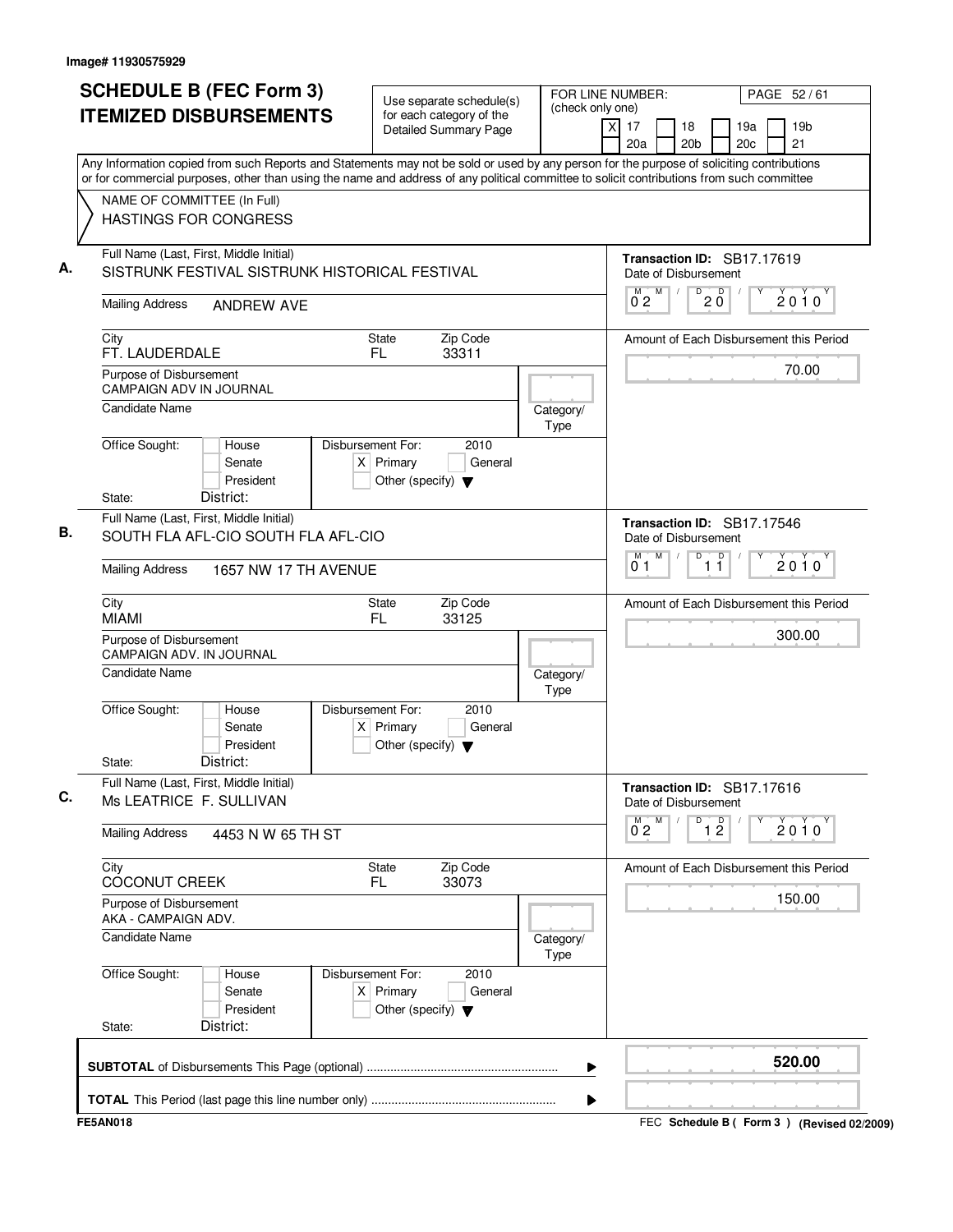Image# 11930575929

# SCHEDULE B (FEC Form 3) ITEMIZED DISBURSEMENTS

Use separate schedule(s) for each category of the Detailed Summary Page

FOR LINE NUMBER: (check only one)
[X] 17 [ ] 18 [ ] 19a [ ] 19b [ ] 20a [ ] 20b [ ] 20c [ ] 21

PAGE 52 / 61

Any Information copied from such Reports and Statements may not be sold or used by any person for the purpose of soliciting contributions or for commercial purposes, other than using the name and address of any political committee to solicit contributions from such committee

NAME OF COMMITTEE (In Full)
HASTINGS FOR CONGRESS

---

**A.**

Full Name (Last, First, Middle Initial): SISTRUNK FESTIVAL SISTRUNK HISTORICAL FESTIVAL

Mailing Address: ANDREW AVE

City: FT. LAUDERDALE | State: FL | Zip Code: 33311

Purpose of Disbursement: CAMPAIGN ADV IN JOURNAL

Candidate Name:

Category/Type:

Office Sought: [ ] House [ ] Senate [ ] President
State: District:

Disbursement For: 2010 [X] Primary [ ] General [ ] Other (specify)

Transaction ID: SB17.17619

Date of Disbursement: 02/20/2010

Amount of Each Disbursement this Period: 70.00

---

**B.**

Full Name (Last, First, Middle Initial): SOUTH FLA AFL-CIO SOUTH FLA AFL-CIO

Mailing Address: 1657 NW 17 TH AVENUE

City: MIAMI | State: FL | Zip Code: 33125

Purpose of Disbursement: CAMPAIGN ADV. IN JOURNAL

Candidate Name:

Category/Type:

Office Sought: [ ] House [ ] Senate [ ] President
State: District:

Disbursement For: 2010 [X] Primary [ ] General [ ] Other (specify)

Transaction ID: SB17.17546

Date of Disbursement: 01/11/2010

Amount of Each Disbursement this Period: 300.00

---

**C.**

Full Name (Last, First, Middle Initial): Ms LEATRICE F. SULLIVAN

Mailing Address: 4453 N W 65 TH ST

City: COCONUT CREEK | State: FL | Zip Code: 33073

Purpose of Disbursement: AKA - CAMPAIGN ADV.

Candidate Name:

Category/Type:

Office Sought: [ ] House [ ] Senate [ ] President
State: District:

Disbursement For: 2010 [X] Primary [ ] General [ ] Other (specify)

Transaction ID: SB17.17616

Date of Disbursement: 02/12/2010

Amount of Each Disbursement this Period: 150.00

---

**SUBTOTAL** of Disbursements This Page (optional): 520.00

**TOTAL** This Period (last page this line number only):

FE5AN018

FEC Schedule B ( Form 3 ) (Revised 02/2009)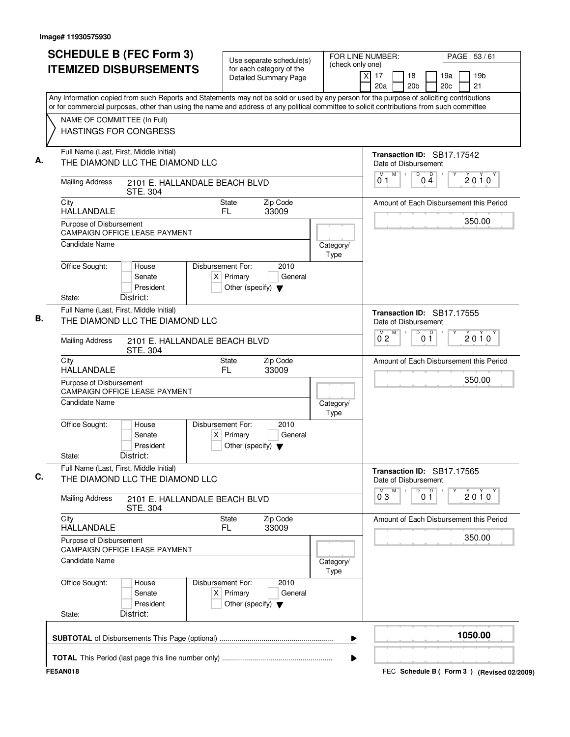Image# 11930575930

# SCHEDULE B (FEC Form 3) ITEMIZED DISBURSEMENTS

Use separate schedule(s) for each category of the Detailed Summary Page

FOR LINE NUMBER: (check only one)

[X] 17 [ ] 18 [ ] 19a [ ] 19b [ ] 20a [ ] 20b [ ] 20c [ ] 21

Any Information copied from such Reports and Statements may not be sold or used by any person for the purpose of soliciting contributions or for commercial purposes, other than using the name and address of any political committee to solicit contributions from such committee

NAME OF COMMITTEE (In Full)
HASTINGS FOR CONGRESS

**A.**

Full Name (Last, First, Middle Initial): THE DIAMOND LLC THE DIAMOND LLC

Mailing Address: 2101 E. HALLANDALE BEACH BLVD STE. 304

City: HALLANDALE | State: FL | Zip Code: 33009

Purpose of Disbursement: CAMPAIGN OFFICE LEASE PAYMENT

Candidate Name:

Category/Type:

Office Sought: [ ] House [ ] Senate [ ] President

State: District:

Disbursement For: 2010 [X] Primary [ ] General [ ] Other (specify)

Transaction ID: SB17.17542

Date of Disbursement: 01/04/2010

Amount of Each Disbursement this Period: 350.00

**B.**

Full Name (Last, First, Middle Initial): THE DIAMOND LLC THE DIAMOND LLC

Mailing Address: 2101 E. HALLANDALE BEACH BLVD STE. 304

City: HALLANDALE | State: FL | Zip Code: 33009

Purpose of Disbursement: CAMPAIGN OFFICE LEASE PAYMENT

Candidate Name:

Category/Type:

Office Sought: [ ] House [ ] Senate [ ] President

State: District:

Disbursement For: 2010 [X] Primary [ ] General [ ] Other (specify)

Transaction ID: SB17.17555

Date of Disbursement: 02/01/2010

Amount of Each Disbursement this Period: 350.00

**C.**

Full Name (Last, First, Middle Initial): THE DIAMOND LLC THE DIAMOND LLC

Mailing Address: 2101 E. HALLANDALE BEACH BLVD STE. 304

City: HALLANDALE | State: FL | Zip Code: 33009

Purpose of Disbursement: CAMPAIGN OFFICE LEASE PAYMENT

Candidate Name:

Category/Type:

Office Sought: [ ] House [ ] Senate [ ] President

State: District:

Disbursement For: 2010 [X] Primary [ ] General [ ] Other (specify)

Transaction ID: SB17.17565

Date of Disbursement: 03/01/2010

Amount of Each Disbursement this Period: 350.00

**SUBTOTAL** of Disbursements This Page (optional): 1050.00

**TOTAL** This Period (last page this line number only):

FE5AN018 — FEC Schedule B ( Form 3 ) (Revised 02/2009)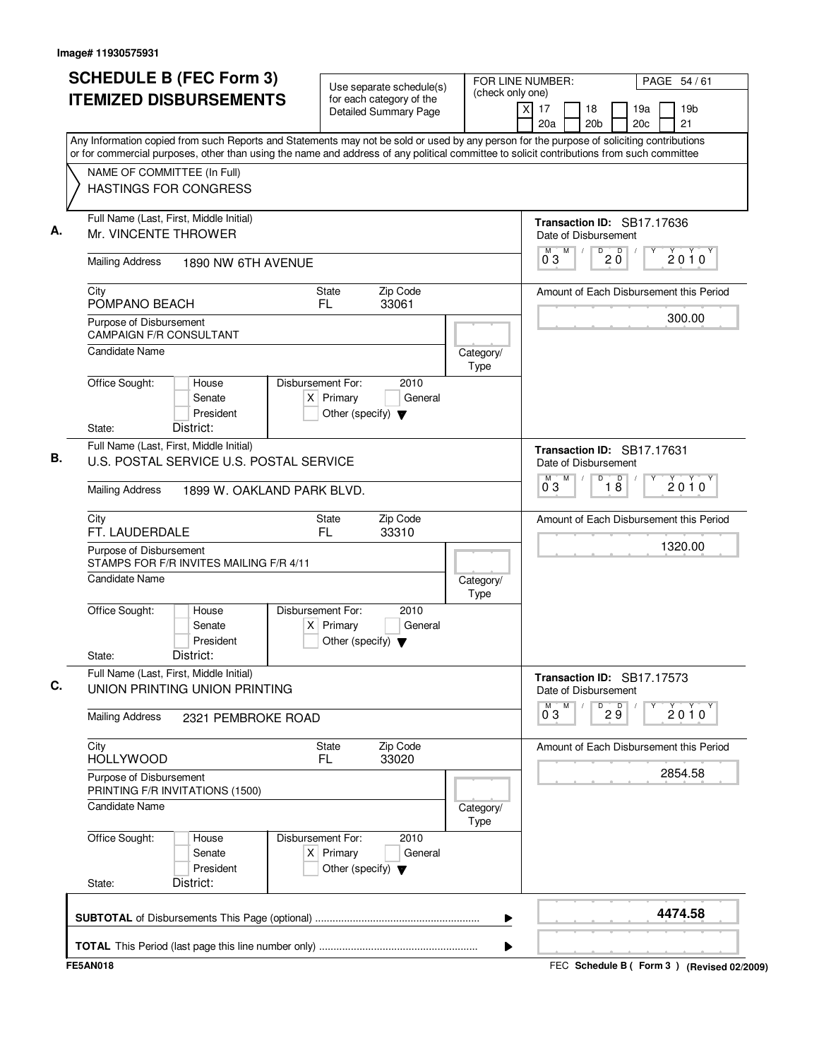Image# 11930575931

# SCHEDULE B (FEC Form 3)
# ITEMIZED DISBURSEMENTS

Use separate schedule(s) for each category of the Detailed Summary Page

FOR LINE NUMBER: (check only one)
[X] 17 [ ] 18 [ ] 19a [ ] 19b [ ] 20a [ ] 20b [ ] 20c [ ] 21

Any Information copied from such Reports and Statements may not be sold or used by any person for the purpose of soliciting contributions or for commercial purposes, other than using the name and address of any political committee to solicit contributions from such committee

NAME OF COMMITTEE (In Full)
HASTINGS FOR CONGRESS

**A.** Full Name (Last, First, Middle Initial): Mr. VINCENTE THROWER
Mailing Address: 1890 NW 6TH AVENUE
City: POMPANO BEACH State: FL Zip Code: 33061
Purpose of Disbursement: CAMPAIGN F/R CONSULTANT
Candidate Name:
Category/Type:
Office Sought: [ ] House [ ] Senate [ ] President
State: District:
Disbursement For: 2010 [X] Primary [ ] General [ ] Other (specify)
Transaction ID: SB17.17636
Date of Disbursement: 03/20/2010
Amount of Each Disbursement this Period: 300.00

**B.** Full Name (Last, First, Middle Initial): U.S. POSTAL SERVICE U.S. POSTAL SERVICE
Mailing Address: 1899 W. OAKLAND PARK BLVD.
City: FT. LAUDERDALE State: FL Zip Code: 33310
Purpose of Disbursement: STAMPS FOR F/R INVITES MAILING F/R 4/11
Candidate Name:
Category/Type:
Office Sought: [ ] House [ ] Senate [ ] President
State: District:
Disbursement For: 2010 [X] Primary [ ] General [ ] Other (specify)
Transaction ID: SB17.17631
Date of Disbursement: 03/18/2010
Amount of Each Disbursement this Period: 1320.00

**C.** Full Name (Last, First, Middle Initial): UNION PRINTING UNION PRINTING
Mailing Address: 2321 PEMBROKE ROAD
City: HOLLYWOOD State: FL Zip Code: 33020
Purpose of Disbursement: PRINTING F/R INVITATIONS (1500)
Candidate Name:
Category/Type:
Office Sought: [ ] House [ ] Senate [ ] President
State: District:
Disbursement For: 2010 [X] Primary [ ] General [ ] Other (specify)
Transaction ID: SB17.17573
Date of Disbursement: 03/29/2010
Amount of Each Disbursement this Period: 2854.58

**SUBTOTAL** of Disbursements This Page (optional): **4474.58**

**TOTAL** This Period (last page this line number only):

FE5AN018 FEC Schedule B ( Form 3 ) (Revised 02/2009)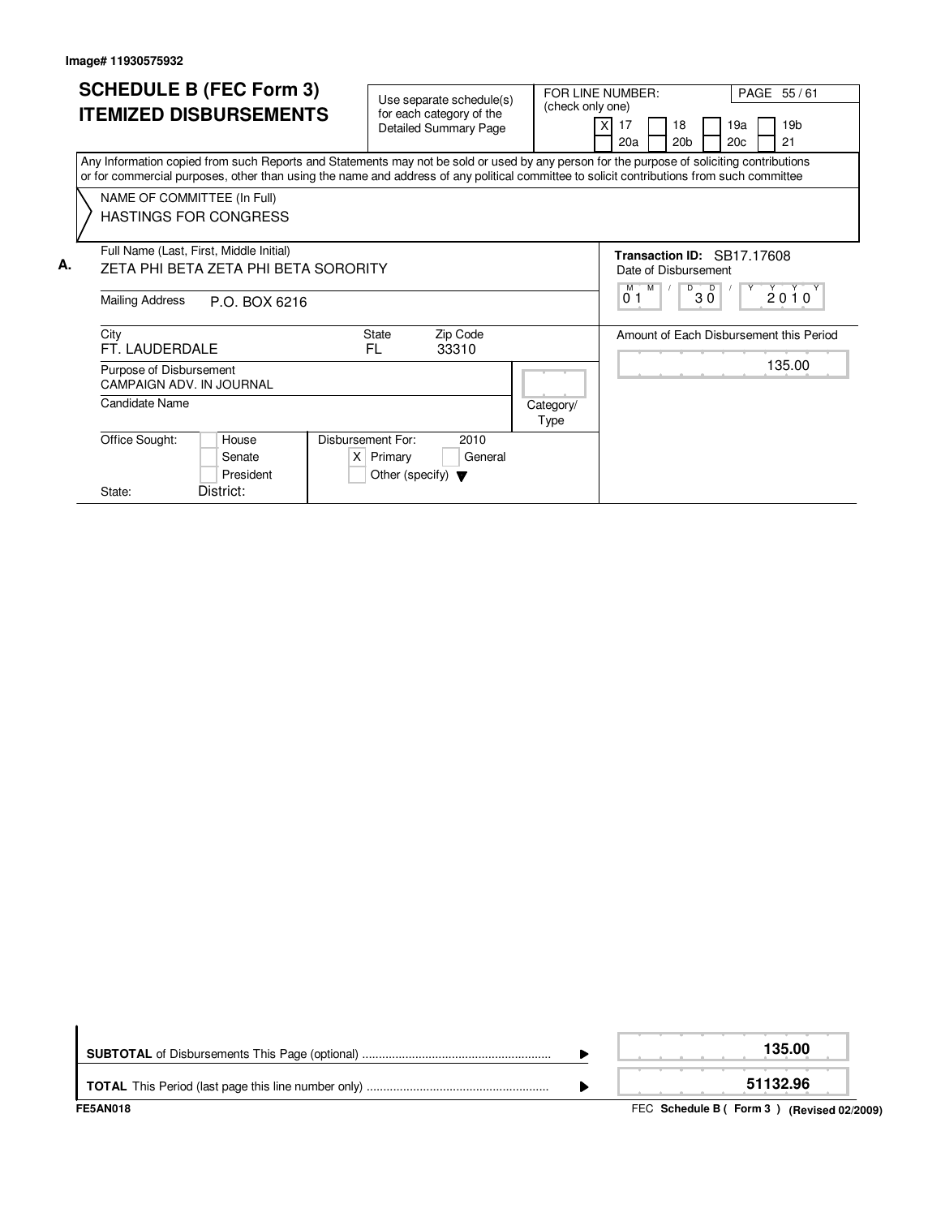Image# 11930575932

# SCHEDULE B (FEC Form 3)
## ITEMIZED DISBURSEMENTS

Use separate schedule(s) for each category of the Detailed Summary Page

FOR LINE NUMBER: (check only one)

- [X] 17
- [ ] 18
- [ ] 19a
- [ ] 19b
- [ ] 20a
- [ ] 20b
- [ ] 20c
- [ ] 21

Any Information copied from such Reports and Statements may not be sold or used by any person for the purpose of soliciting contributions or for commercial purposes, other than using the name and address of any political committee to solicit contributions from such committee

NAME OF COMMITTEE (In Full)
HASTINGS FOR CONGRESS

**A.**

| Field | Value |
|---|---|
| Full Name (Last, First, Middle Initial) | ZETA PHI BETA ZETA PHI BETA SORORITY |
| Mailing Address | P.O. BOX 6216 |
| City | FT. LAUDERDALE |
| State | FL |
| Zip Code | 33310 |
| Purpose of Disbursement | CAMPAIGN ADV. IN JOURNAL |
| Candidate Name | |
| Category/Type | |
| Office Sought | [ ] House [ ] Senate [ ] President |
| State / District | |
| Disbursement For: 2010 | [X] Primary [ ] General [ ] Other (specify) |
| Transaction ID | SB17.17608 |
| Date of Disbursement | 01/30/2010 |
| Amount of Each Disbursement this Period | 135.00 |

| | |
|---|---|
| **SUBTOTAL** of Disbursements This Page (optional) | **135.00** |
| **TOTAL** This Period (last page this line number only) | **51132.96** |

FE5AN018

FEC **Schedule B ( Form 3 ) (Revised 02/2009)**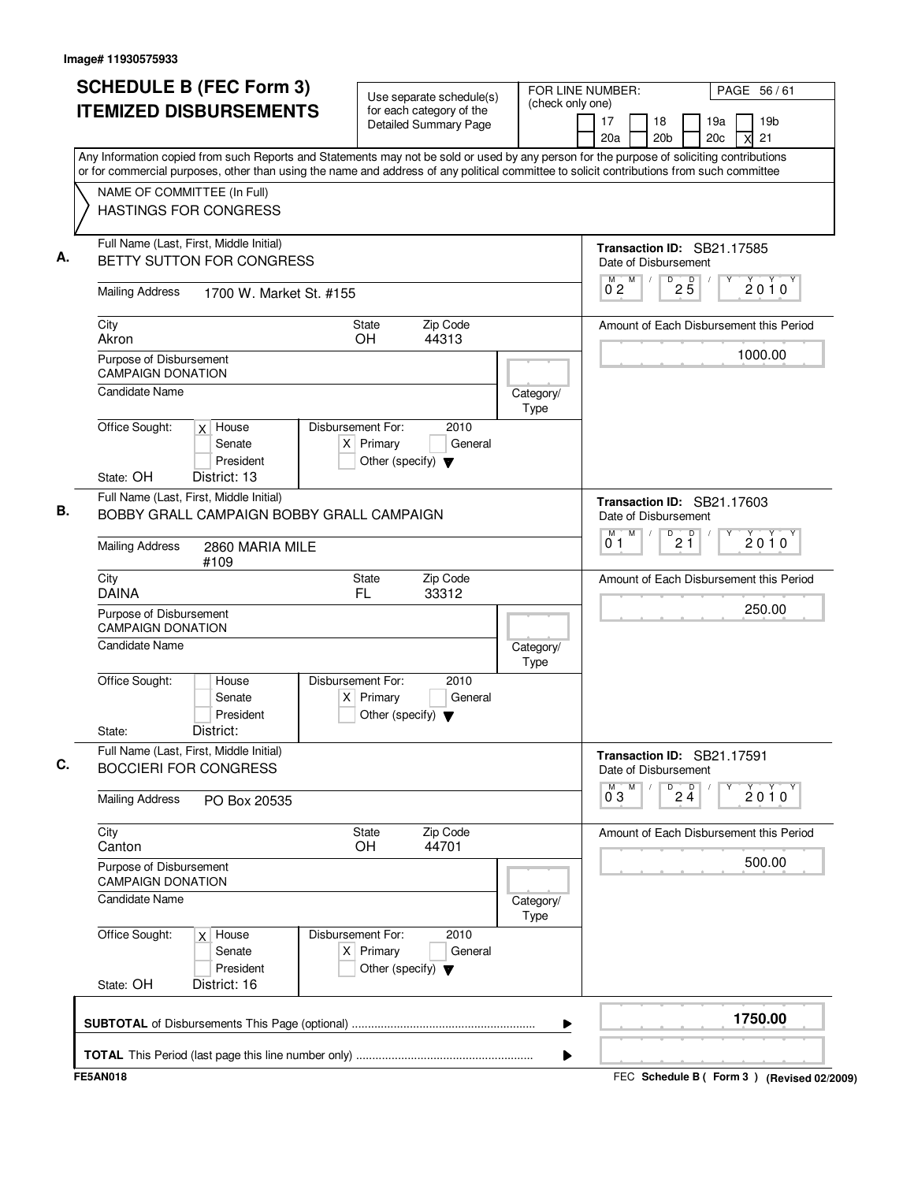Image# 11930575933

# SCHEDULE B (FEC Form 3) ITEMIZED DISBURSEMENTS

Use separate schedule(s) for each category of the Detailed Summary Page

FOR LINE NUMBER: (check only one)

17 | 18 | 19a | 19b | 20a | 20b | 20c | X 21

PAGE 56 / 61

Any Information copied from such Reports and Statements may not be sold or used by any person for the purpose of soliciting contributions or for commercial purposes, other than using the name and address of any political committee to solicit contributions from such committee

NAME OF COMMITTEE (In Full)
HASTINGS FOR CONGRESS

---

**A.** Full Name (Last, First, Middle Initial): BETTY SUTTON FOR CONGRESS

Transaction ID: SB21.17585

Date of Disbursement: 02 / 25 / 2010

Mailing Address: 1700 W. Market St. #155

City: Akron | State: OH | Zip Code: 44313

Amount of Each Disbursement this Period: 1000.00

Purpose of Disbursement: CAMPAIGN DONATION

Candidate Name:

Category/Type:

Office Sought: [X] House [ ] Senate [ ] President

Disbursement For: 2010 [X] Primary [ ] General [ ] Other (specify)

State: OH District: 13

---

**B.** Full Name (Last, First, Middle Initial): BOBBY GRALL CAMPAIGN BOBBY GRALL CAMPAIGN

Transaction ID: SB21.17603

Date of Disbursement: 01 / 21 / 2010

Mailing Address: 2860 MARIA MILE #109

City: DAINA | State: FL | Zip Code: 33312

Amount of Each Disbursement this Period: 250.00

Purpose of Disbursement: CAMPAIGN DONATION

Candidate Name:

Category/Type:

Office Sought: [ ] House [ ] Senate [ ] President

Disbursement For: 2010 [X] Primary [ ] General [ ] Other (specify)

State: District:

---

**C.** Full Name (Last, First, Middle Initial): BOCCIERI FOR CONGRESS

Transaction ID: SB21.17591

Date of Disbursement: 03 / 24 / 2010

Mailing Address: PO Box 20535

City: Canton | State: OH | Zip Code: 44701

Amount of Each Disbursement this Period: 500.00

Purpose of Disbursement: CAMPAIGN DONATION

Candidate Name:

Category/Type:

Office Sought: [X] House [ ] Senate [ ] President

Disbursement For: 2010 [X] Primary [ ] General [ ] Other (specify)

State: OH District: 16

---

**SUBTOTAL** of Disbursements This Page (optional): 1750.00

**TOTAL** This Period (last page this line number only):

FE5AN018 | FEC Schedule B ( Form 3 ) (Revised 02/2009)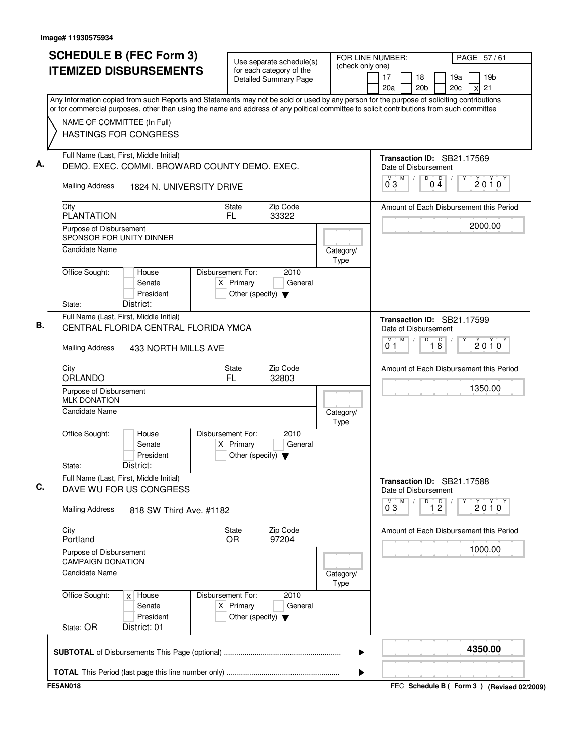Image# 11930575934

# SCHEDULE B (FEC Form 3) ITEMIZED DISBURSEMENTS

Use separate schedule(s) for each category of the Detailed Summary Page

FOR LINE NUMBER: (check only one)
17 | 18 | 19a | 19b | 20a | 20b | 20c | X 21

PAGE 57 / 61

Any Information copied from such Reports and Statements may not be sold or used by any person for the purpose of soliciting contributions or for commercial purposes, other than using the name and address of any political committee to solicit contributions from such committee

NAME OF COMMITTEE (In Full)
HASTINGS FOR CONGRESS

**A.**
Full Name (Last, First, Middle Initial): DEMO. EXEC. COMMI. BROWARD COUNTY DEMO. EXEC.
Transaction ID: SB21.17569
Mailing Address: 1824 N. UNIVERSITY DRIVE
Date of Disbursement: 03 / 04 / 2010
City: PLANTATION | State: FL | Zip Code: 33322
Purpose of Disbursement: SPONSOR FOR UNITY DINNER
Amount of Each Disbursement this Period: 2000.00
Candidate Name:
Category/Type:
Office Sought: House / Senate / President
Disbursement For: 2010 — X Primary / General / Other (specify)
State: District:

**B.**
Full Name (Last, First, Middle Initial): CENTRAL FLORIDA CENTRAL FLORIDA YMCA
Transaction ID: SB21.17599
Mailing Address: 433 NORTH MILLS AVE
Date of Disbursement: 01 / 18 / 2010
City: ORLANDO | State: FL | Zip Code: 32803
Purpose of Disbursement: MLK DONATION
Amount of Each Disbursement this Period: 1350.00
Candidate Name:
Category/Type:
Office Sought: House / Senate / President
Disbursement For: 2010 — X Primary / General / Other (specify)
State: District:

**C.**
Full Name (Last, First, Middle Initial): DAVE WU FOR US CONGRESS
Transaction ID: SB21.17588
Mailing Address: 818 SW Third Ave. #1182
Date of Disbursement: 03 / 12 / 2010
City: Portland | State: OR | Zip Code: 97204
Purpose of Disbursement: CAMPAIGN DONATION
Amount of Each Disbursement this Period: 1000.00
Candidate Name:
Category/Type:
Office Sought: X House / Senate / President
Disbursement For: 2010 — X Primary / General / Other (specify)
State: OR District: 01

**SUBTOTAL** of Disbursements This Page (optional): **4350.00**

**TOTAL** This Period (last page this line number only):

FE5AN018 — FEC Schedule B ( Form 3 ) (Revised 02/2009)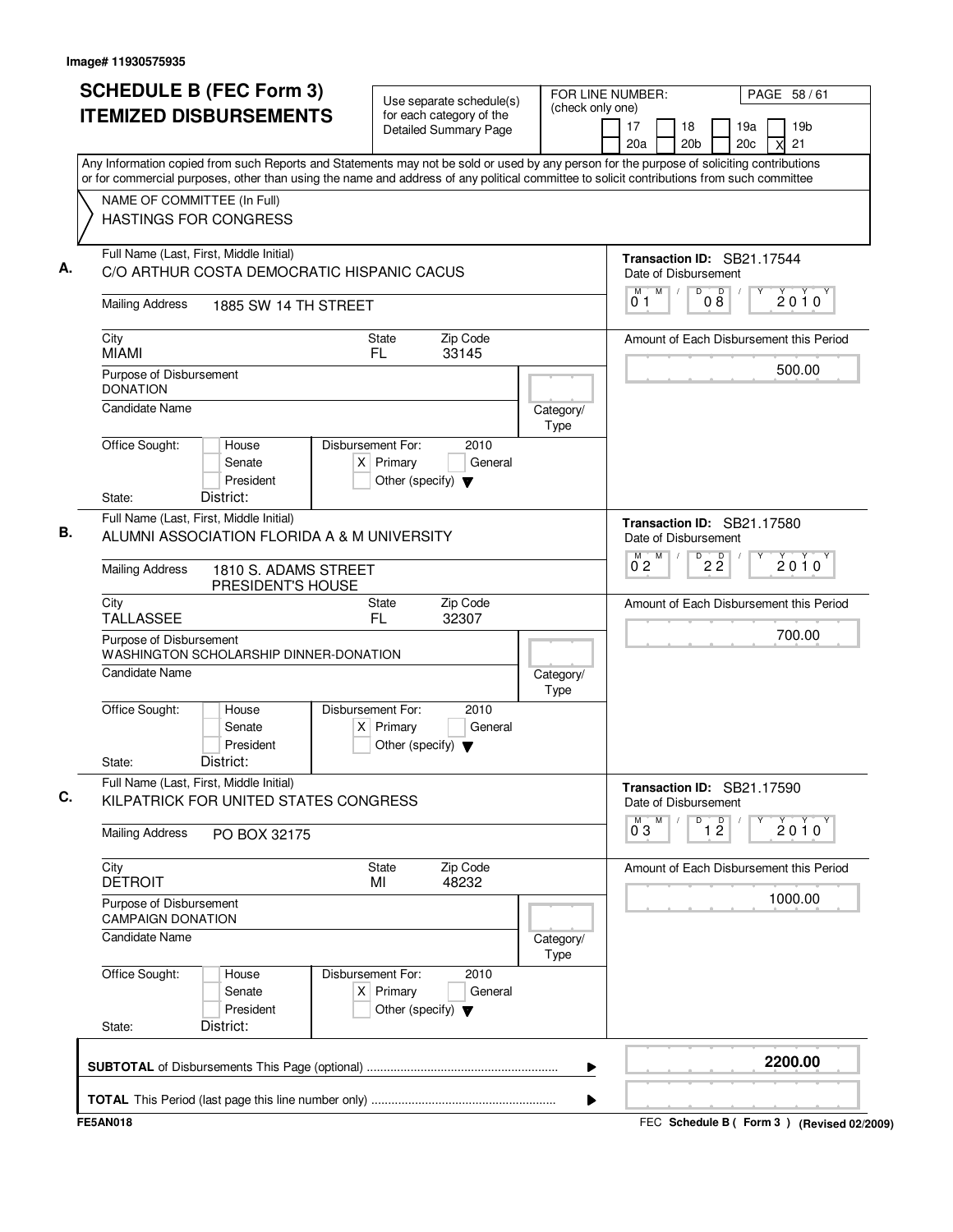Image# 11930575935

# SCHEDULE B (FEC Form 3) ITEMIZED DISBURSEMENTS

Use separate schedule(s) for each category of the Detailed Summary Page

FOR LINE NUMBER: (check only one)
17 | 18 | 19a | 19b | 20a | 20b | 20c | X 21

Any Information copied from such Reports and Statements may not be sold or used by any person for the purpose of soliciting contributions or for commercial purposes, other than using the name and address of any political committee to solicit contributions from such committee

NAME OF COMMITTEE (In Full)
HASTINGS FOR CONGRESS

---

**A.** Full Name (Last, First, Middle Initial): C/O ARTHUR COSTA DEMOCRATIC HISPANIC CACUS

Mailing Address: 1885 SW 14 TH STREET

City: MIAMI | State: FL | Zip Code: 33145

Purpose of Disbursement: DONATION

Candidate Name:

Category/Type:

Office Sought: House / Senate / President

State: | District:

Disbursement For: 2010 — X Primary | General | Other (specify)

Transaction ID: SB21.17544

Date of Disbursement: 01/08/2010

Amount of Each Disbursement this Period: 500.00

---

**B.** Full Name (Last, First, Middle Initial): ALUMNI ASSOCIATION FLORIDA A & M UNIVERSITY

Mailing Address: 1810 S. ADAMS STREET PRESIDENT'S HOUSE

City: TALLASSEE | State: FL | Zip Code: 32307

Purpose of Disbursement: WASHINGTON SCHOLARSHIP DINNER-DONATION

Candidate Name:

Category/Type:

Office Sought: House / Senate / President

State: | District:

Disbursement For: 2010 — X Primary | General | Other (specify)

Transaction ID: SB21.17580

Date of Disbursement: 02/22/2010

Amount of Each Disbursement this Period: 700.00

---

**C.** Full Name (Last, First, Middle Initial): KILPATRICK FOR UNITED STATES CONGRESS

Mailing Address: PO BOX 32175

City: DETROIT | State: MI | Zip Code: 48232

Purpose of Disbursement: CAMPAIGN DONATION

Candidate Name:

Category/Type:

Office Sought: House / Senate / President

State: | District:

Disbursement For: 2010 — X Primary | General | Other (specify)

Transaction ID: SB21.17590

Date of Disbursement: 03/12/2010

Amount of Each Disbursement this Period: 1000.00

---

**SUBTOTAL** of Disbursements This Page (optional): 2200.00

**TOTAL** This Period (last page this line number only):

FE5AN018 — FEC Schedule B ( Form 3 ) (Revised 02/2009)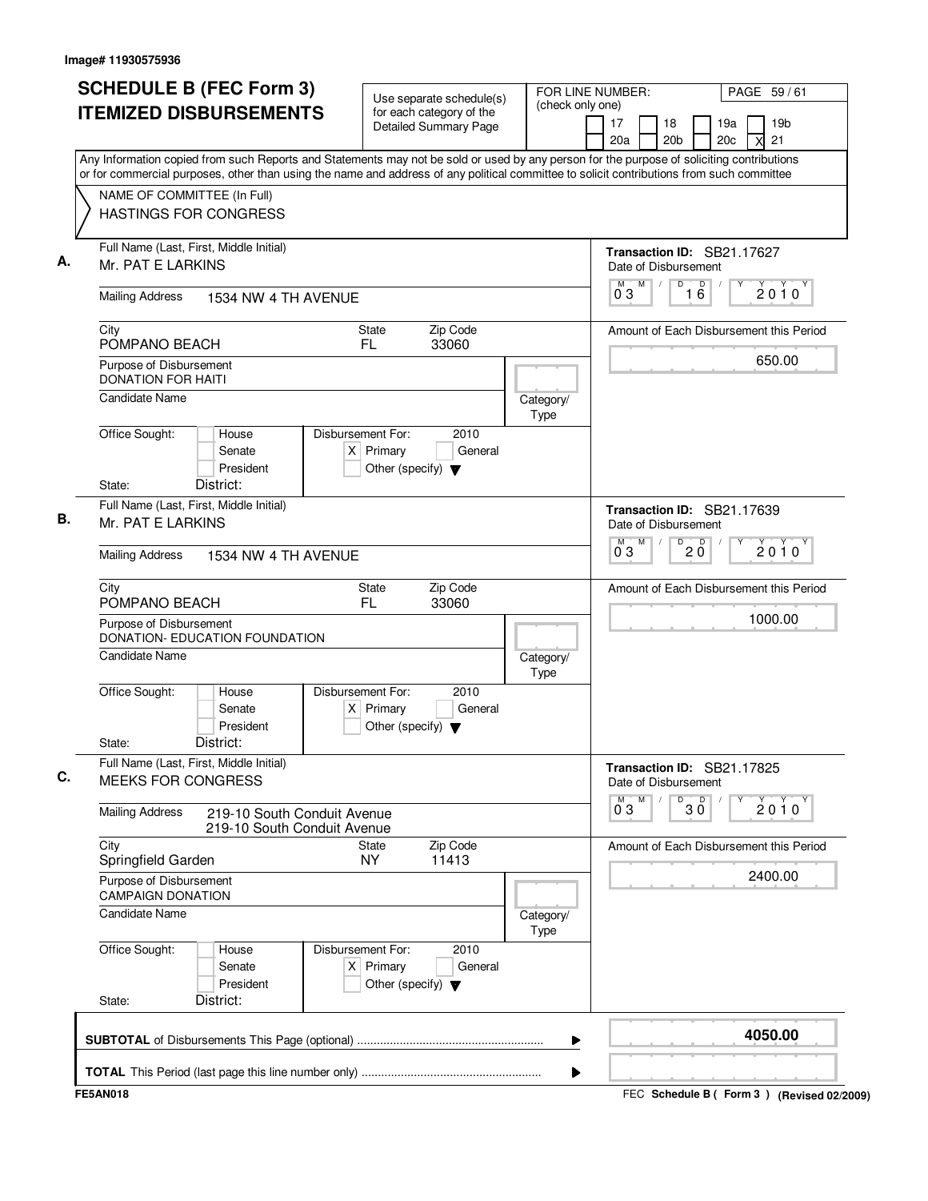Image# 11930575936

# SCHEDULE B (FEC Form 3) ITEMIZED DISBURSEMENTS

Use separate schedule(s) for each category of the Detailed Summary Page

FOR LINE NUMBER: (check only one)

17 | 18 | 19a | 19b | 20a | 20b | 20c | X 21

Any Information copied from such Reports and Statements may not be sold or used by any person for the purpose of soliciting contributions or for commercial purposes, other than using the name and address of any political committee to solicit contributions from such committee

NAME OF COMMITTEE (In Full)
HASTINGS FOR CONGRESS

**A.** Full Name (Last, First, Middle Initial): Mr. PAT E LARKINS
Mailing Address: 1534 NW 4 TH AVENUE
City: POMPANO BEACH | State: FL | Zip Code: 33060
Purpose of Disbursement: DONATION FOR HAITI
Candidate Name:
Category/Type:
Office Sought: House / Senate / President
State: District:
Disbursement For: 2010 — X Primary / General / Other (specify)
Transaction ID: SB21.17627
Date of Disbursement: 03/16/2010
Amount of Each Disbursement this Period: 650.00

**B.** Full Name (Last, First, Middle Initial): Mr. PAT E LARKINS
Mailing Address: 1534 NW 4 TH AVENUE
City: POMPANO BEACH | State: FL | Zip Code: 33060
Purpose of Disbursement: DONATION- EDUCATION FOUNDATION
Candidate Name:
Category/Type:
Office Sought: House / Senate / President
State: District:
Disbursement For: 2010 — X Primary / General / Other (specify)
Transaction ID: SB21.17639
Date of Disbursement: 03/20/2010
Amount of Each Disbursement this Period: 1000.00

**C.** Full Name (Last, First, Middle Initial): MEEKS FOR CONGRESS
Mailing Address: 219-10 South Conduit Avenue
219-10 South Conduit Avenue
City: Springfield Garden | State: NY | Zip Code: 11413
Purpose of Disbursement: CAMPAIGN DONATION
Candidate Name:
Category/Type:
Office Sought: House / Senate / President
State: District:
Disbursement For: 2010 — X Primary / General / Other (specify)
Transaction ID: SB21.17825
Date of Disbursement: 03/30/2010
Amount of Each Disbursement this Period: 2400.00

**SUBTOTAL** of Disbursements This Page (optional): **4050.00**

**TOTAL** This Period (last page this line number only):

FE5AN018 — FEC Schedule B ( Form 3 ) (Revised 02/2009)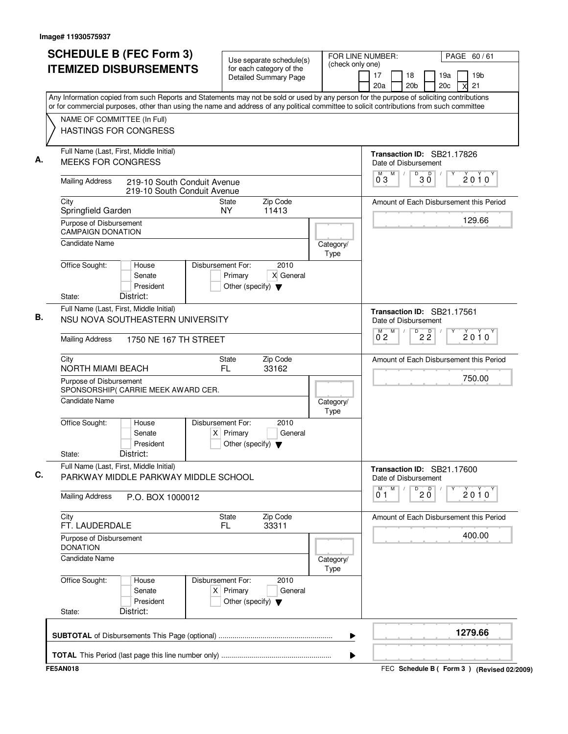Image# 11930575937

# SCHEDULE B (FEC Form 3) ITEMIZED DISBURSEMENTS

Use separate schedule(s) for each category of the Detailed Summary Page

FOR LINE NUMBER: (check only one)
17 | 18 | 19a | 19b | 20a | 20b | 20c | X 21

PAGE 60 / 61

Any Information copied from such Reports and Statements may not be sold or used by any person for the purpose of soliciting contributions or for commercial purposes, other than using the name and address of any political committee to solicit contributions from such committee

NAME OF COMMITTEE (In Full)
HASTINGS FOR CONGRESS

**A.** Full Name (Last, First, Middle Initial): MEEKS FOR CONGRESS
Transaction ID: SB21.17826
Mailing Address: 219-10 South Conduit Avenue, 219-10 South Conduit Avenue
City: Springfield Garden | State: NY | Zip Code: 11413
Date of Disbursement: 03/30/2010
Amount of Each Disbursement this Period: 129.66
Purpose of Disbursement: CAMPAIGN DONATION
Candidate Name:
Category/Type:
Office Sought: House / Senate / President
Disbursement For: 2010 — Primary / X General / Other (specify)
State: District:

**B.** Full Name (Last, First, Middle Initial): NSU NOVA SOUTHEASTERN UNIVERSITY
Transaction ID: SB21.17561
Mailing Address: 1750 NE 167 TH STREET
City: NORTH MIAMI BEACH | State: FL | Zip Code: 33162
Date of Disbursement: 02/22/2010
Amount of Each Disbursement this Period: 750.00
Purpose of Disbursement: SPONSORSHIP( CARRIE MEEK AWARD CER.
Candidate Name:
Category/Type:
Office Sought: House / Senate / President
Disbursement For: 2010 — X Primary / General / Other (specify)
State: District:

**C.** Full Name (Last, First, Middle Initial): PARKWAY MIDDLE PARKWAY MIDDLE SCHOOL
Transaction ID: SB21.17600
Mailing Address: P.O. BOX 1000012
City: FT. LAUDERDALE | State: FL | Zip Code: 33311
Date of Disbursement: 01/20/2010
Amount of Each Disbursement this Period: 400.00
Purpose of Disbursement: DONATION
Candidate Name:
Category/Type:
Office Sought: House / Senate / President
Disbursement For: 2010 — X Primary / General / Other (specify)
State: District:

**SUBTOTAL** of Disbursements This Page (optional): 1279.66

**TOTAL** This Period (last page this line number only):

FE5AN018 — FEC Schedule B ( Form 3 ) (Revised 02/2009)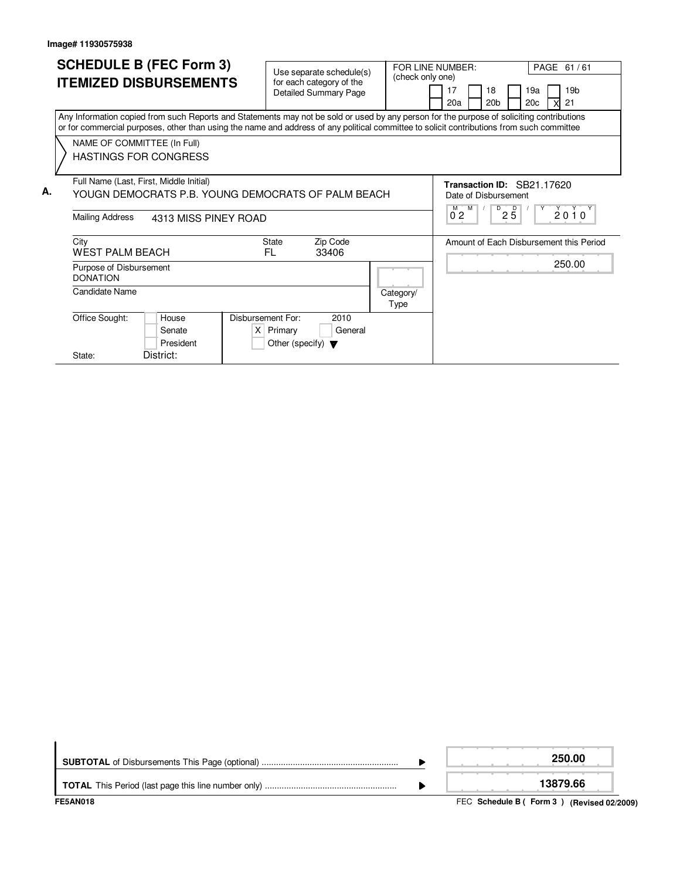Image# 11930575938

# SCHEDULE B (FEC Form 3)
## ITEMIZED DISBURSEMENTS

Use separate schedule(s) for each category of the Detailed Summary Page

FOR LINE NUMBER: (check only one)

| | | | |
|---|---|---|---|
| [ ] 17 | [ ] 18 | [ ] 19a | [ ] 19b |
| [ ] 20a | [ ] 20b | [ ] 20c | [X] 21 |

PAGE 61 / 61

Any Information copied from such Reports and Statements may not be sold or used by any person for the purpose of soliciting contributions or for commercial purposes, other than using the name and address of any political committee to solicit contributions from such committee

NAME OF COMMITTEE (In Full)
HASTINGS FOR CONGRESS

**A.** Full Name (Last, First, Middle Initial)
YOUGN DEMOCRATS P.B. YOUNG DEMOCRATS OF PALM BEACH

Mailing Address: 4313 MISS PINEY ROAD

City: WEST PALM BEACH | State: FL | Zip Code: 33406

Purpose of Disbursement: DONATION

Candidate Name:

Category/Type:

Office Sought: [ ] House [ ] Senate [ ] President

State: District:

Disbursement For: 2010 [X] Primary [ ] General [ ] Other (specify)

**Transaction ID:** SB21.17620

Date of Disbursement: 02 / 25 / 2010

Amount of Each Disbursement this Period: 250.00

| | |
|---|---|
| **SUBTOTAL** of Disbursements This Page (optional) | **250.00** |
| **TOTAL** This Period (last page this line number only) | **13879.66** |

FE5AN018

FEC **Schedule B ( Form 3 ) (Revised 02/2009)**